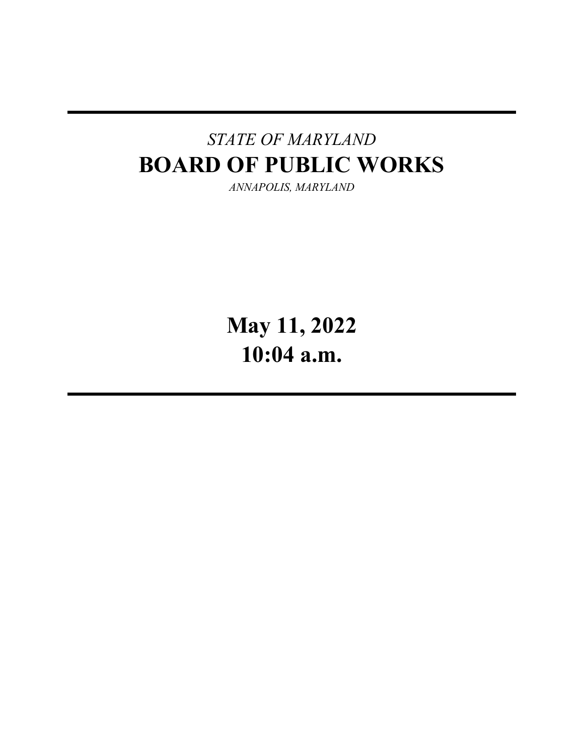*STATE OF MARYLAND*

# BOARD OF PUBLIC WORKS

*ANNAPOLIS, MARYLAND*

## May 11, 2022
## 10:04 a.m.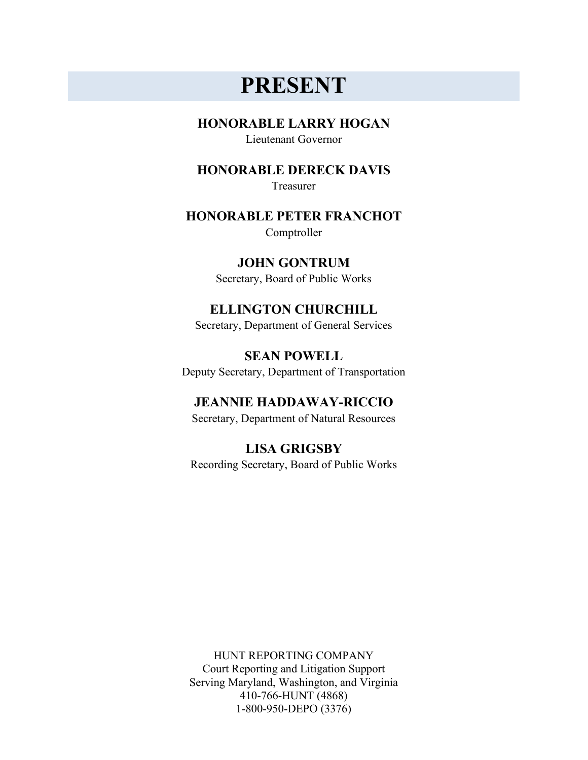# PRESENT

**HONORABLE LARRY HOGAN**
Lieutenant Governor

**HONORABLE DERECK DAVIS**
Treasurer

**HONORABLE PETER FRANCHOT**
Comptroller

**JOHN GONTRUM**
Secretary, Board of Public Works

**ELLINGTON CHURCHILL**
Secretary, Department of General Services

**SEAN POWELL**
Deputy Secretary, Department of Transportation

**JEANNIE HADDAWAY-RICCIO**
Secretary, Department of Natural Resources

**LISA GRIGSBY**
Recording Secretary, Board of Public Works

HUNT REPORTING COMPANY
Court Reporting and Litigation Support
Serving Maryland, Washington, and Virginia
410-766-HUNT (4868)
1-800-950-DEPO (3376)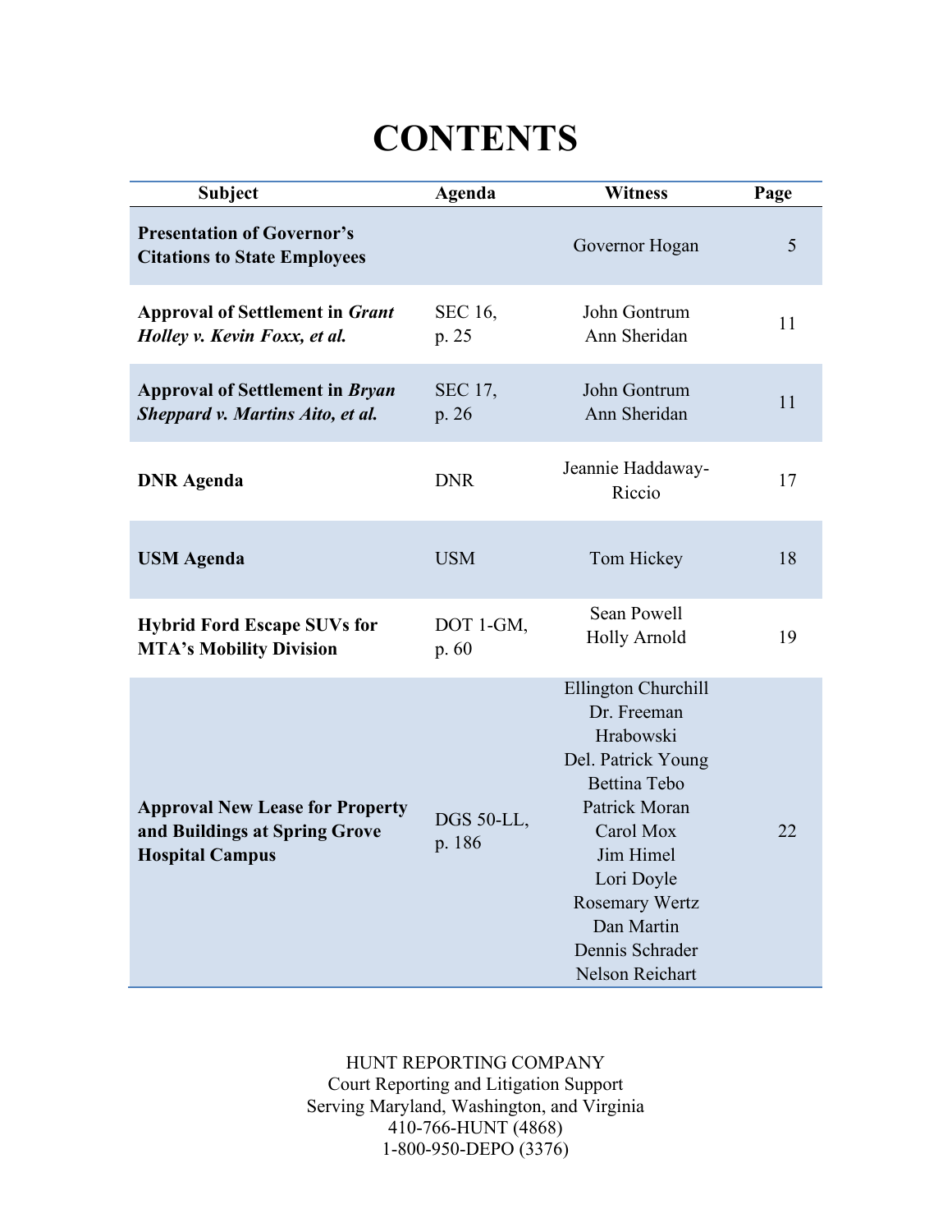# CONTENTS

| Subject | Agenda | Witness | Page |
|---|---|---|---|
| **Presentation of Governor's Citations to State Employees** | | Governor Hogan | 5 |
| **Approval of Settlement in *Grant Holley v. Kevin Foxx, et al.*** | SEC 16, p. 25 | John Gontrum Ann Sheridan | 11 |
| **Approval of Settlement in *Bryan Sheppard v. Martins Aito, et al.*** | SEC 17, p. 26 | John Gontrum Ann Sheridan | 11 |
| **DNR Agenda** | DNR | Jeannie Haddaway-Riccio | 17 |
| **USM Agenda** | USM | Tom Hickey | 18 |
| **Hybrid Ford Escape SUVs for MTA's Mobility Division** | DOT 1-GM, p. 60 | Sean Powell Holly Arnold | 19 |
| **Approval New Lease for Property and Buildings at Spring Grove Hospital Campus** | DGS 50-LL, p. 186 | Ellington Churchill Dr. Freeman Hrabowski Del. Patrick Young Bettina Tebo Patrick Moran Carol Mox Jim Himel Lori Doyle Rosemary Wertz Dan Martin Dennis Schrader Nelson Reichart | 22 |

HUNT REPORTING COMPANY
Court Reporting and Litigation Support
Serving Maryland, Washington, and Virginia
410-766-HUNT (4868)
1-800-950-DEPO (3376)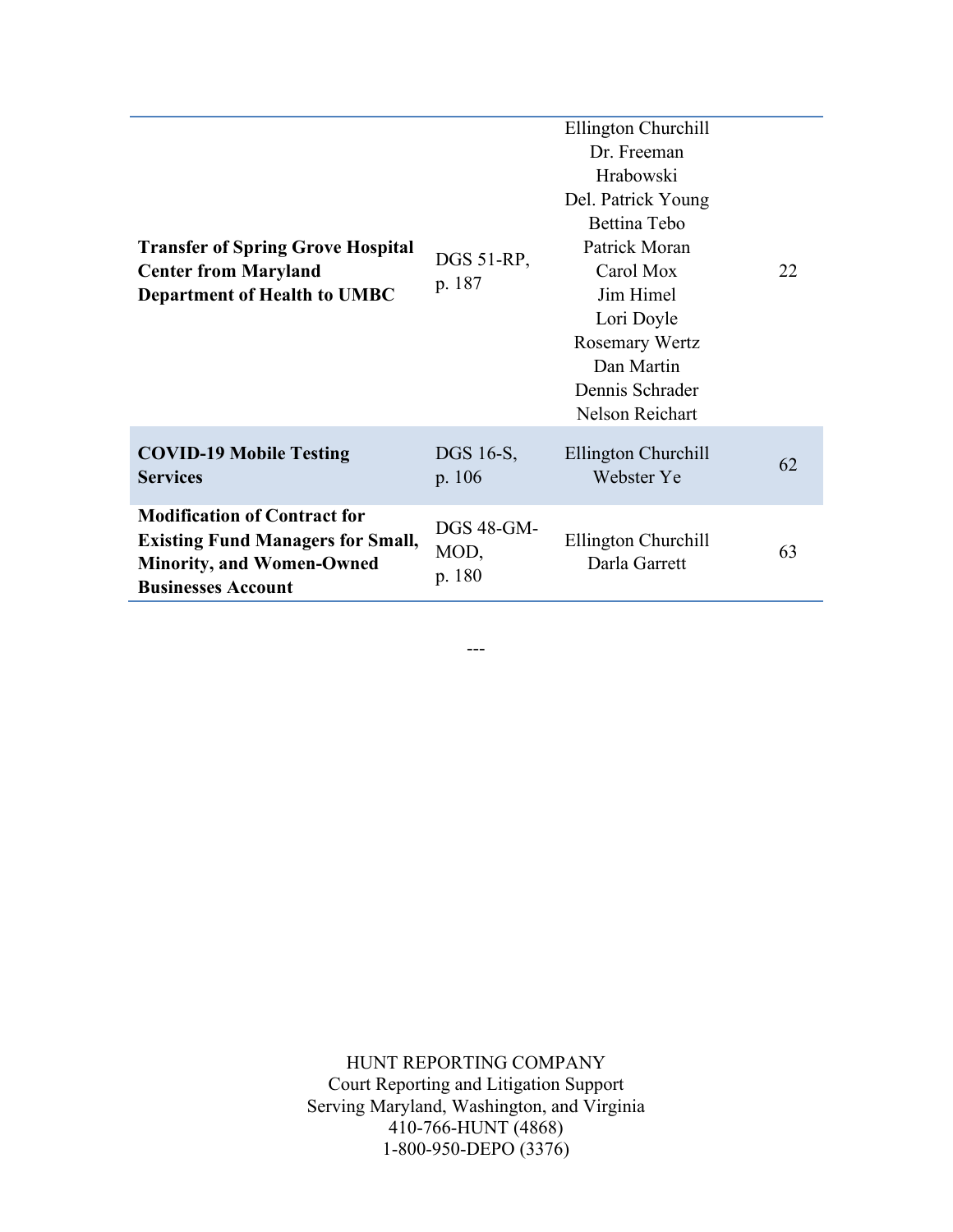| | | | |
|---|---|---|---|
| **Transfer of Spring Grove Hospital Center from Maryland Department of Health to UMBC** | DGS 51-RP, p. 187 | Ellington Churchill<br>Dr. Freeman Hrabowski<br>Del. Patrick Young<br>Bettina Tebo<br>Patrick Moran<br>Carol Mox<br>Jim Himel<br>Lori Doyle<br>Rosemary Wertz<br>Dan Martin<br>Dennis Schrader<br>Nelson Reichart | 22 |
| **COVID-19 Mobile Testing Services** | DGS 16-S, p. 106 | Ellington Churchill<br>Webster Ye | 62 |
| **Modification of Contract for Existing Fund Managers for Small, Minority, and Women-Owned Businesses Account** | DGS 48-GM-MOD, p. 180 | Ellington Churchill<br>Darla Garrett | 63 |

---

HUNT REPORTING COMPANY
Court Reporting and Litigation Support
Serving Maryland, Washington, and Virginia
410-766-HUNT (4868)
1-800-950-DEPO (3376)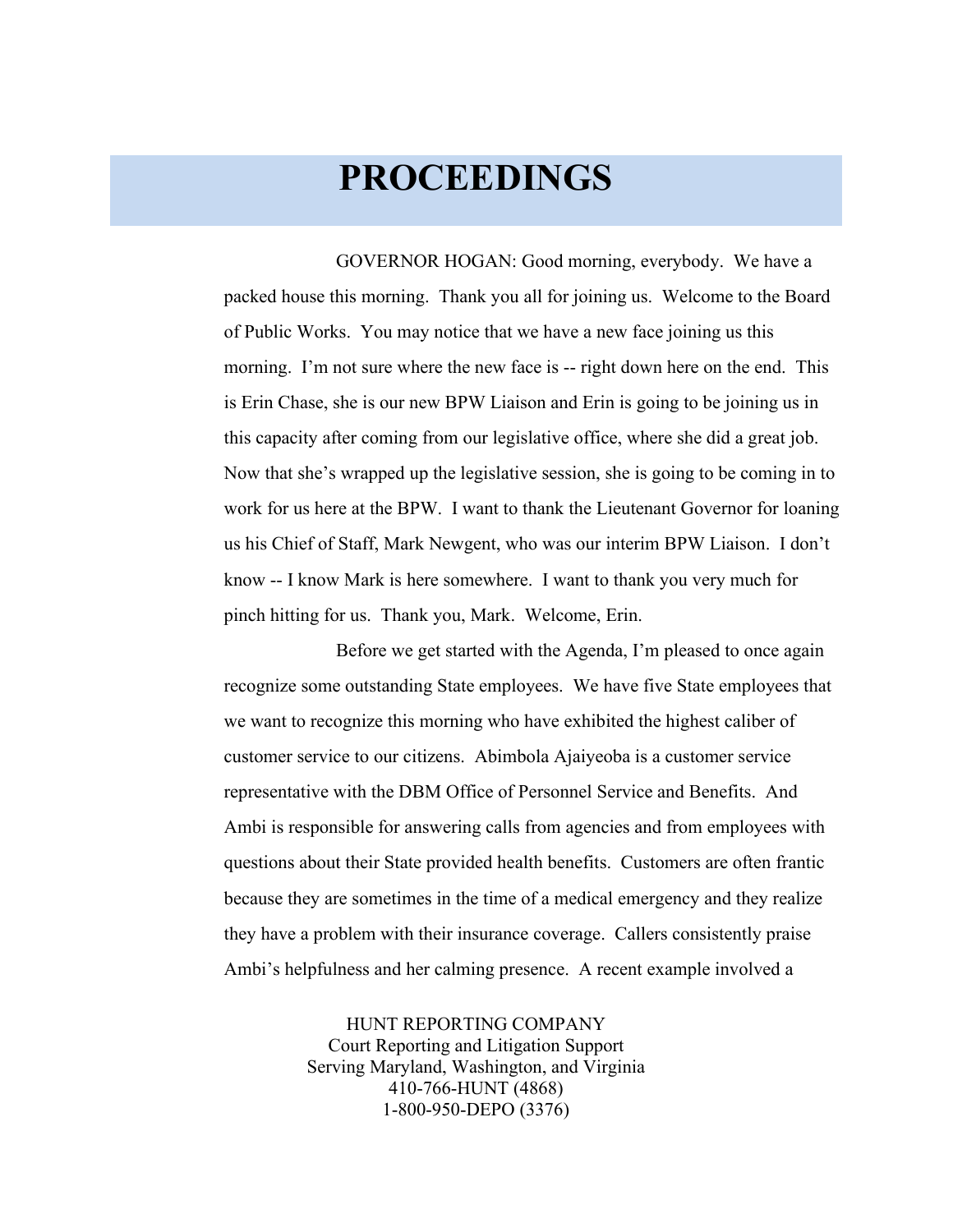# PROCEEDINGS

GOVERNOR HOGAN: Good morning, everybody. We have a packed house this morning. Thank you all for joining us. Welcome to the Board of Public Works. You may notice that we have a new face joining us this morning. I'm not sure where the new face is -- right down here on the end. This is Erin Chase, she is our new BPW Liaison and Erin is going to be joining us in this capacity after coming from our legislative office, where she did a great job. Now that she's wrapped up the legislative session, she is going to be coming in to work for us here at the BPW. I want to thank the Lieutenant Governor for loaning us his Chief of Staff, Mark Newgent, who was our interim BPW Liaison. I don't know -- I know Mark is here somewhere. I want to thank you very much for pinch hitting for us. Thank you, Mark. Welcome, Erin.

Before we get started with the Agenda, I'm pleased to once again recognize some outstanding State employees. We have five State employees that we want to recognize this morning who have exhibited the highest caliber of customer service to our citizens. Abimbola Ajaiyeoba is a customer service representative with the DBM Office of Personnel Service and Benefits. And Ambi is responsible for answering calls from agencies and from employees with questions about their State provided health benefits. Customers are often frantic because they are sometimes in the time of a medical emergency and they realize they have a problem with their insurance coverage. Callers consistently praise Ambi's helpfulness and her calming presence. A recent example involved a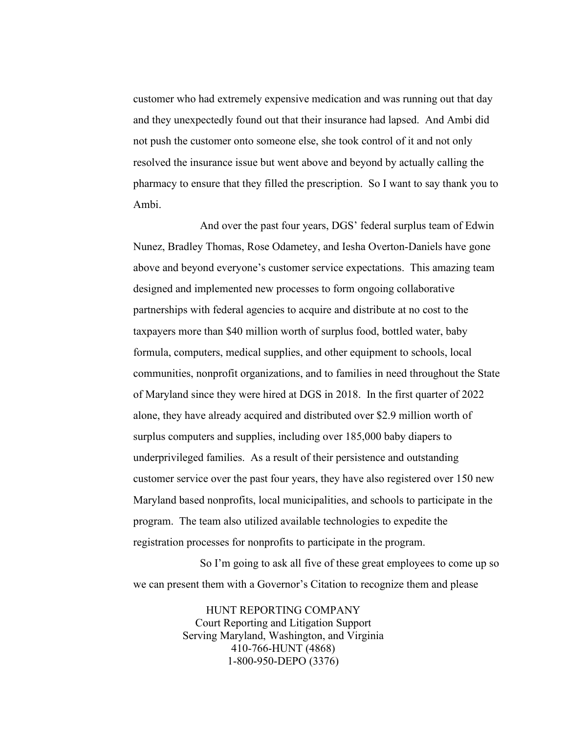customer who had extremely expensive medication and was running out that day and they unexpectedly found out that their insurance had lapsed. And Ambi did not push the customer onto someone else, she took control of it and not only resolved the insurance issue but went above and beyond by actually calling the pharmacy to ensure that they filled the prescription. So I want to say thank you to Ambi.

And over the past four years, DGS' federal surplus team of Edwin Nunez, Bradley Thomas, Rose Odametey, and Iesha Overton-Daniels have gone above and beyond everyone's customer service expectations. This amazing team designed and implemented new processes to form ongoing collaborative partnerships with federal agencies to acquire and distribute at no cost to the taxpayers more than $40 million worth of surplus food, bottled water, baby formula, computers, medical supplies, and other equipment to schools, local communities, nonprofit organizations, and to families in need throughout the State of Maryland since they were hired at DGS in 2018. In the first quarter of 2022 alone, they have already acquired and distributed over $2.9 million worth of surplus computers and supplies, including over 185,000 baby diapers to underprivileged families. As a result of their persistence and outstanding customer service over the past four years, they have also registered over 150 new Maryland based nonprofits, local municipalities, and schools to participate in the program. The team also utilized available technologies to expedite the registration processes for nonprofits to participate in the program.

So I'm going to ask all five of these great employees to come up so we can present them with a Governor's Citation to recognize them and please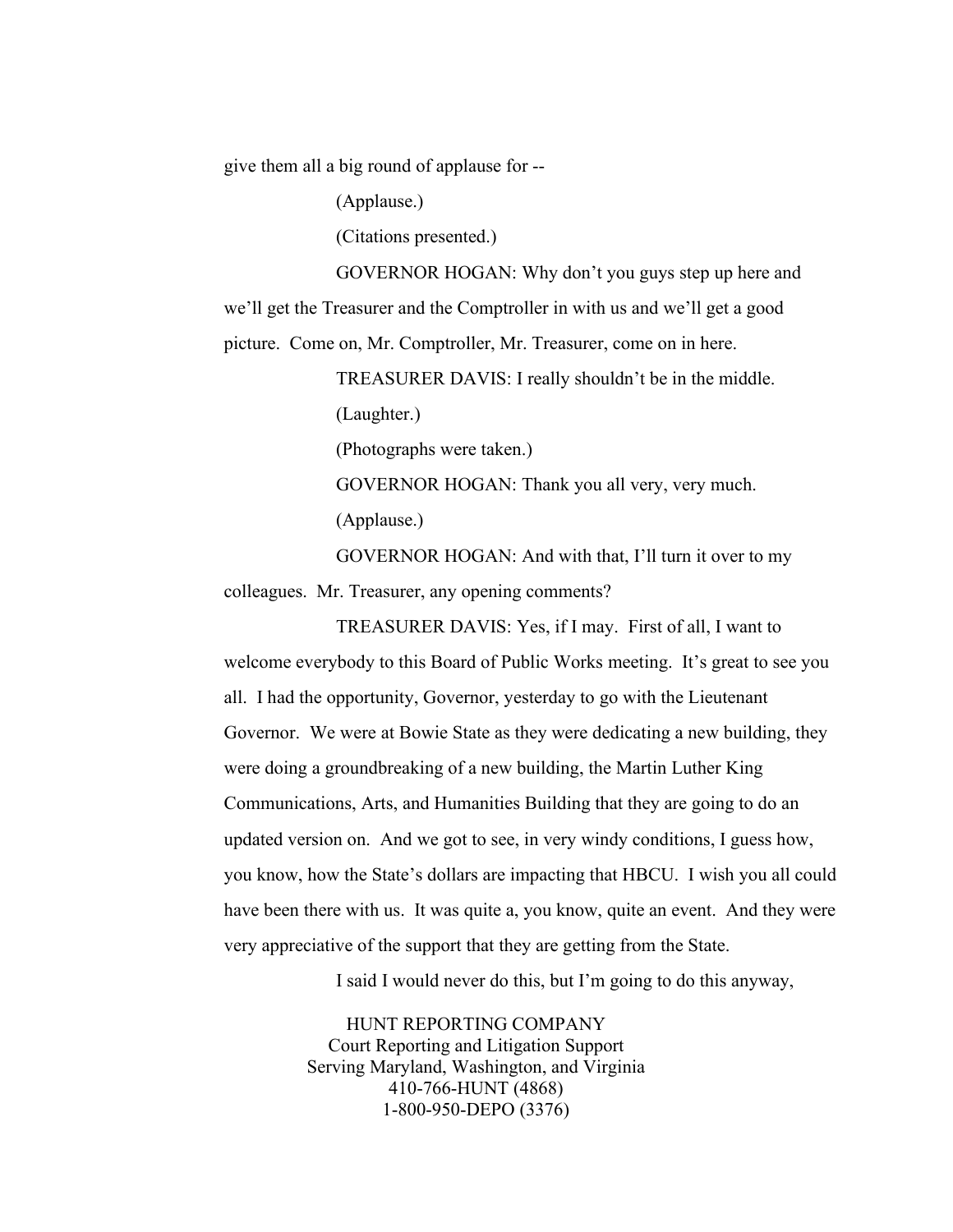give them all a big round of applause for --

(Applause.)

(Citations presented.)

GOVERNOR HOGAN: Why don't you guys step up here and we'll get the Treasurer and the Comptroller in with us and we'll get a good picture. Come on, Mr. Comptroller, Mr. Treasurer, come on in here.

TREASURER DAVIS: I really shouldn't be in the middle.

(Laughter.)

(Photographs were taken.)

GOVERNOR HOGAN: Thank you all very, very much.

(Applause.)

GOVERNOR HOGAN: And with that, I'll turn it over to my colleagues. Mr. Treasurer, any opening comments?

TREASURER DAVIS: Yes, if I may. First of all, I want to welcome everybody to this Board of Public Works meeting. It's great to see you all. I had the opportunity, Governor, yesterday to go with the Lieutenant Governor. We were at Bowie State as they were dedicating a new building, they were doing a groundbreaking of a new building, the Martin Luther King Communications, Arts, and Humanities Building that they are going to do an updated version on. And we got to see, in very windy conditions, I guess how, you know, how the State's dollars are impacting that HBCU. I wish you all could have been there with us. It was quite a, you know, quite an event. And they were very appreciative of the support that they are getting from the State.

I said I would never do this, but I'm going to do this anyway,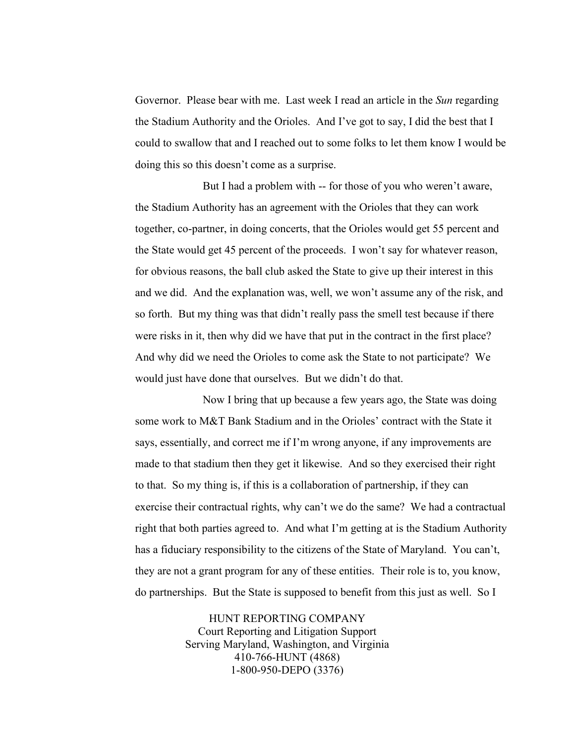Governor. Please bear with me. Last week I read an article in the *Sun* regarding the Stadium Authority and the Orioles. And I've got to say, I did the best that I could to swallow that and I reached out to some folks to let them know I would be doing this so this doesn't come as a surprise.

But I had a problem with -- for those of you who weren't aware, the Stadium Authority has an agreement with the Orioles that they can work together, co-partner, in doing concerts, that the Orioles would get 55 percent and the State would get 45 percent of the proceeds. I won't say for whatever reason, for obvious reasons, the ball club asked the State to give up their interest in this and we did. And the explanation was, well, we won't assume any of the risk, and so forth. But my thing was that didn't really pass the smell test because if there were risks in it, then why did we have that put in the contract in the first place? And why did we need the Orioles to come ask the State to not participate? We would just have done that ourselves. But we didn't do that.

Now I bring that up because a few years ago, the State was doing some work to M&T Bank Stadium and in the Orioles' contract with the State it says, essentially, and correct me if I'm wrong anyone, if any improvements are made to that stadium then they get it likewise. And so they exercised their right to that. So my thing is, if this is a collaboration of partnership, if they can exercise their contractual rights, why can't we do the same? We had a contractual right that both parties agreed to. And what I'm getting at is the Stadium Authority has a fiduciary responsibility to the citizens of the State of Maryland. You can't, they are not a grant program for any of these entities. Their role is to, you know, do partnerships. But the State is supposed to benefit from this just as well. So I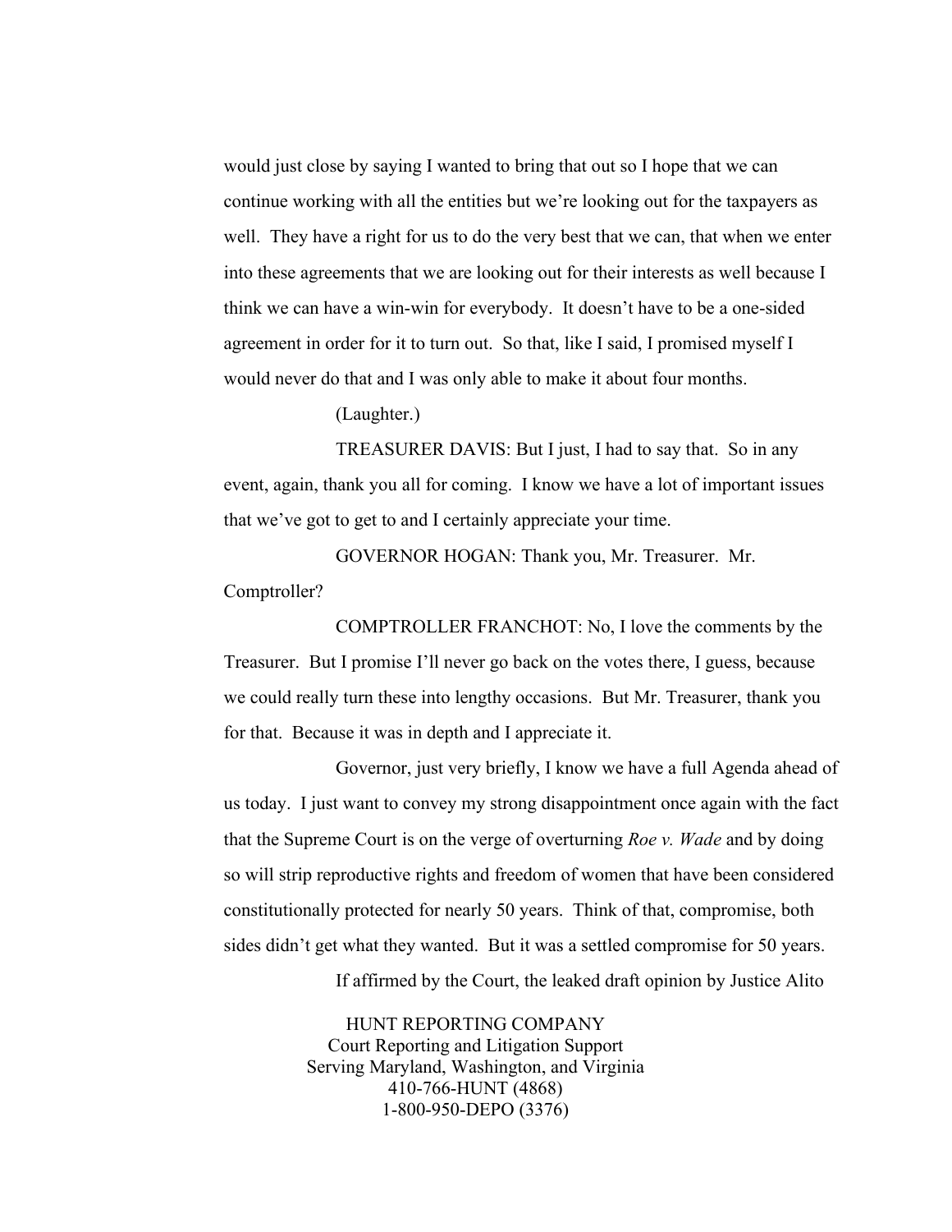would just close by saying I wanted to bring that out so I hope that we can continue working with all the entities but we're looking out for the taxpayers as well. They have a right for us to do the very best that we can, that when we enter into these agreements that we are looking out for their interests as well because I think we can have a win-win for everybody. It doesn't have to be a one-sided agreement in order for it to turn out. So that, like I said, I promised myself I would never do that and I was only able to make it about four months.

(Laughter.)

TREASURER DAVIS: But I just, I had to say that. So in any event, again, thank you all for coming. I know we have a lot of important issues that we've got to get to and I certainly appreciate your time.

GOVERNOR HOGAN: Thank you, Mr. Treasurer. Mr. Comptroller?

COMPTROLLER FRANCHOT: No, I love the comments by the Treasurer. But I promise I'll never go back on the votes there, I guess, because we could really turn these into lengthy occasions. But Mr. Treasurer, thank you for that. Because it was in depth and I appreciate it.

Governor, just very briefly, I know we have a full Agenda ahead of us today. I just want to convey my strong disappointment once again with the fact that the Supreme Court is on the verge of overturning *Roe v. Wade* and by doing so will strip reproductive rights and freedom of women that have been considered constitutionally protected for nearly 50 years. Think of that, compromise, both sides didn't get what they wanted. But it was a settled compromise for 50 years.

If affirmed by the Court, the leaked draft opinion by Justice Alito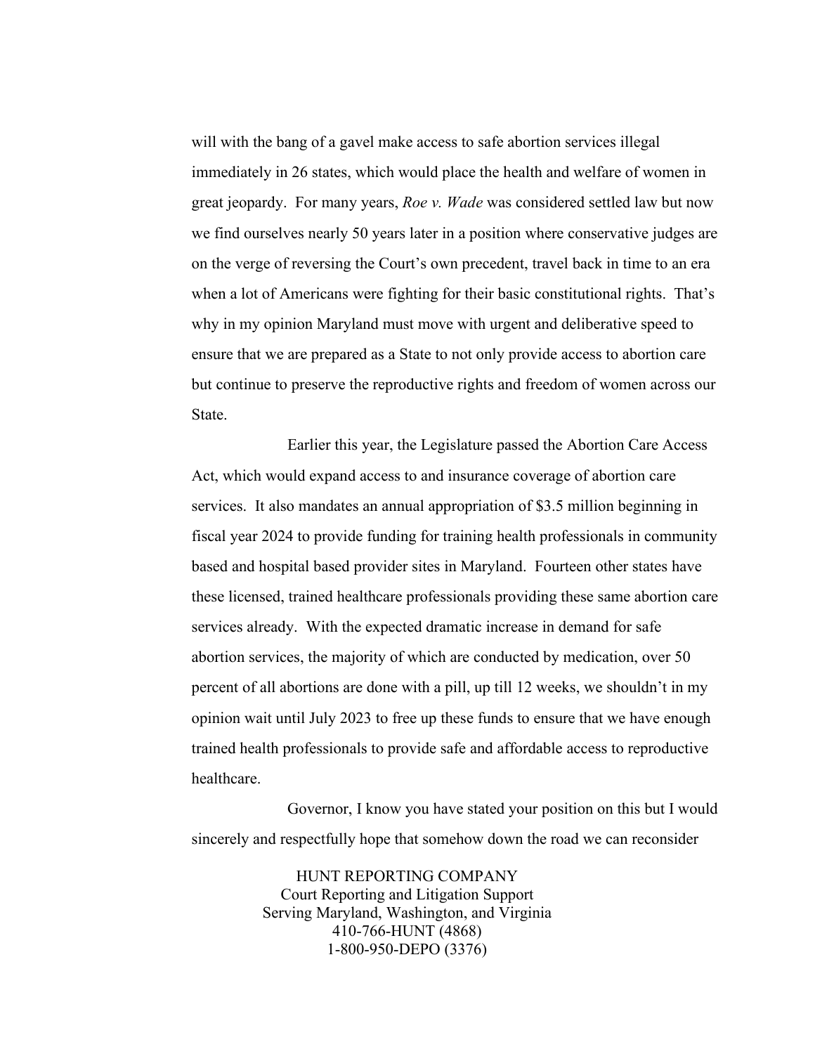will with the bang of a gavel make access to safe abortion services illegal immediately in 26 states, which would place the health and welfare of women in great jeopardy. For many years, *Roe v. Wade* was considered settled law but now we find ourselves nearly 50 years later in a position where conservative judges are on the verge of reversing the Court's own precedent, travel back in time to an era when a lot of Americans were fighting for their basic constitutional rights. That's why in my opinion Maryland must move with urgent and deliberative speed to ensure that we are prepared as a State to not only provide access to abortion care but continue to preserve the reproductive rights and freedom of women across our State.

Earlier this year, the Legislature passed the Abortion Care Access Act, which would expand access to and insurance coverage of abortion care services. It also mandates an annual appropriation of $3.5 million beginning in fiscal year 2024 to provide funding for training health professionals in community based and hospital based provider sites in Maryland. Fourteen other states have these licensed, trained healthcare professionals providing these same abortion care services already. With the expected dramatic increase in demand for safe abortion services, the majority of which are conducted by medication, over 50 percent of all abortions are done with a pill, up till 12 weeks, we shouldn't in my opinion wait until July 2023 to free up these funds to ensure that we have enough trained health professionals to provide safe and affordable access to reproductive healthcare.

Governor, I know you have stated your position on this but I would sincerely and respectfully hope that somehow down the road we can reconsider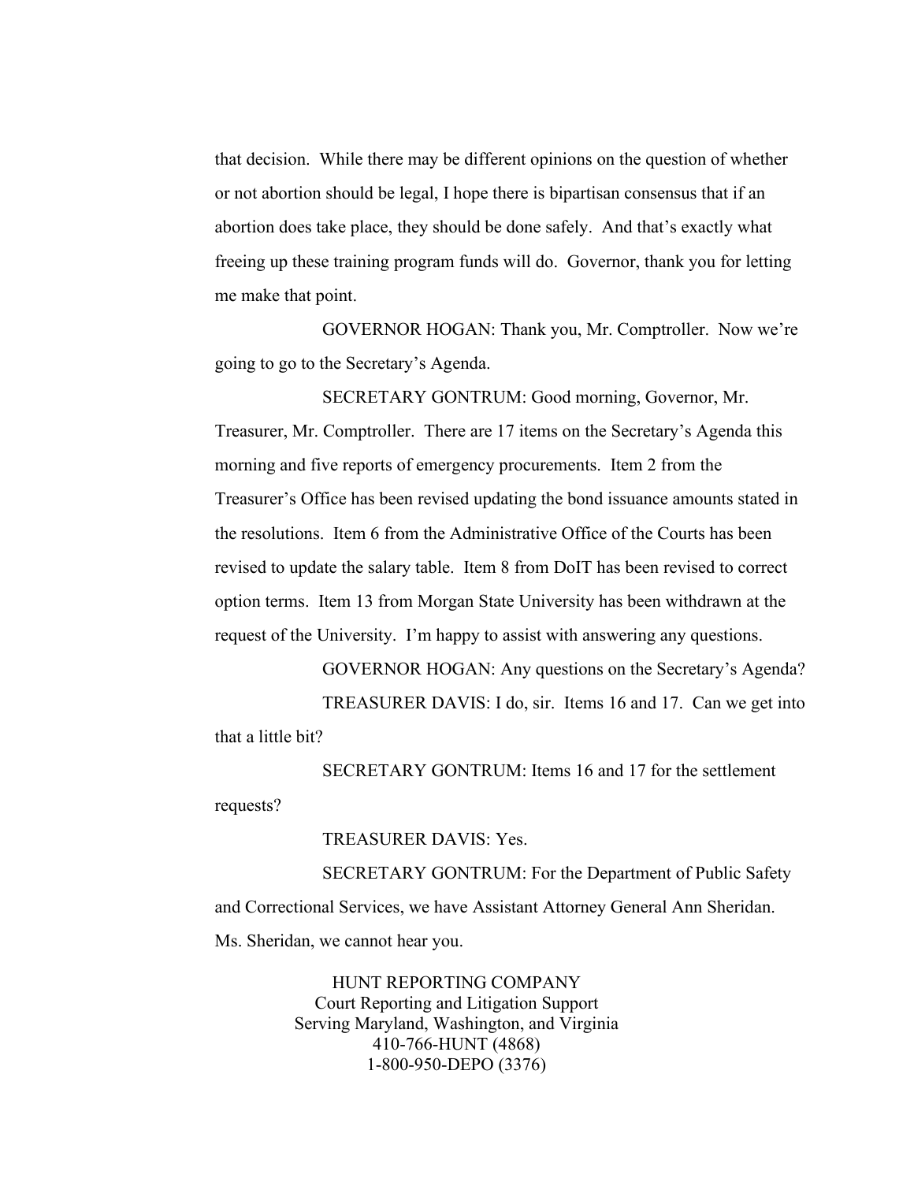that decision. While there may be different opinions on the question of whether or not abortion should be legal, I hope there is bipartisan consensus that if an abortion does take place, they should be done safely. And that's exactly what freeing up these training program funds will do. Governor, thank you for letting me make that point.

GOVERNOR HOGAN: Thank you, Mr. Comptroller. Now we're going to go to the Secretary's Agenda.

SECRETARY GONTRUM: Good morning, Governor, Mr. Treasurer, Mr. Comptroller. There are 17 items on the Secretary's Agenda this morning and five reports of emergency procurements. Item 2 from the Treasurer's Office has been revised updating the bond issuance amounts stated in the resolutions. Item 6 from the Administrative Office of the Courts has been revised to update the salary table. Item 8 from DoIT has been revised to correct option terms. Item 13 from Morgan State University has been withdrawn at the request of the University. I'm happy to assist with answering any questions.

GOVERNOR HOGAN: Any questions on the Secretary's Agenda?

TREASURER DAVIS: I do, sir. Items 16 and 17. Can we get into that a little bit?

SECRETARY GONTRUM: Items 16 and 17 for the settlement requests?

TREASURER DAVIS: Yes.

SECRETARY GONTRUM: For the Department of Public Safety and Correctional Services, we have Assistant Attorney General Ann Sheridan. Ms. Sheridan, we cannot hear you.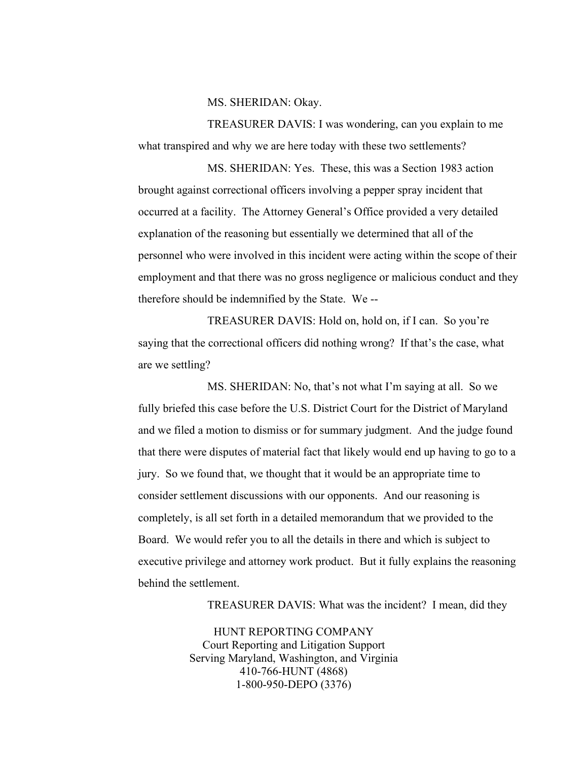MS. SHERIDAN: Okay.

TREASURER DAVIS: I was wondering, can you explain to me what transpired and why we are here today with these two settlements?

MS. SHERIDAN: Yes. These, this was a Section 1983 action brought against correctional officers involving a pepper spray incident that occurred at a facility. The Attorney General's Office provided a very detailed explanation of the reasoning but essentially we determined that all of the personnel who were involved in this incident were acting within the scope of their employment and that there was no gross negligence or malicious conduct and they therefore should be indemnified by the State. We --

TREASURER DAVIS: Hold on, hold on, if I can. So you're saying that the correctional officers did nothing wrong? If that's the case, what are we settling?

MS. SHERIDAN: No, that's not what I'm saying at all. So we fully briefed this case before the U.S. District Court for the District of Maryland and we filed a motion to dismiss or for summary judgment. And the judge found that there were disputes of material fact that likely would end up having to go to a jury. So we found that, we thought that it would be an appropriate time to consider settlement discussions with our opponents. And our reasoning is completely, is all set forth in a detailed memorandum that we provided to the Board. We would refer you to all the details in there and which is subject to executive privilege and attorney work product. But it fully explains the reasoning behind the settlement.

TREASURER DAVIS: What was the incident? I mean, did they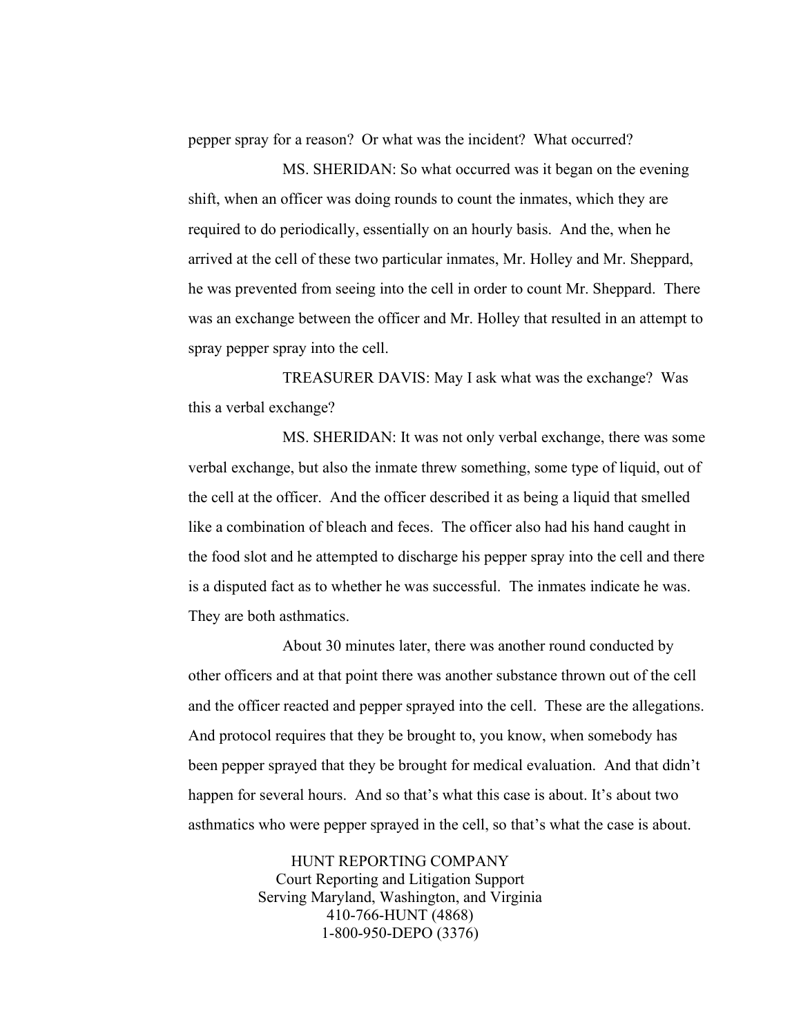pepper spray for a reason? Or what was the incident? What occurred?

MS. SHERIDAN: So what occurred was it began on the evening shift, when an officer was doing rounds to count the inmates, which they are required to do periodically, essentially on an hourly basis. And the, when he arrived at the cell of these two particular inmates, Mr. Holley and Mr. Sheppard, he was prevented from seeing into the cell in order to count Mr. Sheppard. There was an exchange between the officer and Mr. Holley that resulted in an attempt to spray pepper spray into the cell.

TREASURER DAVIS: May I ask what was the exchange? Was this a verbal exchange?

MS. SHERIDAN: It was not only verbal exchange, there was some verbal exchange, but also the inmate threw something, some type of liquid, out of the cell at the officer. And the officer described it as being a liquid that smelled like a combination of bleach and feces. The officer also had his hand caught in the food slot and he attempted to discharge his pepper spray into the cell and there is a disputed fact as to whether he was successful. The inmates indicate he was. They are both asthmatics.

About 30 minutes later, there was another round conducted by other officers and at that point there was another substance thrown out of the cell and the officer reacted and pepper sprayed into the cell. These are the allegations. And protocol requires that they be brought to, you know, when somebody has been pepper sprayed that they be brought for medical evaluation. And that didn't happen for several hours. And so that's what this case is about. It's about two asthmatics who were pepper sprayed in the cell, so that's what the case is about.

HUNT REPORTING COMPANY
Court Reporting and Litigation Support
Serving Maryland, Washington, and Virginia
410-766-HUNT (4868)
1-800-950-DEPO (3376)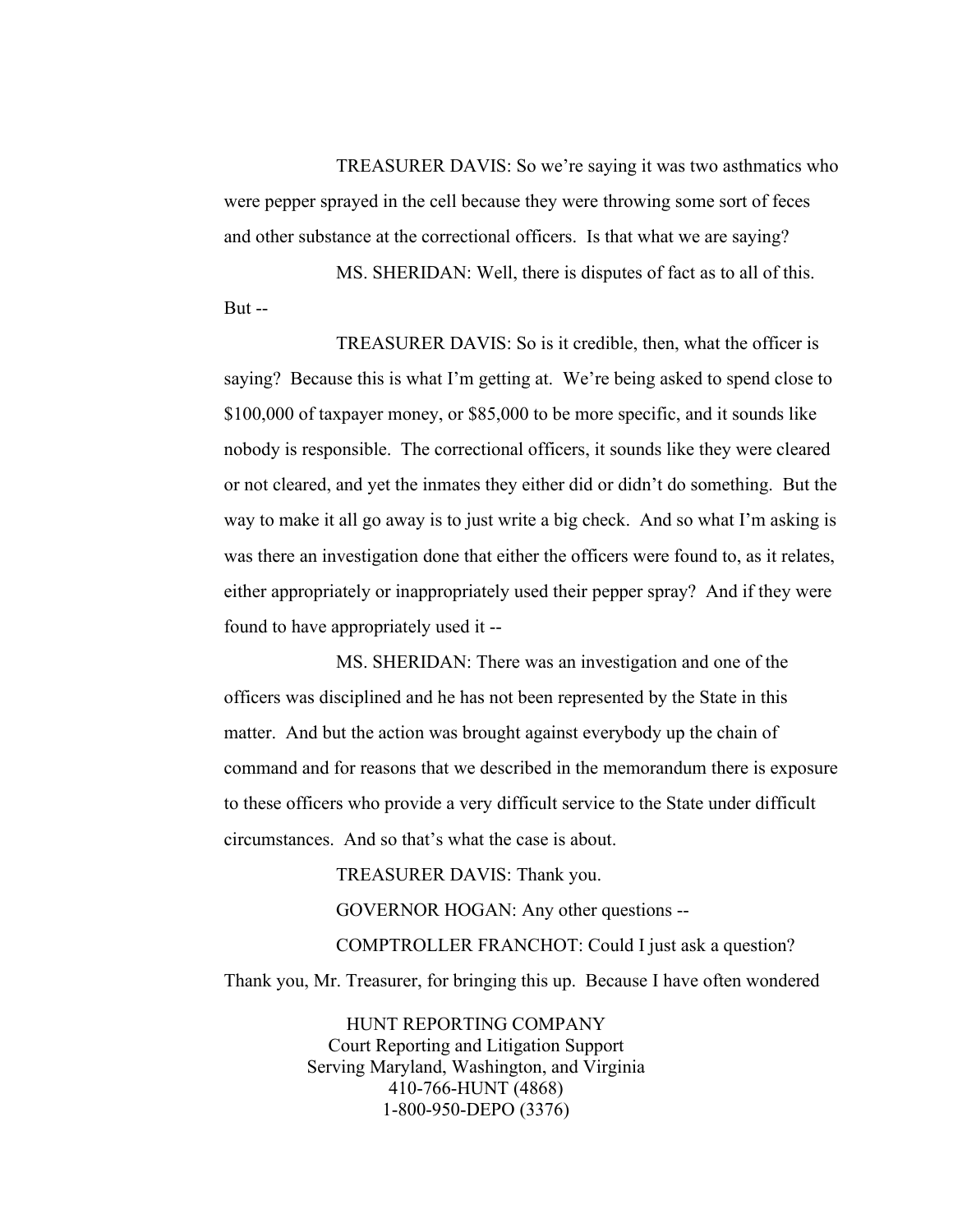TREASURER DAVIS: So we're saying it was two asthmatics who were pepper sprayed in the cell because they were throwing some sort of feces and other substance at the correctional officers. Is that what we are saying?

MS. SHERIDAN: Well, there is disputes of fact as to all of this. But --

TREASURER DAVIS: So is it credible, then, what the officer is saying? Because this is what I'm getting at. We're being asked to spend close to $100,000 of taxpayer money, or $85,000 to be more specific, and it sounds like nobody is responsible. The correctional officers, it sounds like they were cleared or not cleared, and yet the inmates they either did or didn't do something. But the way to make it all go away is to just write a big check. And so what I'm asking is was there an investigation done that either the officers were found to, as it relates, either appropriately or inappropriately used their pepper spray? And if they were found to have appropriately used it --

MS. SHERIDAN: There was an investigation and one of the officers was disciplined and he has not been represented by the State in this matter. And but the action was brought against everybody up the chain of command and for reasons that we described in the memorandum there is exposure to these officers who provide a very difficult service to the State under difficult circumstances. And so that's what the case is about.

TREASURER DAVIS: Thank you.

GOVERNOR HOGAN: Any other questions --

COMPTROLLER FRANCHOT: Could I just ask a question? Thank you, Mr. Treasurer, for bringing this up. Because I have often wondered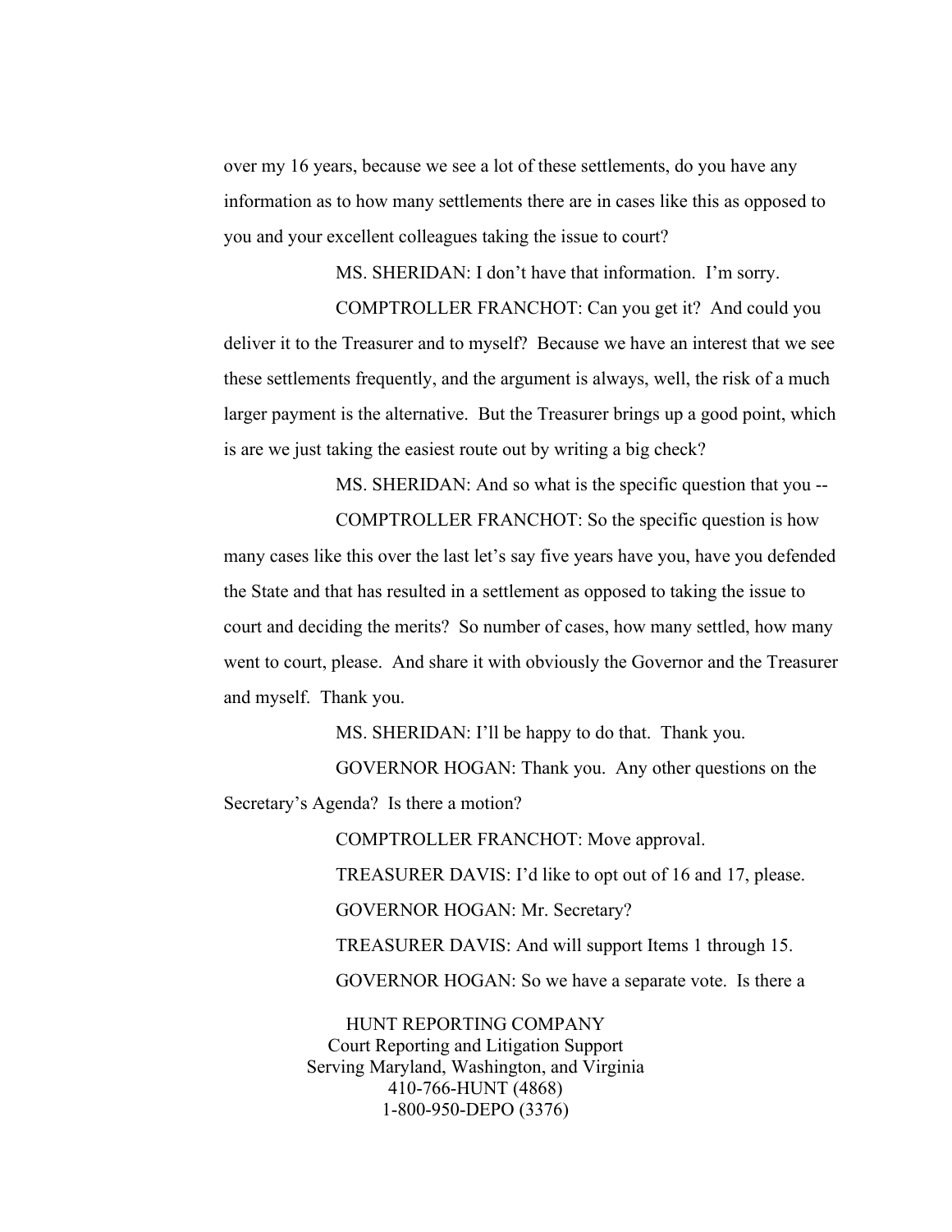over my 16 years, because we see a lot of these settlements, do you have any information as to how many settlements there are in cases like this as opposed to you and your excellent colleagues taking the issue to court?

MS. SHERIDAN: I don't have that information. I'm sorry.

COMPTROLLER FRANCHOT: Can you get it? And could you deliver it to the Treasurer and to myself? Because we have an interest that we see these settlements frequently, and the argument is always, well, the risk of a much larger payment is the alternative. But the Treasurer brings up a good point, which is are we just taking the easiest route out by writing a big check?

MS. SHERIDAN: And so what is the specific question that you --

COMPTROLLER FRANCHOT: So the specific question is how many cases like this over the last let's say five years have you, have you defended the State and that has resulted in a settlement as opposed to taking the issue to court and deciding the merits? So number of cases, how many settled, how many went to court, please. And share it with obviously the Governor and the Treasurer and myself. Thank you.

MS. SHERIDAN: I'll be happy to do that. Thank you.

GOVERNOR HOGAN: Thank you. Any other questions on the Secretary's Agenda? Is there a motion?

COMPTROLLER FRANCHOT: Move approval.

TREASURER DAVIS: I'd like to opt out of 16 and 17, please.

GOVERNOR HOGAN: Mr. Secretary?

TREASURER DAVIS: And will support Items 1 through 15.

GOVERNOR HOGAN: So we have a separate vote. Is there a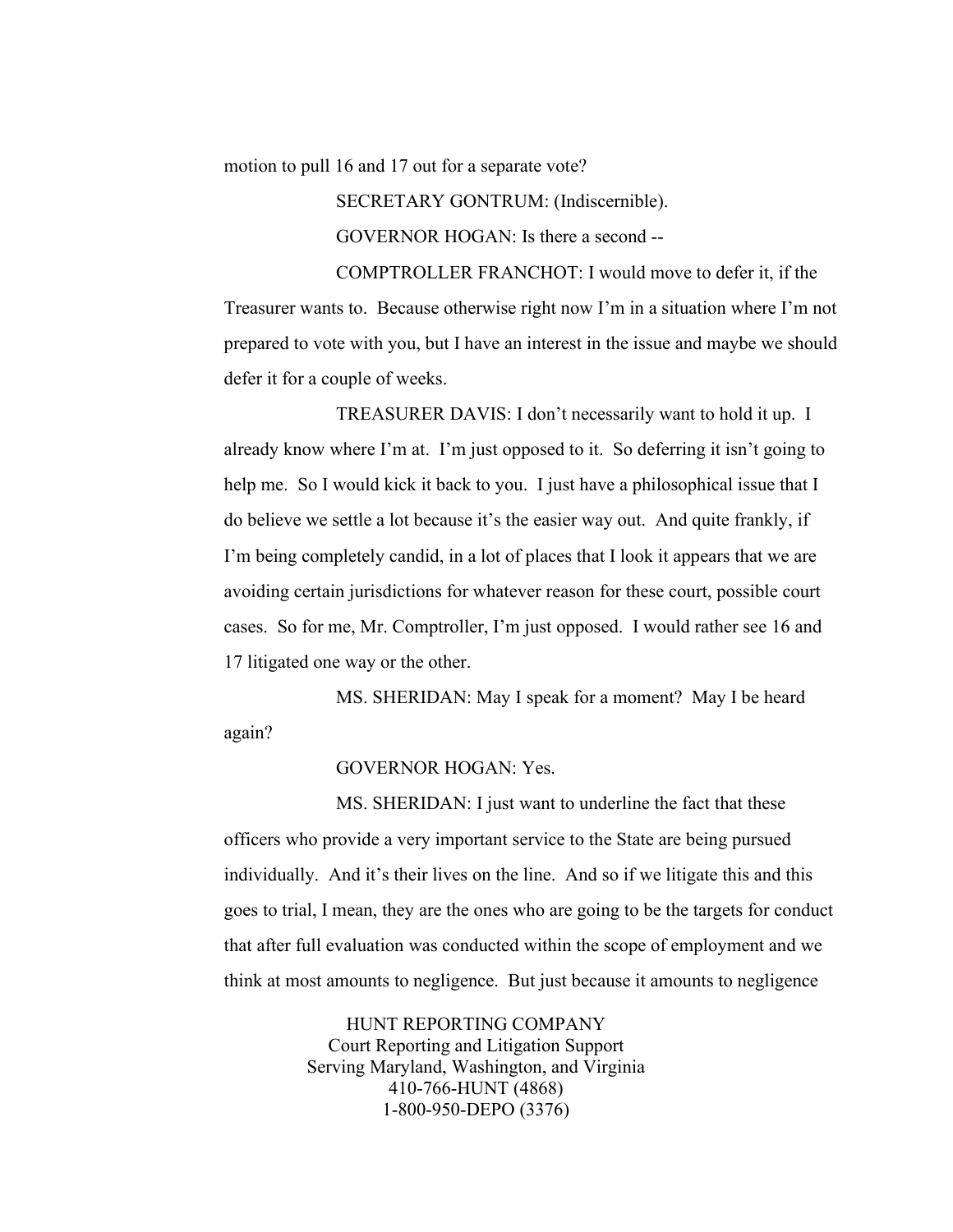motion to pull 16 and 17 out for a separate vote?

SECRETARY GONTRUM: (Indiscernible).

GOVERNOR HOGAN: Is there a second --

COMPTROLLER FRANCHOT: I would move to defer it, if the Treasurer wants to. Because otherwise right now I'm in a situation where I'm not prepared to vote with you, but I have an interest in the issue and maybe we should defer it for a couple of weeks.

TREASURER DAVIS: I don't necessarily want to hold it up. I already know where I'm at. I'm just opposed to it. So deferring it isn't going to help me. So I would kick it back to you. I just have a philosophical issue that I do believe we settle a lot because it's the easier way out. And quite frankly, if I'm being completely candid, in a lot of places that I look it appears that we are avoiding certain jurisdictions for whatever reason for these court, possible court cases. So for me, Mr. Comptroller, I'm just opposed. I would rather see 16 and 17 litigated one way or the other.

MS. SHERIDAN: May I speak for a moment? May I be heard again?

GOVERNOR HOGAN: Yes.

MS. SHERIDAN: I just want to underline the fact that these officers who provide a very important service to the State are being pursued individually. And it's their lives on the line. And so if we litigate this and this goes to trial, I mean, they are the ones who are going to be the targets for conduct that after full evaluation was conducted within the scope of employment and we think at most amounts to negligence. But just because it amounts to negligence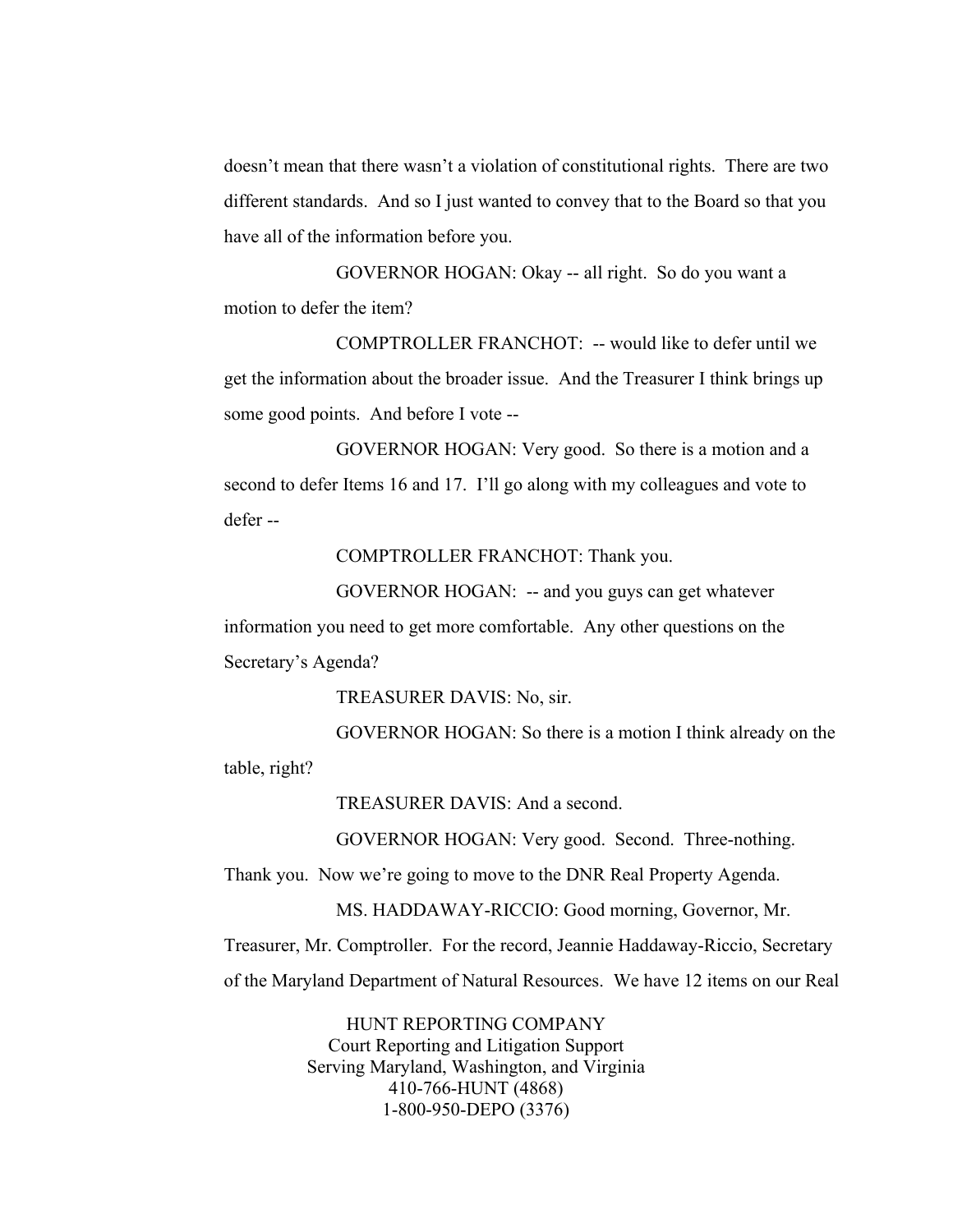doesn't mean that there wasn't a violation of constitutional rights. There are two different standards. And so I just wanted to convey that to the Board so that you have all of the information before you.

GOVERNOR HOGAN: Okay -- all right. So do you want a motion to defer the item?

COMPTROLLER FRANCHOT: -- would like to defer until we get the information about the broader issue. And the Treasurer I think brings up some good points. And before I vote --

GOVERNOR HOGAN: Very good. So there is a motion and a second to defer Items 16 and 17. I'll go along with my colleagues and vote to defer --

COMPTROLLER FRANCHOT: Thank you.

GOVERNOR HOGAN: -- and you guys can get whatever information you need to get more comfortable. Any other questions on the Secretary's Agenda?

TREASURER DAVIS: No, sir.

GOVERNOR HOGAN: So there is a motion I think already on the table, right?

TREASURER DAVIS: And a second.

GOVERNOR HOGAN: Very good. Second. Three-nothing. Thank you. Now we're going to move to the DNR Real Property Agenda.

MS. HADDAWAY-RICCIO: Good morning, Governor, Mr. Treasurer, Mr. Comptroller. For the record, Jeannie Haddaway-Riccio, Secretary of the Maryland Department of Natural Resources. We have 12 items on our Real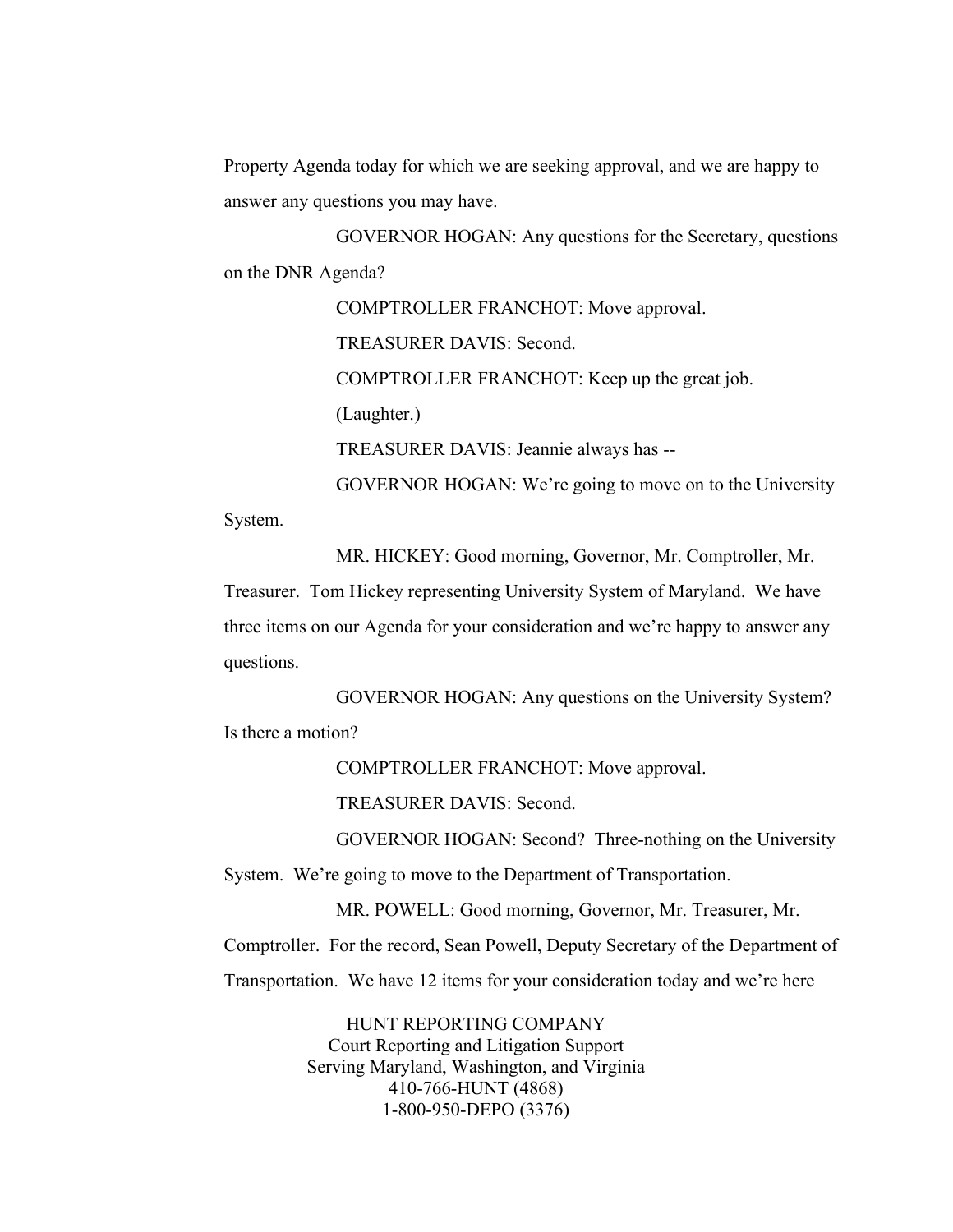Property Agenda today for which we are seeking approval, and we are happy to answer any questions you may have.

GOVERNOR HOGAN: Any questions for the Secretary, questions on the DNR Agenda?

COMPTROLLER FRANCHOT: Move approval.

TREASURER DAVIS: Second.

COMPTROLLER FRANCHOT: Keep up the great job.

(Laughter.)

TREASURER DAVIS: Jeannie always has --

GOVERNOR HOGAN: We're going to move on to the University System.

MR. HICKEY: Good morning, Governor, Mr. Comptroller, Mr. Treasurer. Tom Hickey representing University System of Maryland. We have three items on our Agenda for your consideration and we're happy to answer any questions.

GOVERNOR HOGAN: Any questions on the University System? Is there a motion?

COMPTROLLER FRANCHOT: Move approval.

TREASURER DAVIS: Second.

GOVERNOR HOGAN: Second? Three-nothing on the University System. We're going to move to the Department of Transportation.

MR. POWELL: Good morning, Governor, Mr. Treasurer, Mr. Comptroller. For the record, Sean Powell, Deputy Secretary of the Department of Transportation. We have 12 items for your consideration today and we're here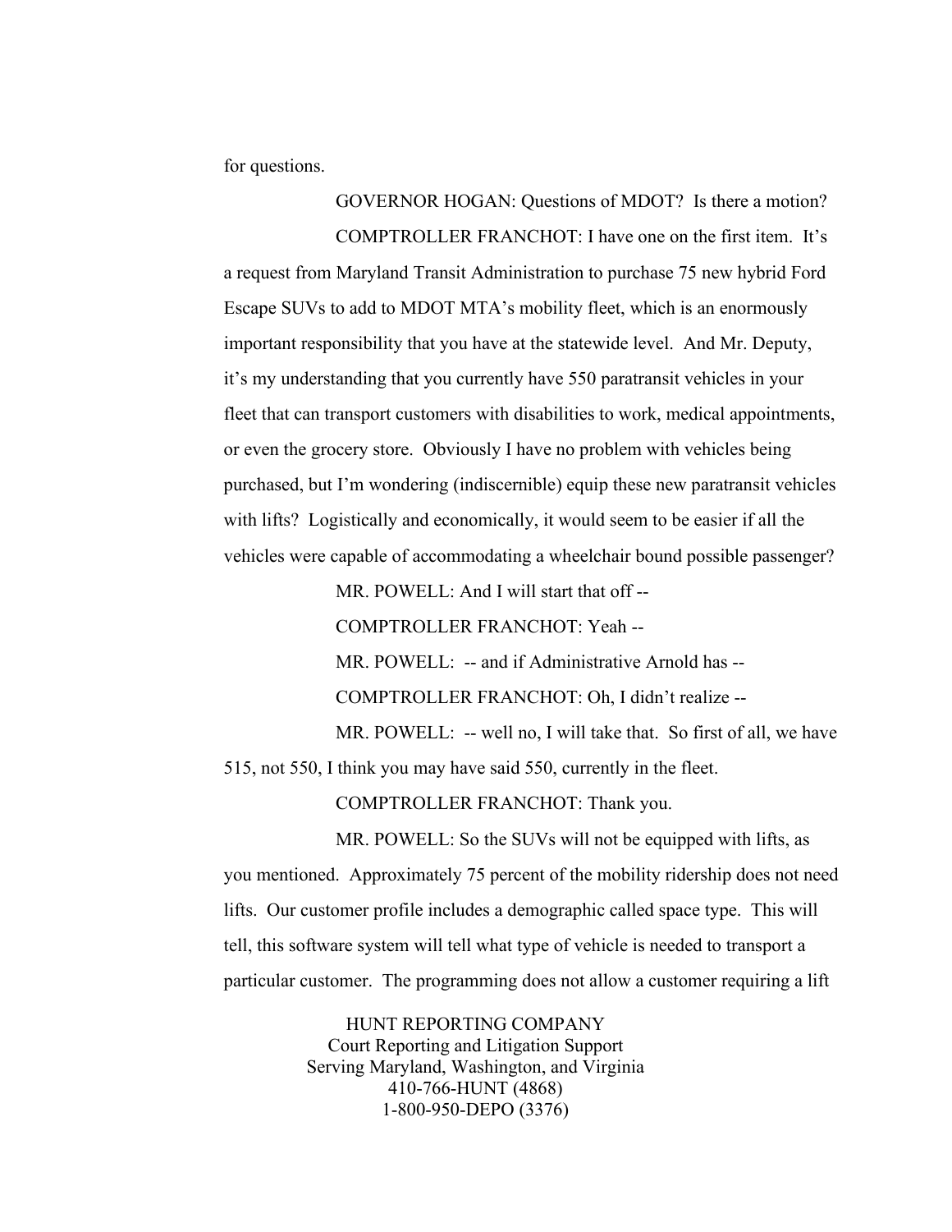for questions.

GOVERNOR HOGAN: Questions of MDOT? Is there a motion?

COMPTROLLER FRANCHOT: I have one on the first item. It's a request from Maryland Transit Administration to purchase 75 new hybrid Ford Escape SUVs to add to MDOT MTA's mobility fleet, which is an enormously important responsibility that you have at the statewide level. And Mr. Deputy, it's my understanding that you currently have 550 paratransit vehicles in your fleet that can transport customers with disabilities to work, medical appointments, or even the grocery store. Obviously I have no problem with vehicles being purchased, but I'm wondering (indiscernible) equip these new paratransit vehicles with lifts? Logistically and economically, it would seem to be easier if all the vehicles were capable of accommodating a wheelchair bound possible passenger?

MR. POWELL: And I will start that off --

COMPTROLLER FRANCHOT: Yeah --

MR. POWELL: -- and if Administrative Arnold has --

COMPTROLLER FRANCHOT: Oh, I didn't realize --

MR. POWELL: -- well no, I will take that. So first of all, we have 515, not 550, I think you may have said 550, currently in the fleet.

COMPTROLLER FRANCHOT: Thank you.

MR. POWELL: So the SUVs will not be equipped with lifts, as you mentioned. Approximately 75 percent of the mobility ridership does not need lifts. Our customer profile includes a demographic called space type. This will tell, this software system will tell what type of vehicle is needed to transport a particular customer. The programming does not allow a customer requiring a lift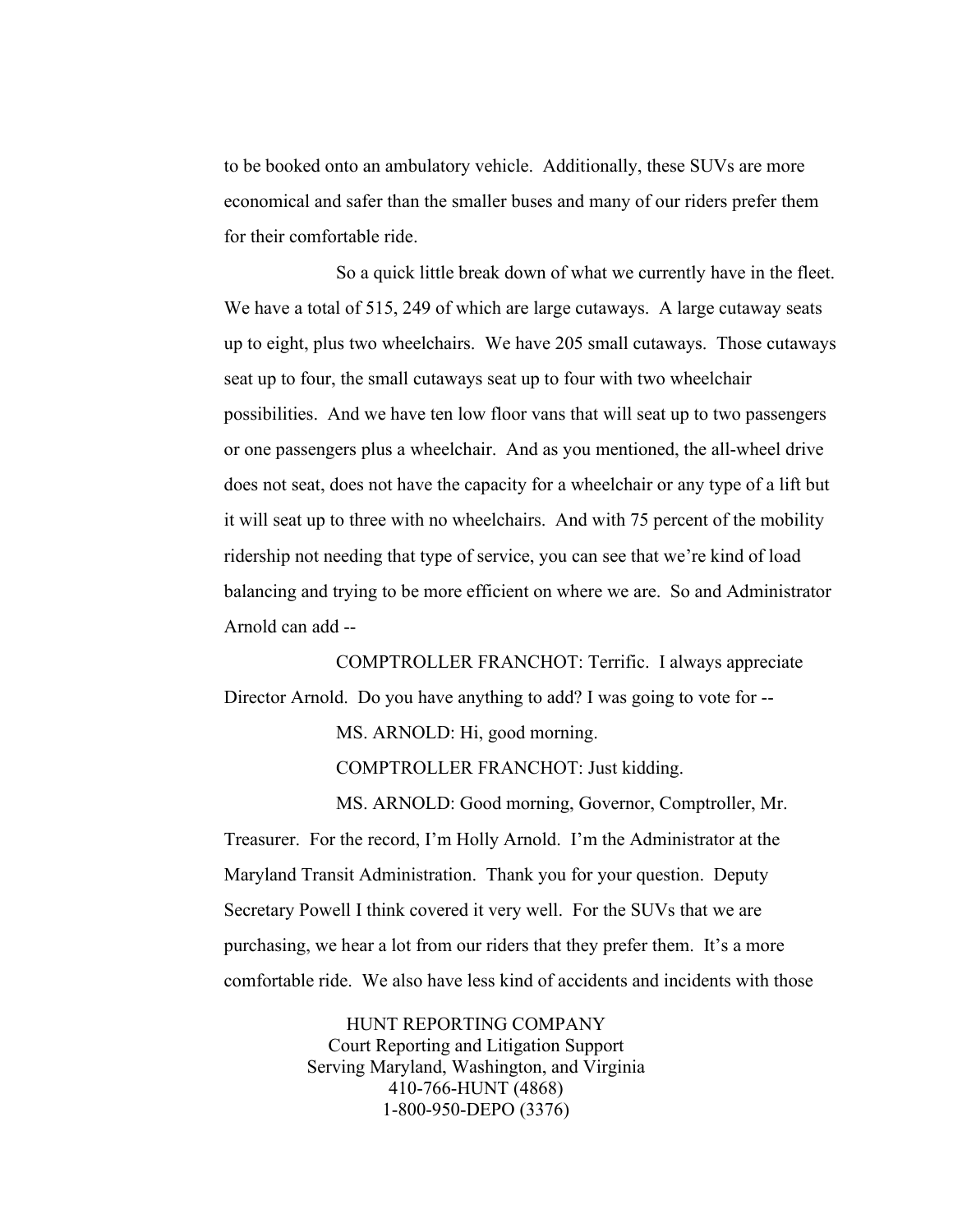to be booked onto an ambulatory vehicle. Additionally, these SUVs are more economical and safer than the smaller buses and many of our riders prefer them for their comfortable ride.

So a quick little break down of what we currently have in the fleet. We have a total of 515, 249 of which are large cutaways. A large cutaway seats up to eight, plus two wheelchairs. We have 205 small cutaways. Those cutaways seat up to four, the small cutaways seat up to four with two wheelchair possibilities. And we have ten low floor vans that will seat up to two passengers or one passengers plus a wheelchair. And as you mentioned, the all-wheel drive does not seat, does not have the capacity for a wheelchair or any type of a lift but it will seat up to three with no wheelchairs. And with 75 percent of the mobility ridership not needing that type of service, you can see that we're kind of load balancing and trying to be more efficient on where we are. So and Administrator Arnold can add --

COMPTROLLER FRANCHOT: Terrific. I always appreciate Director Arnold. Do you have anything to add? I was going to vote for --

MS. ARNOLD: Hi, good morning.

COMPTROLLER FRANCHOT: Just kidding.

MS. ARNOLD: Good morning, Governor, Comptroller, Mr. Treasurer. For the record, I'm Holly Arnold. I'm the Administrator at the Maryland Transit Administration. Thank you for your question. Deputy Secretary Powell I think covered it very well. For the SUVs that we are purchasing, we hear a lot from our riders that they prefer them. It's a more comfortable ride. We also have less kind of accidents and incidents with those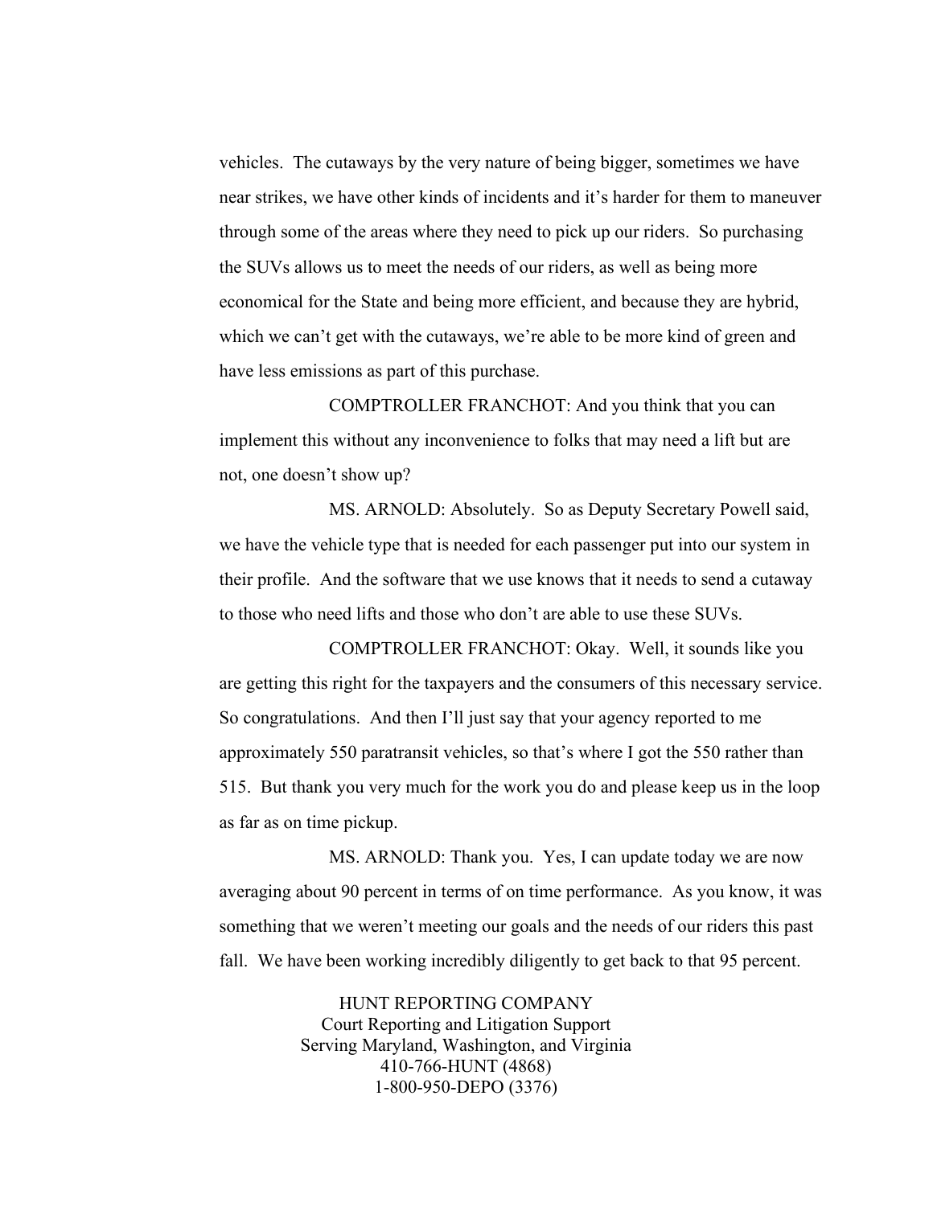vehicles. The cutaways by the very nature of being bigger, sometimes we have near strikes, we have other kinds of incidents and it's harder for them to maneuver through some of the areas where they need to pick up our riders. So purchasing the SUVs allows us to meet the needs of our riders, as well as being more economical for the State and being more efficient, and because they are hybrid, which we can't get with the cutaways, we're able to be more kind of green and have less emissions as part of this purchase.

COMPTROLLER FRANCHOT: And you think that you can implement this without any inconvenience to folks that may need a lift but are not, one doesn't show up?

MS. ARNOLD: Absolutely. So as Deputy Secretary Powell said, we have the vehicle type that is needed for each passenger put into our system in their profile. And the software that we use knows that it needs to send a cutaway to those who need lifts and those who don't are able to use these SUVs.

COMPTROLLER FRANCHOT: Okay. Well, it sounds like you are getting this right for the taxpayers and the consumers of this necessary service. So congratulations. And then I'll just say that your agency reported to me approximately 550 paratransit vehicles, so that's where I got the 550 rather than 515. But thank you very much for the work you do and please keep us in the loop as far as on time pickup.

MS. ARNOLD: Thank you. Yes, I can update today we are now averaging about 90 percent in terms of on time performance. As you know, it was something that we weren't meeting our goals and the needs of our riders this past fall. We have been working incredibly diligently to get back to that 95 percent.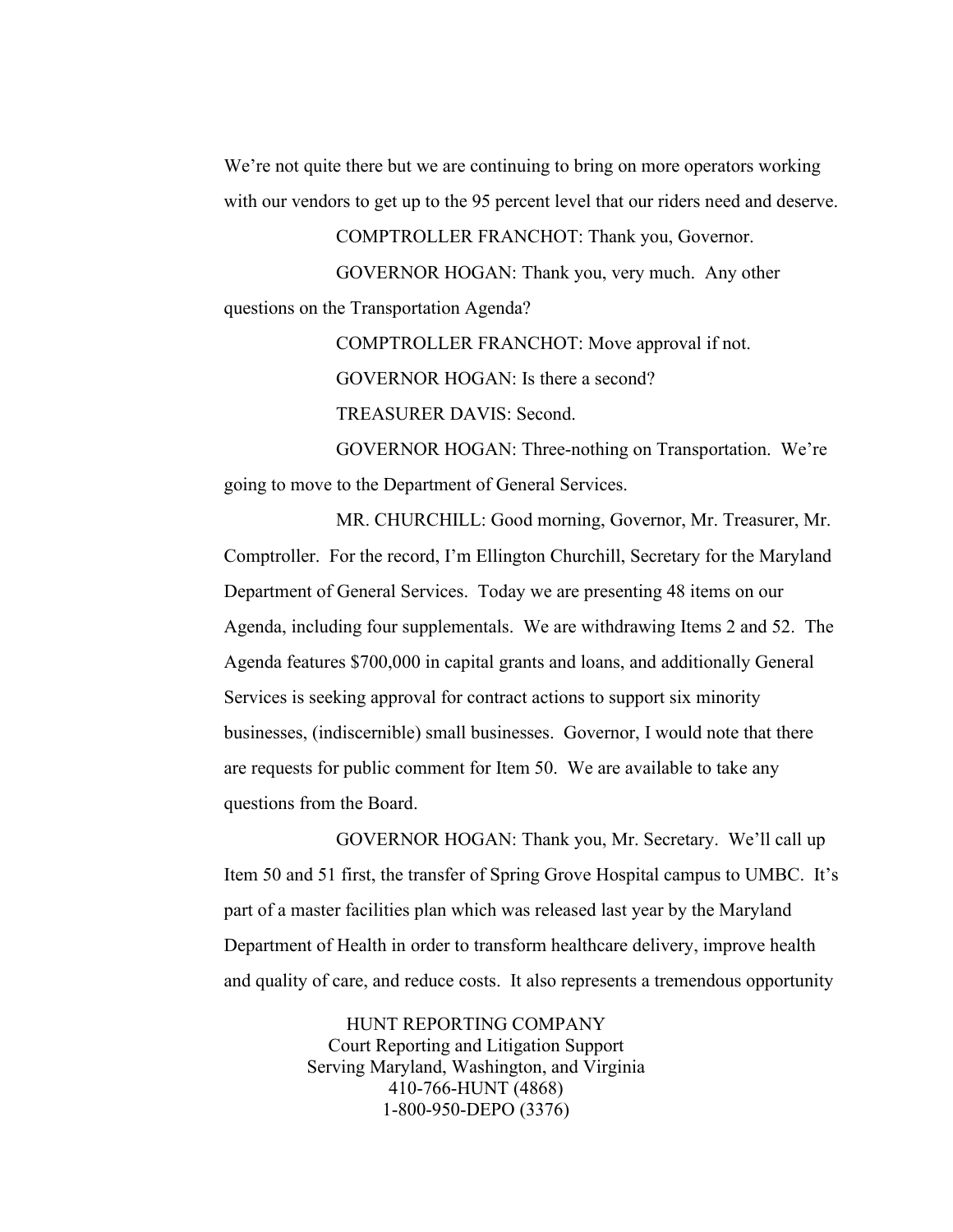We're not quite there but we are continuing to bring on more operators working with our vendors to get up to the 95 percent level that our riders need and deserve.

COMPTROLLER FRANCHOT: Thank you, Governor.

GOVERNOR HOGAN: Thank you, very much. Any other questions on the Transportation Agenda?

COMPTROLLER FRANCHOT: Move approval if not.

GOVERNOR HOGAN: Is there a second?

TREASURER DAVIS: Second.

GOVERNOR HOGAN: Three-nothing on Transportation. We're going to move to the Department of General Services.

MR. CHURCHILL: Good morning, Governor, Mr. Treasurer, Mr. Comptroller. For the record, I'm Ellington Churchill, Secretary for the Maryland Department of General Services. Today we are presenting 48 items on our Agenda, including four supplementals. We are withdrawing Items 2 and 52. The Agenda features $700,000 in capital grants and loans, and additionally General Services is seeking approval for contract actions to support six minority businesses, (indiscernible) small businesses. Governor, I would note that there are requests for public comment for Item 50. We are available to take any questions from the Board.

GOVERNOR HOGAN: Thank you, Mr. Secretary. We'll call up Item 50 and 51 first, the transfer of Spring Grove Hospital campus to UMBC. It's part of a master facilities plan which was released last year by the Maryland Department of Health in order to transform healthcare delivery, improve health and quality of care, and reduce costs. It also represents a tremendous opportunity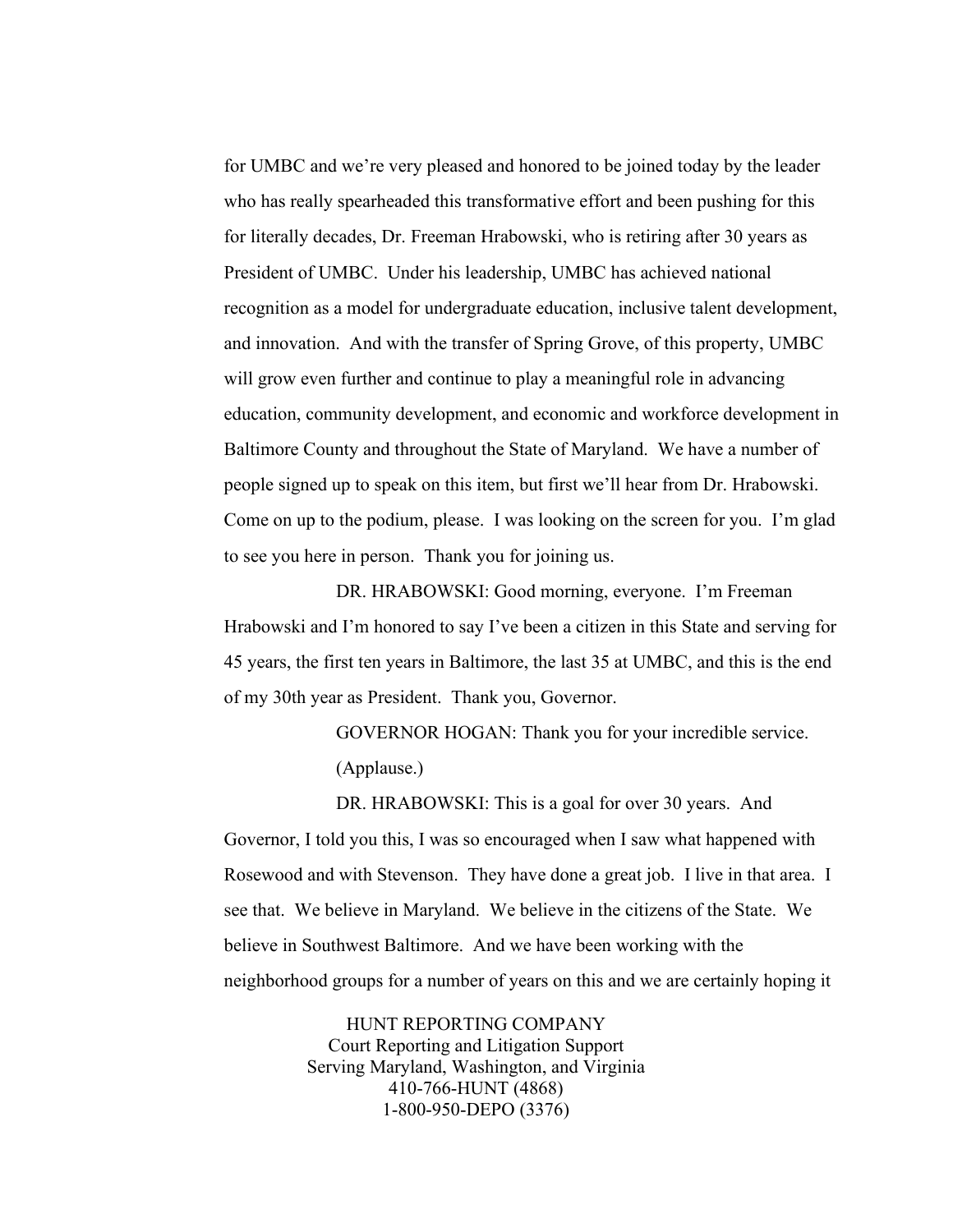for UMBC and we're very pleased and honored to be joined today by the leader who has really spearheaded this transformative effort and been pushing for this for literally decades, Dr. Freeman Hrabowski, who is retiring after 30 years as President of UMBC. Under his leadership, UMBC has achieved national recognition as a model for undergraduate education, inclusive talent development, and innovation. And with the transfer of Spring Grove, of this property, UMBC will grow even further and continue to play a meaningful role in advancing education, community development, and economic and workforce development in Baltimore County and throughout the State of Maryland. We have a number of people signed up to speak on this item, but first we'll hear from Dr. Hrabowski. Come on up to the podium, please. I was looking on the screen for you. I'm glad to see you here in person. Thank you for joining us.

DR. HRABOWSKI: Good morning, everyone. I'm Freeman Hrabowski and I'm honored to say I've been a citizen in this State and serving for 45 years, the first ten years in Baltimore, the last 35 at UMBC, and this is the end of my 30th year as President. Thank you, Governor.

GOVERNOR HOGAN: Thank you for your incredible service.

(Applause.)

DR. HRABOWSKI: This is a goal for over 30 years. And Governor, I told you this, I was so encouraged when I saw what happened with Rosewood and with Stevenson. They have done a great job. I live in that area. I see that. We believe in Maryland. We believe in the citizens of the State. We believe in Southwest Baltimore. And we have been working with the neighborhood groups for a number of years on this and we are certainly hoping it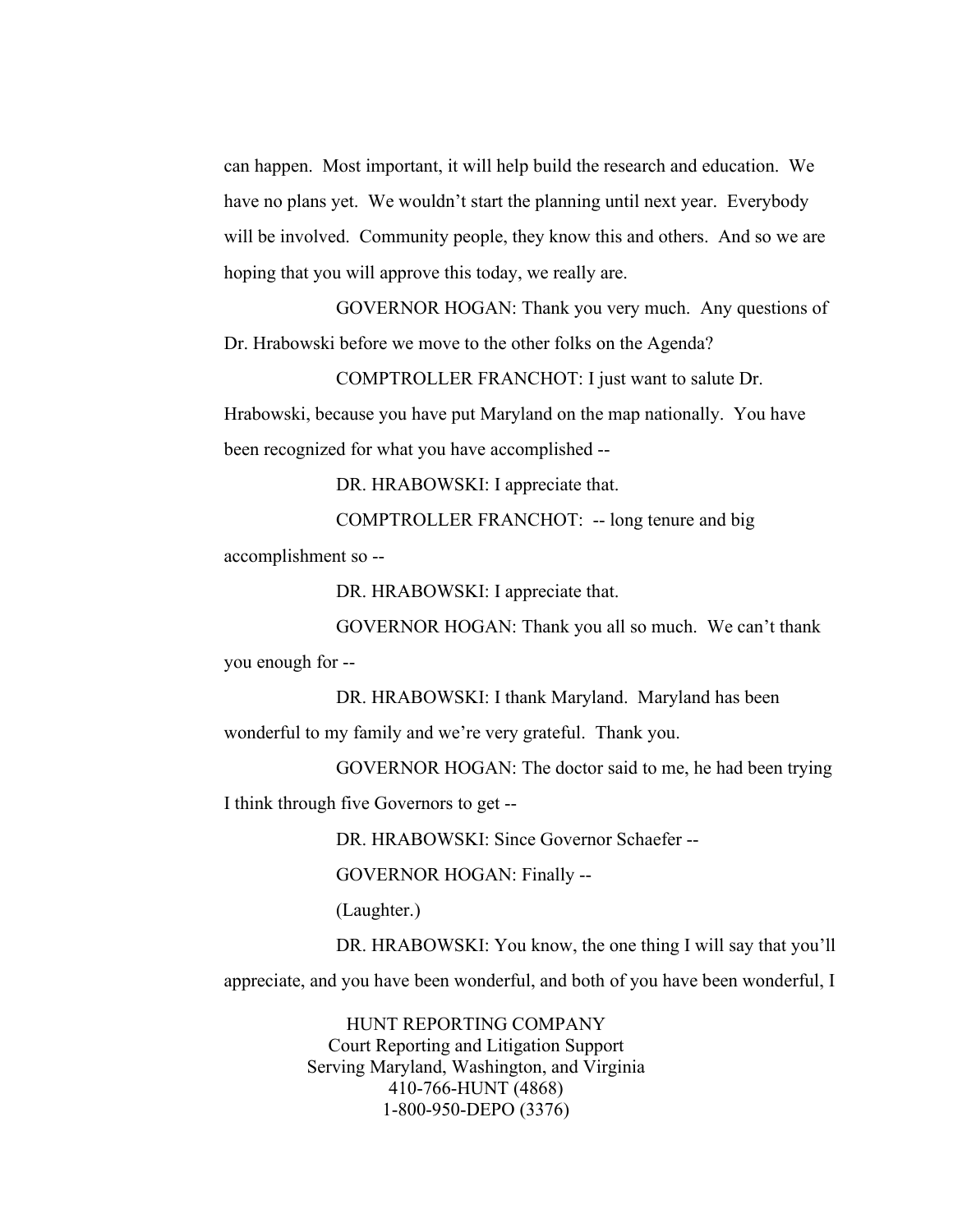can happen. Most important, it will help build the research and education. We have no plans yet. We wouldn't start the planning until next year. Everybody will be involved. Community people, they know this and others. And so we are hoping that you will approve this today, we really are.

GOVERNOR HOGAN: Thank you very much. Any questions of Dr. Hrabowski before we move to the other folks on the Agenda?

COMPTROLLER FRANCHOT: I just want to salute Dr. Hrabowski, because you have put Maryland on the map nationally. You have been recognized for what you have accomplished --

DR. HRABOWSKI: I appreciate that.

COMPTROLLER FRANCHOT: -- long tenure and big accomplishment so --

DR. HRABOWSKI: I appreciate that.

GOVERNOR HOGAN: Thank you all so much. We can't thank you enough for --

DR. HRABOWSKI: I thank Maryland. Maryland has been wonderful to my family and we're very grateful. Thank you.

GOVERNOR HOGAN: The doctor said to me, he had been trying I think through five Governors to get --

DR. HRABOWSKI: Since Governor Schaefer --

GOVERNOR HOGAN: Finally --

(Laughter.)

DR. HRABOWSKI: You know, the one thing I will say that you'll appreciate, and you have been wonderful, and both of you have been wonderful, I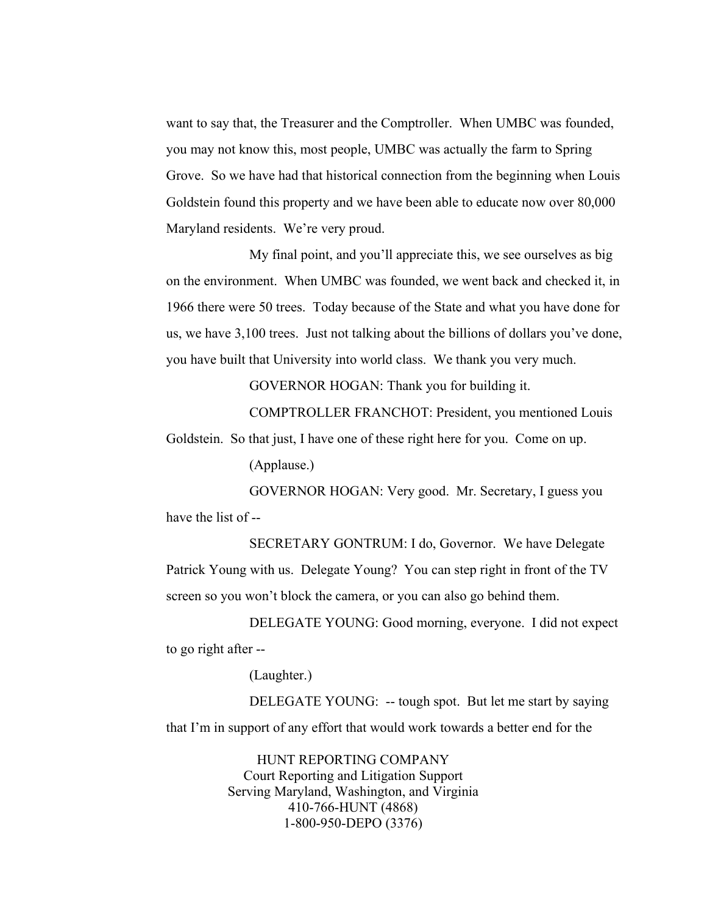want to say that, the Treasurer and the Comptroller. When UMBC was founded, you may not know this, most people, UMBC was actually the farm to Spring Grove. So we have had that historical connection from the beginning when Louis Goldstein found this property and we have been able to educate now over 80,000 Maryland residents. We're very proud.

My final point, and you'll appreciate this, we see ourselves as big on the environment. When UMBC was founded, we went back and checked it, in 1966 there were 50 trees. Today because of the State and what you have done for us, we have 3,100 trees. Just not talking about the billions of dollars you've done, you have built that University into world class. We thank you very much.

GOVERNOR HOGAN: Thank you for building it.

COMPTROLLER FRANCHOT: President, you mentioned Louis Goldstein. So that just, I have one of these right here for you. Come on up.

(Applause.)

GOVERNOR HOGAN: Very good. Mr. Secretary, I guess you have the list of --

SECRETARY GONTRUM: I do, Governor. We have Delegate Patrick Young with us. Delegate Young? You can step right in front of the TV screen so you won't block the camera, or you can also go behind them.

DELEGATE YOUNG: Good morning, everyone. I did not expect to go right after --

(Laughter.)

DELEGATE YOUNG: -- tough spot. But let me start by saying that I'm in support of any effort that would work towards a better end for the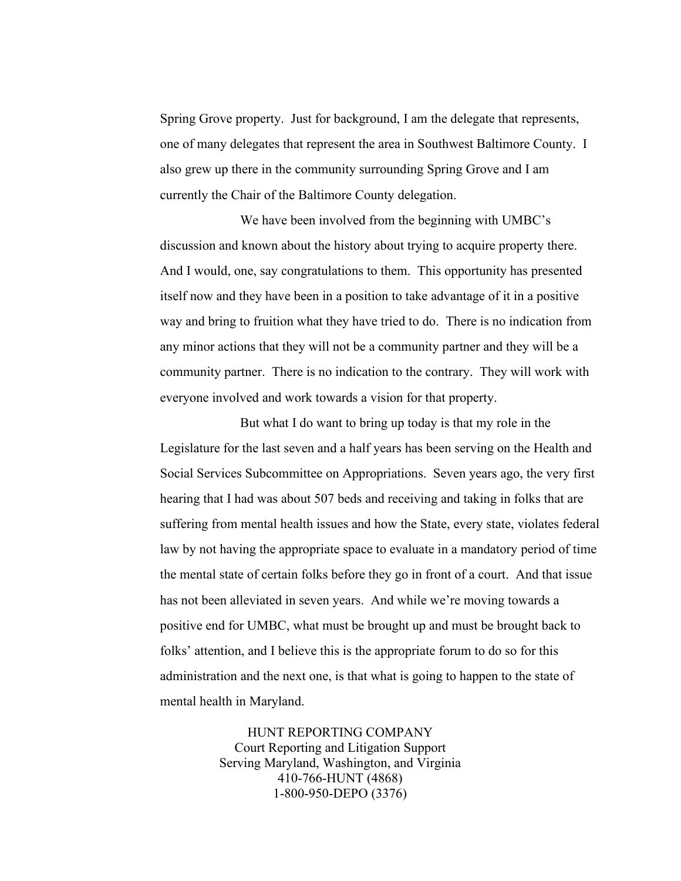Spring Grove property. Just for background, I am the delegate that represents, one of many delegates that represent the area in Southwest Baltimore County. I also grew up there in the community surrounding Spring Grove and I am currently the Chair of the Baltimore County delegation.

We have been involved from the beginning with UMBC's discussion and known about the history about trying to acquire property there. And I would, one, say congratulations to them. This opportunity has presented itself now and they have been in a position to take advantage of it in a positive way and bring to fruition what they have tried to do. There is no indication from any minor actions that they will not be a community partner and they will be a community partner. There is no indication to the contrary. They will work with everyone involved and work towards a vision for that property.

But what I do want to bring up today is that my role in the Legislature for the last seven and a half years has been serving on the Health and Social Services Subcommittee on Appropriations. Seven years ago, the very first hearing that I had was about 507 beds and receiving and taking in folks that are suffering from mental health issues and how the State, every state, violates federal law by not having the appropriate space to evaluate in a mandatory period of time the mental state of certain folks before they go in front of a court. And that issue has not been alleviated in seven years. And while we're moving towards a positive end for UMBC, what must be brought up and must be brought back to folks' attention, and I believe this is the appropriate forum to do so for this administration and the next one, is that what is going to happen to the state of mental health in Maryland.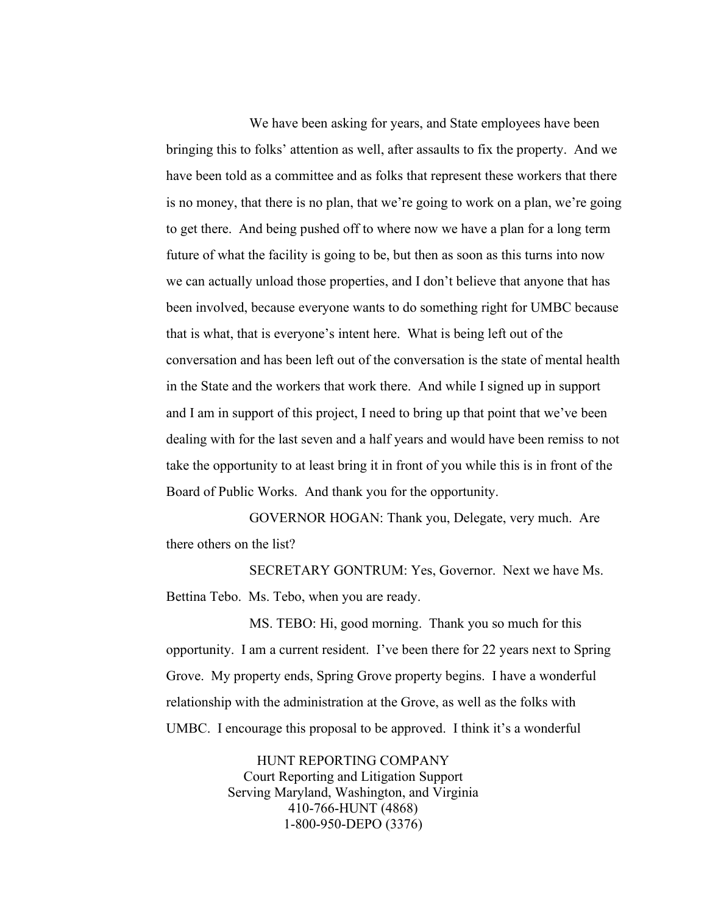We have been asking for years, and State employees have been bringing this to folks' attention as well, after assaults to fix the property. And we have been told as a committee and as folks that represent these workers that there is no money, that there is no plan, that we're going to work on a plan, we're going to get there. And being pushed off to where now we have a plan for a long term future of what the facility is going to be, but then as soon as this turns into now we can actually unload those properties, and I don't believe that anyone that has been involved, because everyone wants to do something right for UMBC because that is what, that is everyone's intent here. What is being left out of the conversation and has been left out of the conversation is the state of mental health in the State and the workers that work there. And while I signed up in support and I am in support of this project, I need to bring up that point that we've been dealing with for the last seven and a half years and would have been remiss to not take the opportunity to at least bring it in front of you while this is in front of the Board of Public Works. And thank you for the opportunity.

GOVERNOR HOGAN: Thank you, Delegate, very much. Are there others on the list?

SECRETARY GONTRUM: Yes, Governor. Next we have Ms. Bettina Tebo. Ms. Tebo, when you are ready.

MS. TEBO: Hi, good morning. Thank you so much for this opportunity. I am a current resident. I've been there for 22 years next to Spring Grove. My property ends, Spring Grove property begins. I have a wonderful relationship with the administration at the Grove, as well as the folks with UMBC. I encourage this proposal to be approved. I think it's a wonderful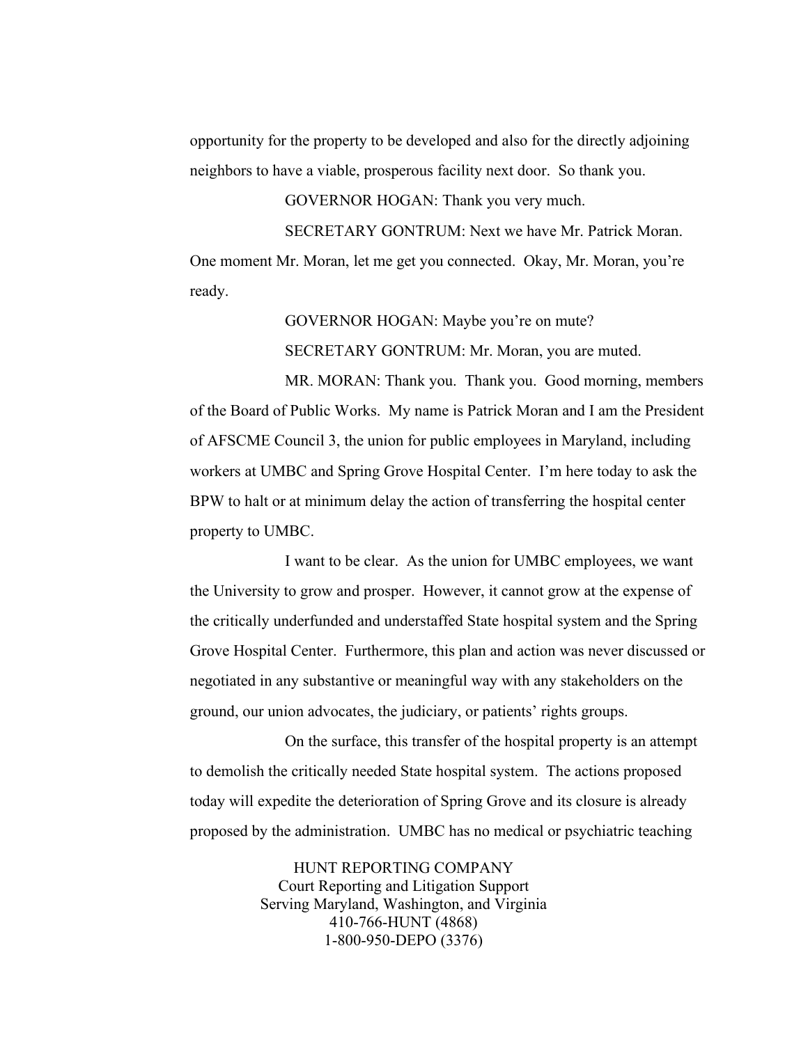opportunity for the property to be developed and also for the directly adjoining neighbors to have a viable, prosperous facility next door. So thank you.

GOVERNOR HOGAN: Thank you very much.

SECRETARY GONTRUM: Next we have Mr. Patrick Moran. One moment Mr. Moran, let me get you connected. Okay, Mr. Moran, you're ready.

GOVERNOR HOGAN: Maybe you're on mute?

SECRETARY GONTRUM: Mr. Moran, you are muted.

MR. MORAN: Thank you. Thank you. Good morning, members of the Board of Public Works. My name is Patrick Moran and I am the President of AFSCME Council 3, the union for public employees in Maryland, including workers at UMBC and Spring Grove Hospital Center. I'm here today to ask the BPW to halt or at minimum delay the action of transferring the hospital center property to UMBC.

I want to be clear. As the union for UMBC employees, we want the University to grow and prosper. However, it cannot grow at the expense of the critically underfunded and understaffed State hospital system and the Spring Grove Hospital Center. Furthermore, this plan and action was never discussed or negotiated in any substantive or meaningful way with any stakeholders on the ground, our union advocates, the judiciary, or patients' rights groups.

On the surface, this transfer of the hospital property is an attempt to demolish the critically needed State hospital system. The actions proposed today will expedite the deterioration of Spring Grove and its closure is already proposed by the administration. UMBC has no medical or psychiatric teaching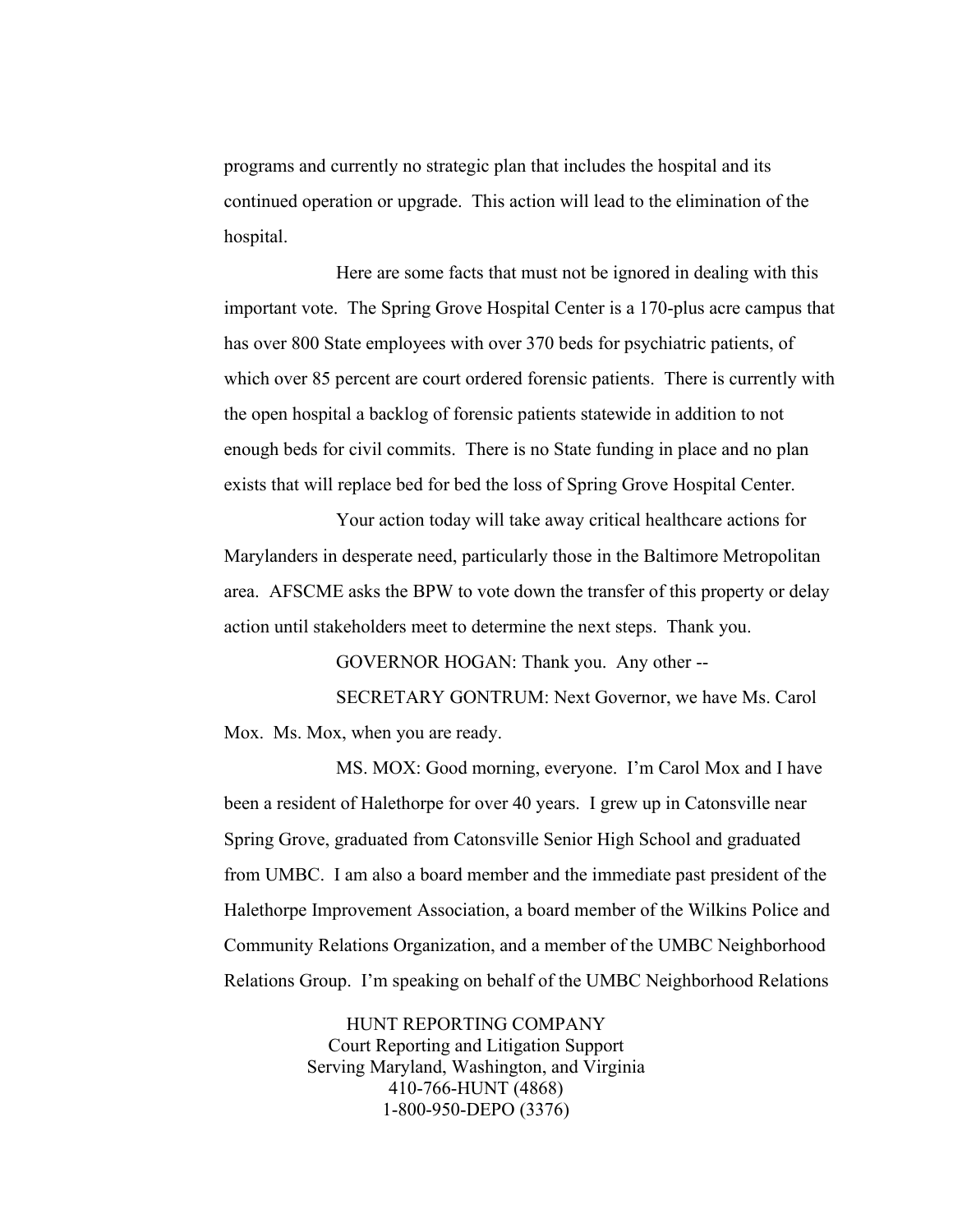programs and currently no strategic plan that includes the hospital and its continued operation or upgrade. This action will lead to the elimination of the hospital.

Here are some facts that must not be ignored in dealing with this important vote. The Spring Grove Hospital Center is a 170-plus acre campus that has over 800 State employees with over 370 beds for psychiatric patients, of which over 85 percent are court ordered forensic patients. There is currently with the open hospital a backlog of forensic patients statewide in addition to not enough beds for civil commits. There is no State funding in place and no plan exists that will replace bed for bed the loss of Spring Grove Hospital Center.

Your action today will take away critical healthcare actions for Marylanders in desperate need, particularly those in the Baltimore Metropolitan area. AFSCME asks the BPW to vote down the transfer of this property or delay action until stakeholders meet to determine the next steps. Thank you.

GOVERNOR HOGAN: Thank you. Any other --

SECRETARY GONTRUM: Next Governor, we have Ms. Carol Mox. Ms. Mox, when you are ready.

MS. MOX: Good morning, everyone. I'm Carol Mox and I have been a resident of Halethorpe for over 40 years. I grew up in Catonsville near Spring Grove, graduated from Catonsville Senior High School and graduated from UMBC. I am also a board member and the immediate past president of the Halethorpe Improvement Association, a board member of the Wilkins Police and Community Relations Organization, and a member of the UMBC Neighborhood Relations Group. I'm speaking on behalf of the UMBC Neighborhood Relations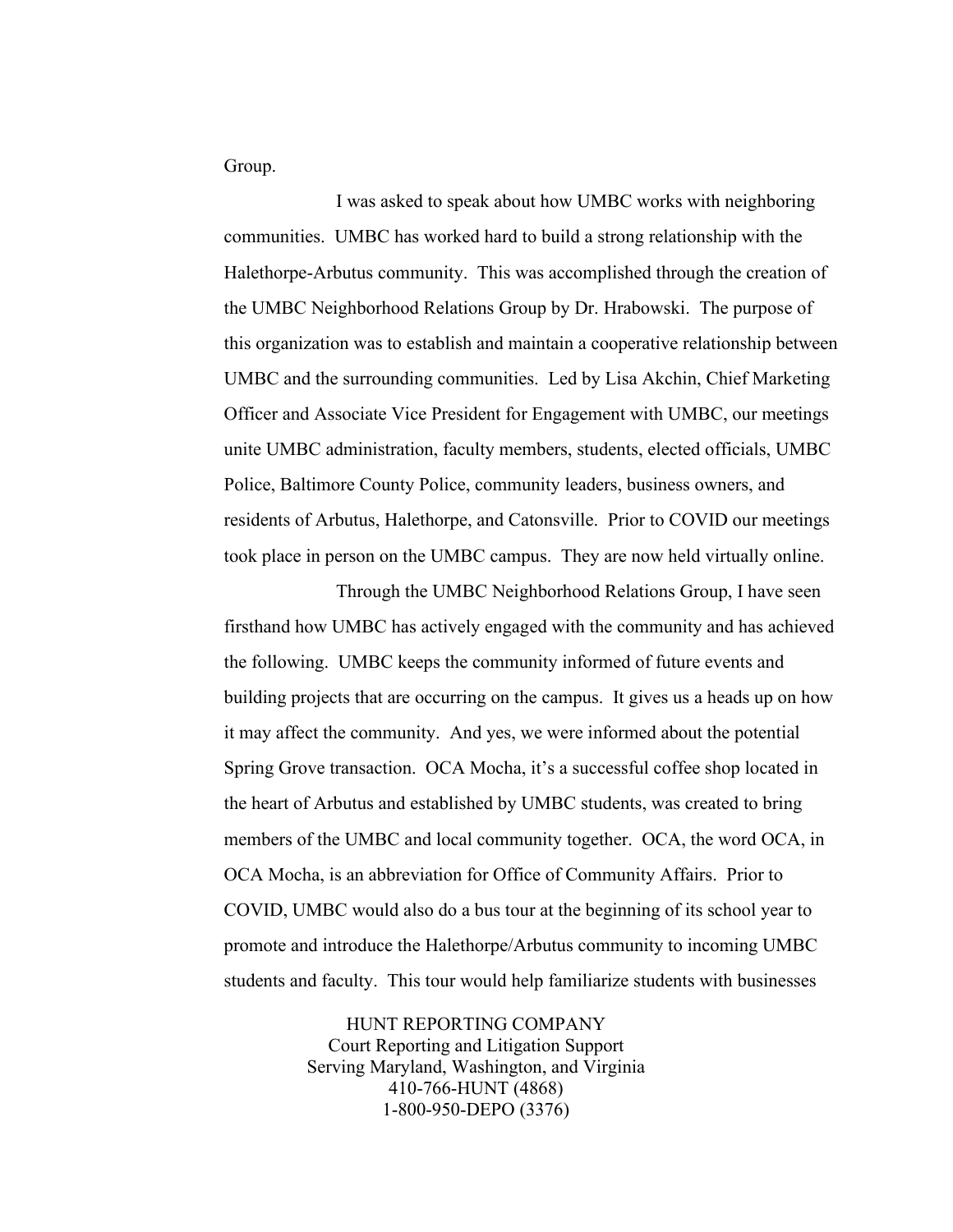Group.

I was asked to speak about how UMBC works with neighboring communities. UMBC has worked hard to build a strong relationship with the Halethorpe-Arbutus community. This was accomplished through the creation of the UMBC Neighborhood Relations Group by Dr. Hrabowski. The purpose of this organization was to establish and maintain a cooperative relationship between UMBC and the surrounding communities. Led by Lisa Akchin, Chief Marketing Officer and Associate Vice President for Engagement with UMBC, our meetings unite UMBC administration, faculty members, students, elected officials, UMBC Police, Baltimore County Police, community leaders, business owners, and residents of Arbutus, Halethorpe, and Catonsville. Prior to COVID our meetings took place in person on the UMBC campus. They are now held virtually online.

Through the UMBC Neighborhood Relations Group, I have seen firsthand how UMBC has actively engaged with the community and has achieved the following. UMBC keeps the community informed of future events and building projects that are occurring on the campus. It gives us a heads up on how it may affect the community. And yes, we were informed about the potential Spring Grove transaction. OCA Mocha, it's a successful coffee shop located in the heart of Arbutus and established by UMBC students, was created to bring members of the UMBC and local community together. OCA, the word OCA, in OCA Mocha, is an abbreviation for Office of Community Affairs. Prior to COVID, UMBC would also do a bus tour at the beginning of its school year to promote and introduce the Halethorpe/Arbutus community to incoming UMBC students and faculty. This tour would help familiarize students with businesses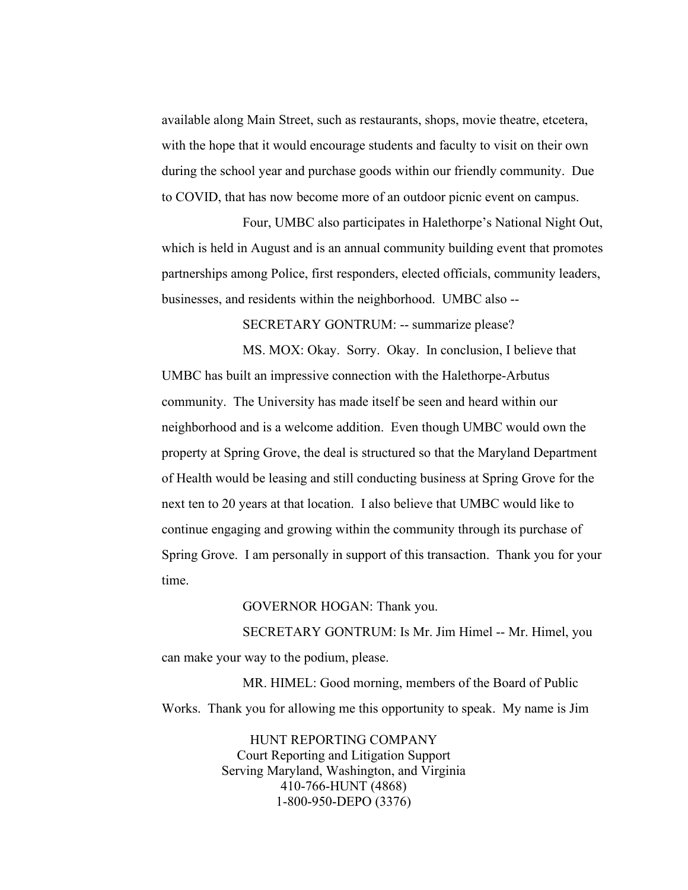available along Main Street, such as restaurants, shops, movie theatre, etcetera, with the hope that it would encourage students and faculty to visit on their own during the school year and purchase goods within our friendly community. Due to COVID, that has now become more of an outdoor picnic event on campus.

Four, UMBC also participates in Halethorpe's National Night Out, which is held in August and is an annual community building event that promotes partnerships among Police, first responders, elected officials, community leaders, businesses, and residents within the neighborhood. UMBC also --

SECRETARY GONTRUM: -- summarize please?

MS. MOX: Okay. Sorry. Okay. In conclusion, I believe that UMBC has built an impressive connection with the Halethorpe-Arbutus community. The University has made itself be seen and heard within our neighborhood and is a welcome addition. Even though UMBC would own the property at Spring Grove, the deal is structured so that the Maryland Department of Health would be leasing and still conducting business at Spring Grove for the next ten to 20 years at that location. I also believe that UMBC would like to continue engaging and growing within the community through its purchase of Spring Grove. I am personally in support of this transaction. Thank you for your time.

GOVERNOR HOGAN: Thank you.

SECRETARY GONTRUM: Is Mr. Jim Himel -- Mr. Himel, you can make your way to the podium, please.

MR. HIMEL: Good morning, members of the Board of Public Works. Thank you for allowing me this opportunity to speak. My name is Jim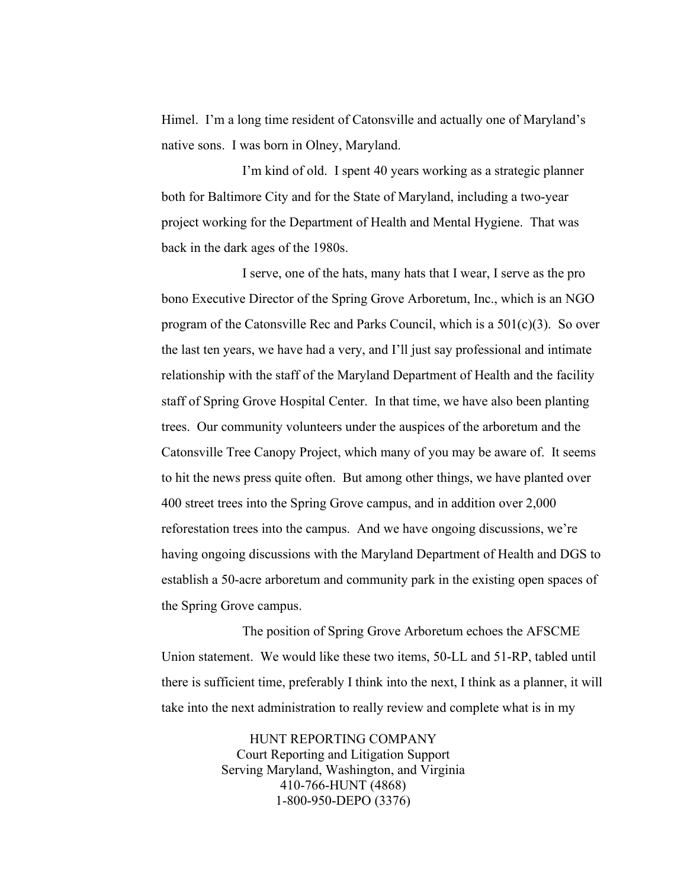Himel. I'm a long time resident of Catonsville and actually one of Maryland's native sons. I was born in Olney, Maryland.

I'm kind of old. I spent 40 years working as a strategic planner both for Baltimore City and for the State of Maryland, including a two-year project working for the Department of Health and Mental Hygiene. That was back in the dark ages of the 1980s.

I serve, one of the hats, many hats that I wear, I serve as the pro bono Executive Director of the Spring Grove Arboretum, Inc., which is an NGO program of the Catonsville Rec and Parks Council, which is a 501(c)(3). So over the last ten years, we have had a very, and I'll just say professional and intimate relationship with the staff of the Maryland Department of Health and the facility staff of Spring Grove Hospital Center. In that time, we have also been planting trees. Our community volunteers under the auspices of the arboretum and the Catonsville Tree Canopy Project, which many of you may be aware of. It seems to hit the news press quite often. But among other things, we have planted over 400 street trees into the Spring Grove campus, and in addition over 2,000 reforestation trees into the campus. And we have ongoing discussions, we're having ongoing discussions with the Maryland Department of Health and DGS to establish a 50-acre arboretum and community park in the existing open spaces of the Spring Grove campus.

The position of Spring Grove Arboretum echoes the AFSCME Union statement. We would like these two items, 50-LL and 51-RP, tabled until there is sufficient time, preferably I think into the next, I think as a planner, it will take into the next administration to really review and complete what is in my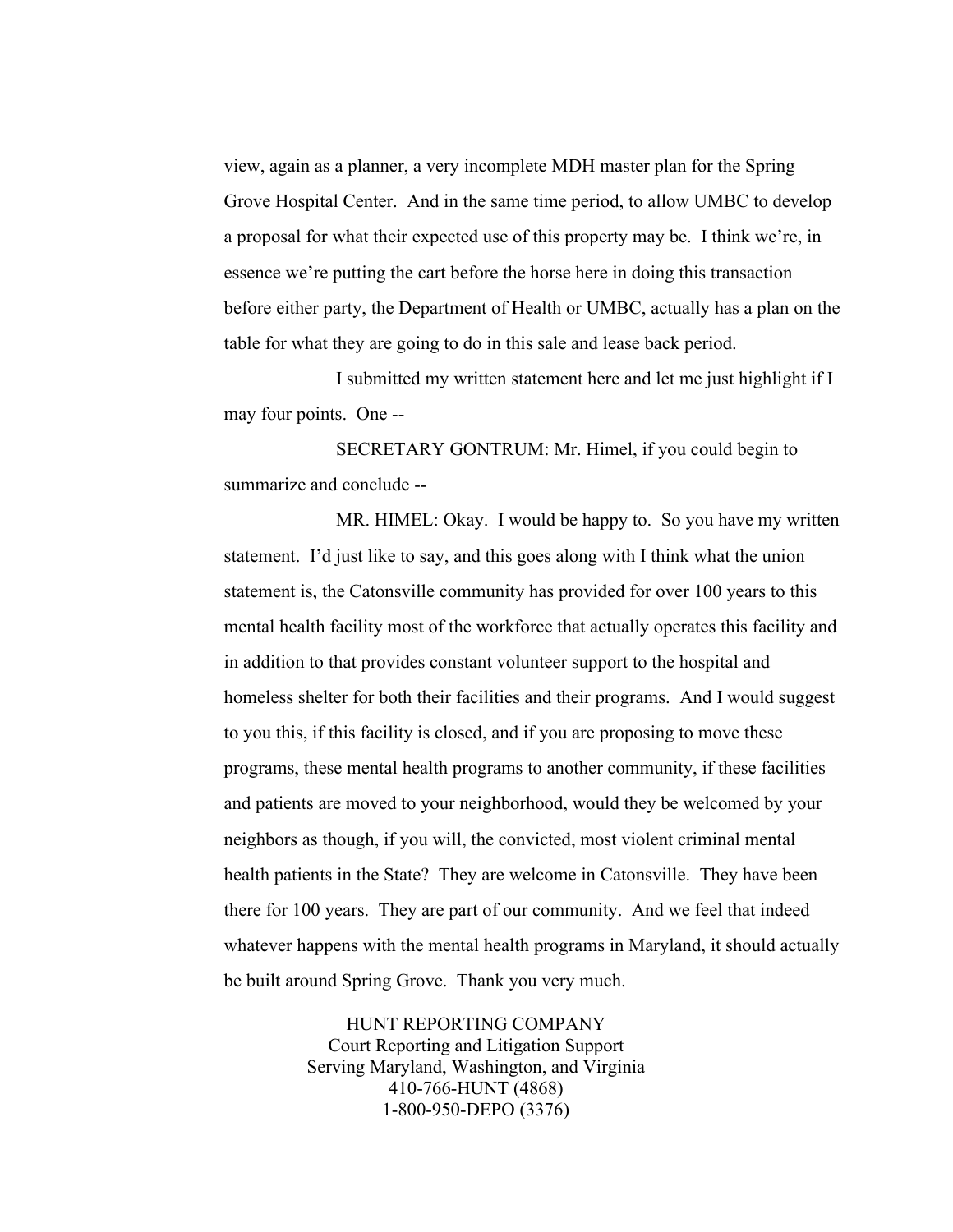view, again as a planner, a very incomplete MDH master plan for the Spring Grove Hospital Center. And in the same time period, to allow UMBC to develop a proposal for what their expected use of this property may be. I think we're, in essence we're putting the cart before the horse here in doing this transaction before either party, the Department of Health or UMBC, actually has a plan on the table for what they are going to do in this sale and lease back period.

I submitted my written statement here and let me just highlight if I may four points. One --

SECRETARY GONTRUM: Mr. Himel, if you could begin to summarize and conclude --

MR. HIMEL: Okay. I would be happy to. So you have my written statement. I'd just like to say, and this goes along with I think what the union statement is, the Catonsville community has provided for over 100 years to this mental health facility most of the workforce that actually operates this facility and in addition to that provides constant volunteer support to the hospital and homeless shelter for both their facilities and their programs. And I would suggest to you this, if this facility is closed, and if you are proposing to move these programs, these mental health programs to another community, if these facilities and patients are moved to your neighborhood, would they be welcomed by your neighbors as though, if you will, the convicted, most violent criminal mental health patients in the State? They are welcome in Catonsville. They have been there for 100 years. They are part of our community. And we feel that indeed whatever happens with the mental health programs in Maryland, it should actually be built around Spring Grove. Thank you very much.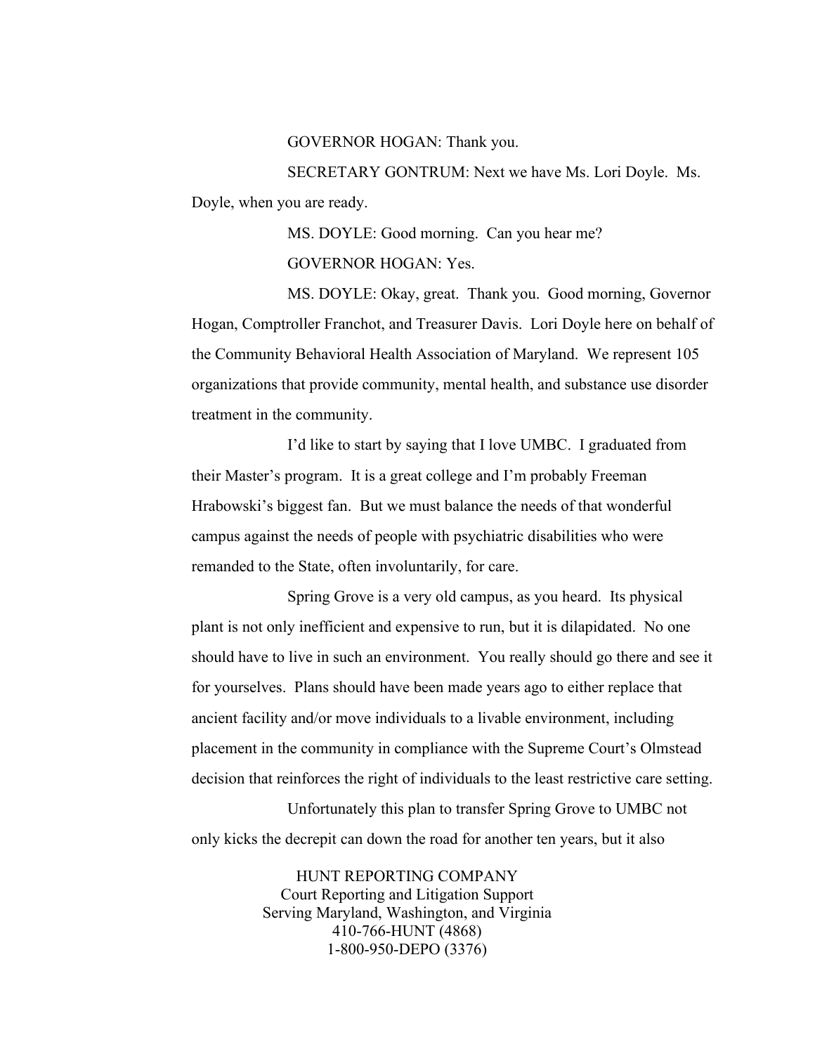GOVERNOR HOGAN: Thank you.

SECRETARY GONTRUM: Next we have Ms. Lori Doyle. Ms. Doyle, when you are ready.

MS. DOYLE: Good morning. Can you hear me?

GOVERNOR HOGAN: Yes.

MS. DOYLE: Okay, great. Thank you. Good morning, Governor Hogan, Comptroller Franchot, and Treasurer Davis. Lori Doyle here on behalf of the Community Behavioral Health Association of Maryland. We represent 105 organizations that provide community, mental health, and substance use disorder treatment in the community.

I'd like to start by saying that I love UMBC. I graduated from their Master's program. It is a great college and I'm probably Freeman Hrabowski's biggest fan. But we must balance the needs of that wonderful campus against the needs of people with psychiatric disabilities who were remanded to the State, often involuntarily, for care.

Spring Grove is a very old campus, as you heard. Its physical plant is not only inefficient and expensive to run, but it is dilapidated. No one should have to live in such an environment. You really should go there and see it for yourselves. Plans should have been made years ago to either replace that ancient facility and/or move individuals to a livable environment, including placement in the community in compliance with the Supreme Court's Olmstead decision that reinforces the right of individuals to the least restrictive care setting.

Unfortunately this plan to transfer Spring Grove to UMBC not only kicks the decrepit can down the road for another ten years, but it also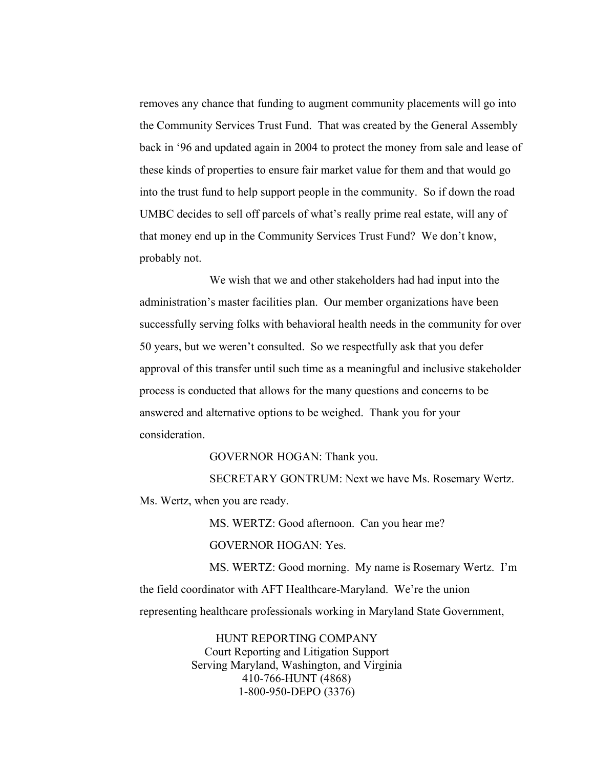removes any chance that funding to augment community placements will go into the Community Services Trust Fund. That was created by the General Assembly back in '96 and updated again in 2004 to protect the money from sale and lease of these kinds of properties to ensure fair market value for them and that would go into the trust fund to help support people in the community. So if down the road UMBC decides to sell off parcels of what's really prime real estate, will any of that money end up in the Community Services Trust Fund? We don't know, probably not.

We wish that we and other stakeholders had had input into the administration's master facilities plan. Our member organizations have been successfully serving folks with behavioral health needs in the community for over 50 years, but we weren't consulted. So we respectfully ask that you defer approval of this transfer until such time as a meaningful and inclusive stakeholder process is conducted that allows for the many questions and concerns to be answered and alternative options to be weighed. Thank you for your consideration.

GOVERNOR HOGAN: Thank you.

SECRETARY GONTRUM: Next we have Ms. Rosemary Wertz. Ms. Wertz, when you are ready.

MS. WERTZ: Good afternoon. Can you hear me?

GOVERNOR HOGAN: Yes.

MS. WERTZ: Good morning. My name is Rosemary Wertz. I'm the field coordinator with AFT Healthcare-Maryland. We're the union representing healthcare professionals working in Maryland State Government,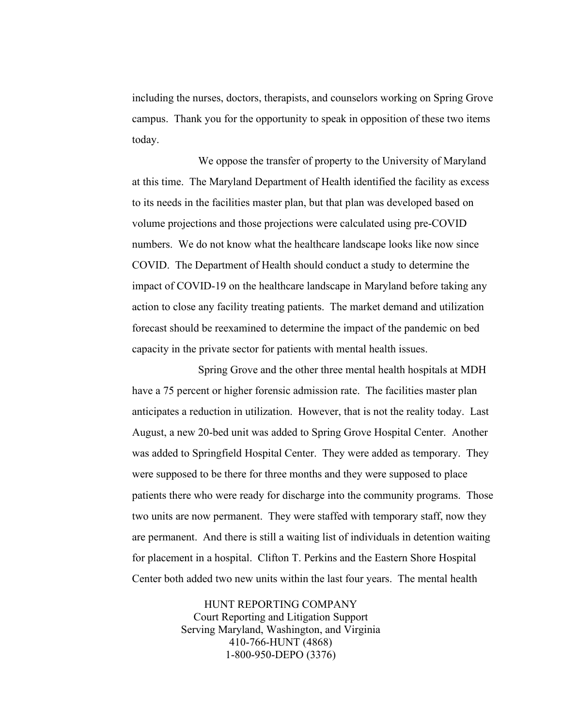including the nurses, doctors, therapists, and counselors working on Spring Grove campus. Thank you for the opportunity to speak in opposition of these two items today.

We oppose the transfer of property to the University of Maryland at this time. The Maryland Department of Health identified the facility as excess to its needs in the facilities master plan, but that plan was developed based on volume projections and those projections were calculated using pre-COVID numbers. We do not know what the healthcare landscape looks like now since COVID. The Department of Health should conduct a study to determine the impact of COVID-19 on the healthcare landscape in Maryland before taking any action to close any facility treating patients. The market demand and utilization forecast should be reexamined to determine the impact of the pandemic on bed capacity in the private sector for patients with mental health issues.

Spring Grove and the other three mental health hospitals at MDH have a 75 percent or higher forensic admission rate. The facilities master plan anticipates a reduction in utilization. However, that is not the reality today. Last August, a new 20-bed unit was added to Spring Grove Hospital Center. Another was added to Springfield Hospital Center. They were added as temporary. They were supposed to be there for three months and they were supposed to place patients there who were ready for discharge into the community programs. Those two units are now permanent. They were staffed with temporary staff, now they are permanent. And there is still a waiting list of individuals in detention waiting for placement in a hospital. Clifton T. Perkins and the Eastern Shore Hospital Center both added two new units within the last four years. The mental health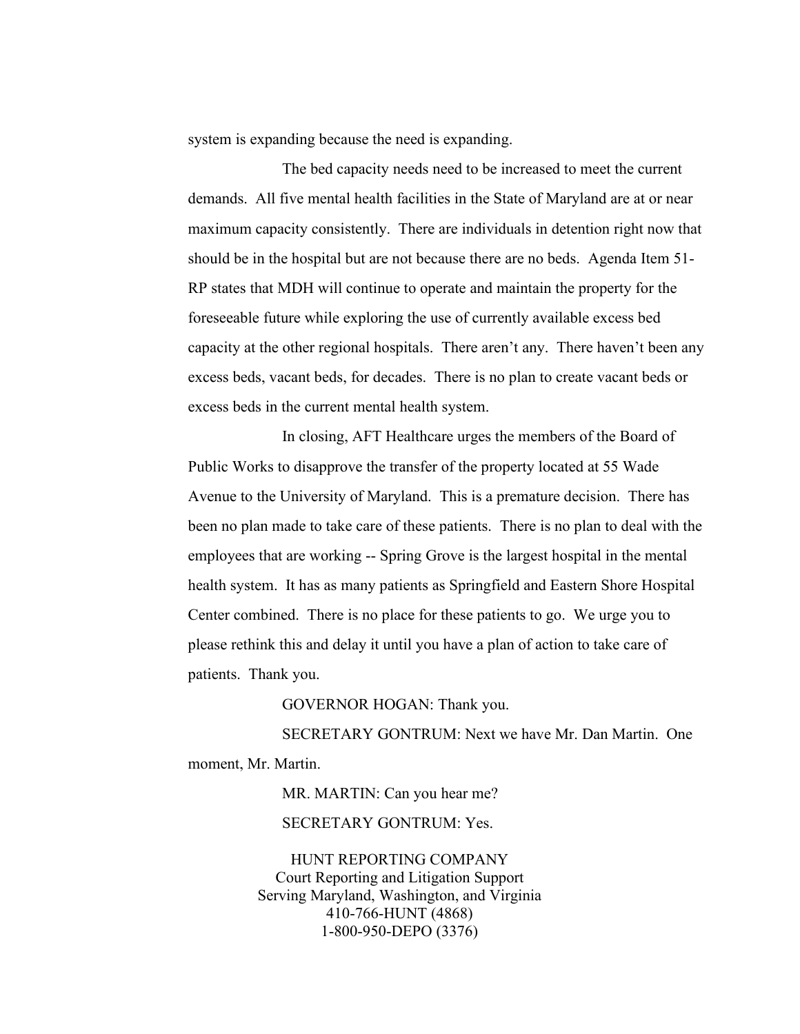system is expanding because the need is expanding.

The bed capacity needs need to be increased to meet the current demands. All five mental health facilities in the State of Maryland are at or near maximum capacity consistently. There are individuals in detention right now that should be in the hospital but are not because there are no beds. Agenda Item 51-RP states that MDH will continue to operate and maintain the property for the foreseeable future while exploring the use of currently available excess bed capacity at the other regional hospitals. There aren't any. There haven't been any excess beds, vacant beds, for decades. There is no plan to create vacant beds or excess beds in the current mental health system.

In closing, AFT Healthcare urges the members of the Board of Public Works to disapprove the transfer of the property located at 55 Wade Avenue to the University of Maryland. This is a premature decision. There has been no plan made to take care of these patients. There is no plan to deal with the employees that are working -- Spring Grove is the largest hospital in the mental health system. It has as many patients as Springfield and Eastern Shore Hospital Center combined. There is no place for these patients to go. We urge you to please rethink this and delay it until you have a plan of action to take care of patients. Thank you.

GOVERNOR HOGAN: Thank you.

SECRETARY GONTRUM: Next we have Mr. Dan Martin. One moment, Mr. Martin.

MR. MARTIN: Can you hear me?

SECRETARY GONTRUM: Yes.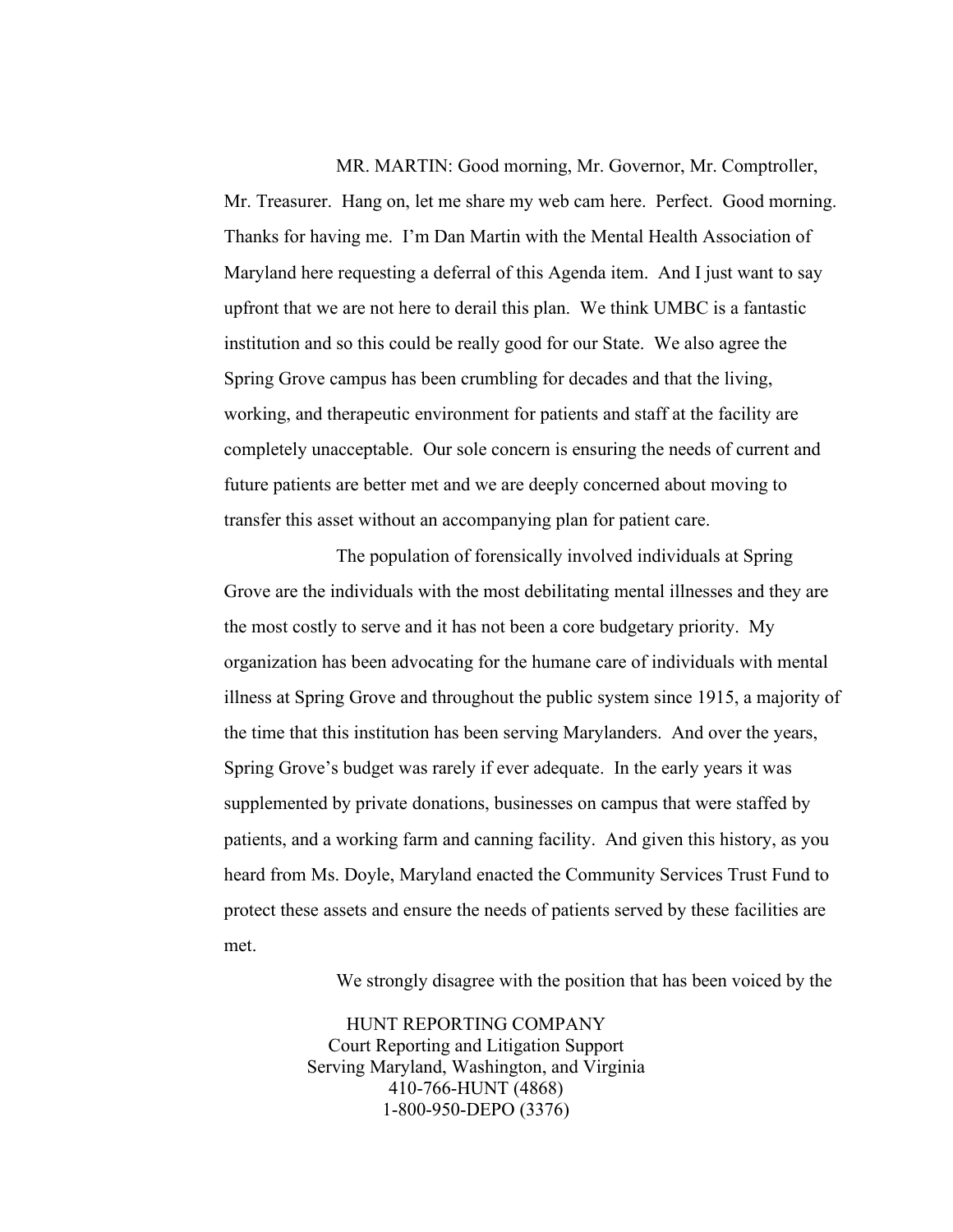MR. MARTIN: Good morning, Mr. Governor, Mr. Comptroller, Mr. Treasurer. Hang on, let me share my web cam here. Perfect. Good morning. Thanks for having me. I'm Dan Martin with the Mental Health Association of Maryland here requesting a deferral of this Agenda item. And I just want to say upfront that we are not here to derail this plan. We think UMBC is a fantastic institution and so this could be really good for our State. We also agree the Spring Grove campus has been crumbling for decades and that the living, working, and therapeutic environment for patients and staff at the facility are completely unacceptable. Our sole concern is ensuring the needs of current and future patients are better met and we are deeply concerned about moving to transfer this asset without an accompanying plan for patient care.

The population of forensically involved individuals at Spring Grove are the individuals with the most debilitating mental illnesses and they are the most costly to serve and it has not been a core budgetary priority. My organization has been advocating for the humane care of individuals with mental illness at Spring Grove and throughout the public system since 1915, a majority of the time that this institution has been serving Marylanders. And over the years, Spring Grove's budget was rarely if ever adequate. In the early years it was supplemented by private donations, businesses on campus that were staffed by patients, and a working farm and canning facility. And given this history, as you heard from Ms. Doyle, Maryland enacted the Community Services Trust Fund to protect these assets and ensure the needs of patients served by these facilities are met.

We strongly disagree with the position that has been voiced by the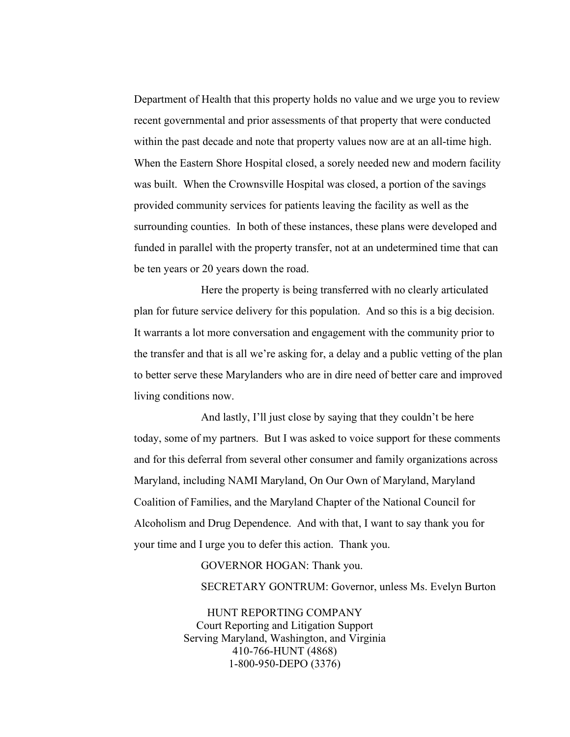Department of Health that this property holds no value and we urge you to review recent governmental and prior assessments of that property that were conducted within the past decade and note that property values now are at an all-time high. When the Eastern Shore Hospital closed, a sorely needed new and modern facility was built. When the Crownsville Hospital was closed, a portion of the savings provided community services for patients leaving the facility as well as the surrounding counties. In both of these instances, these plans were developed and funded in parallel with the property transfer, not at an undetermined time that can be ten years or 20 years down the road.

Here the property is being transferred with no clearly articulated plan for future service delivery for this population. And so this is a big decision. It warrants a lot more conversation and engagement with the community prior to the transfer and that is all we're asking for, a delay and a public vetting of the plan to better serve these Marylanders who are in dire need of better care and improved living conditions now.

And lastly, I'll just close by saying that they couldn't be here today, some of my partners. But I was asked to voice support for these comments and for this deferral from several other consumer and family organizations across Maryland, including NAMI Maryland, On Our Own of Maryland, Maryland Coalition of Families, and the Maryland Chapter of the National Council for Alcoholism and Drug Dependence. And with that, I want to say thank you for your time and I urge you to defer this action. Thank you.

GOVERNOR HOGAN: Thank you.

SECRETARY GONTRUM: Governor, unless Ms. Evelyn Burton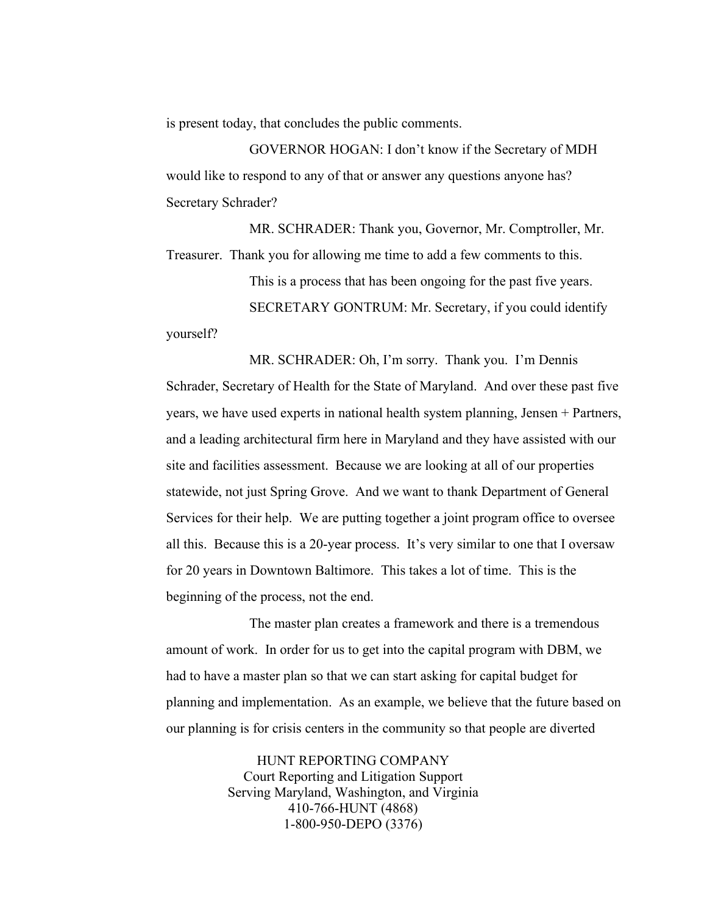is present today, that concludes the public comments.

GOVERNOR HOGAN: I don't know if the Secretary of MDH would like to respond to any of that or answer any questions anyone has? Secretary Schrader?

MR. SCHRADER: Thank you, Governor, Mr. Comptroller, Mr. Treasurer. Thank you for allowing me time to add a few comments to this.

This is a process that has been ongoing for the past five years.

SECRETARY GONTRUM: Mr. Secretary, if you could identify yourself?

MR. SCHRADER: Oh, I'm sorry. Thank you. I'm Dennis Schrader, Secretary of Health for the State of Maryland. And over these past five years, we have used experts in national health system planning, Jensen + Partners, and a leading architectural firm here in Maryland and they have assisted with our site and facilities assessment. Because we are looking at all of our properties statewide, not just Spring Grove. And we want to thank Department of General Services for their help. We are putting together a joint program office to oversee all this. Because this is a 20-year process. It's very similar to one that I oversaw for 20 years in Downtown Baltimore. This takes a lot of time. This is the beginning of the process, not the end.

The master plan creates a framework and there is a tremendous amount of work. In order for us to get into the capital program with DBM, we had to have a master plan so that we can start asking for capital budget for planning and implementation. As an example, we believe that the future based on our planning is for crisis centers in the community so that people are diverted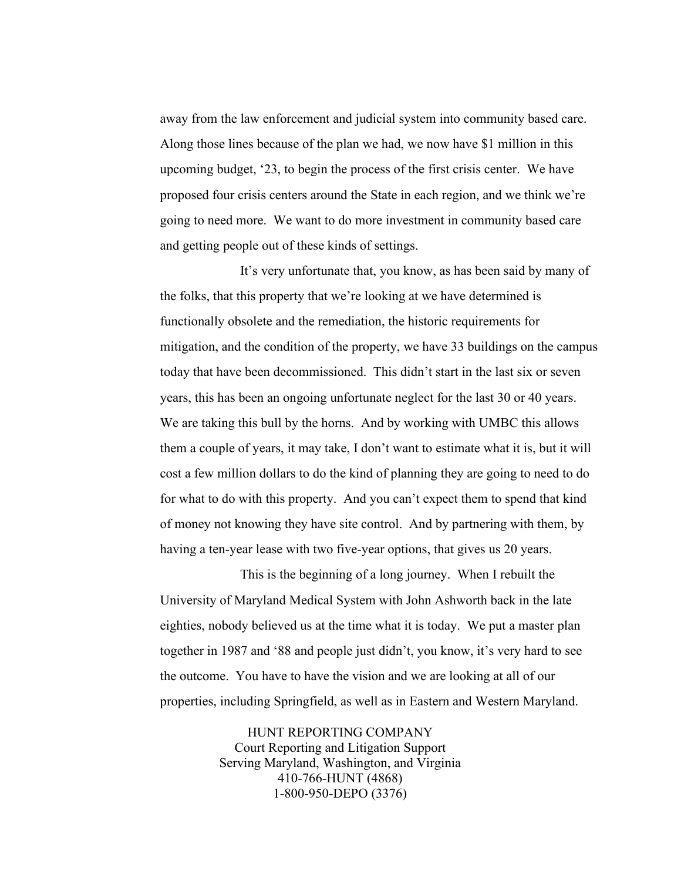away from the law enforcement and judicial system into community based care. Along those lines because of the plan we had, we now have $1 million in this upcoming budget, '23, to begin the process of the first crisis center. We have proposed four crisis centers around the State in each region, and we think we're going to need more. We want to do more investment in community based care and getting people out of these kinds of settings.

It's very unfortunate that, you know, as has been said by many of the folks, that this property that we're looking at we have determined is functionally obsolete and the remediation, the historic requirements for mitigation, and the condition of the property, we have 33 buildings on the campus today that have been decommissioned. This didn't start in the last six or seven years, this has been an ongoing unfortunate neglect for the last 30 or 40 years. We are taking this bull by the horns. And by working with UMBC this allows them a couple of years, it may take, I don't want to estimate what it is, but it will cost a few million dollars to do the kind of planning they are going to need to do for what to do with this property. And you can't expect them to spend that kind of money not knowing they have site control. And by partnering with them, by having a ten-year lease with two five-year options, that gives us 20 years.

This is the beginning of a long journey. When I rebuilt the University of Maryland Medical System with John Ashworth back in the late eighties, nobody believed us at the time what it is today. We put a master plan together in 1987 and '88 and people just didn't, you know, it's very hard to see the outcome. You have to have the vision and we are looking at all of our properties, including Springfield, as well as in Eastern and Western Maryland.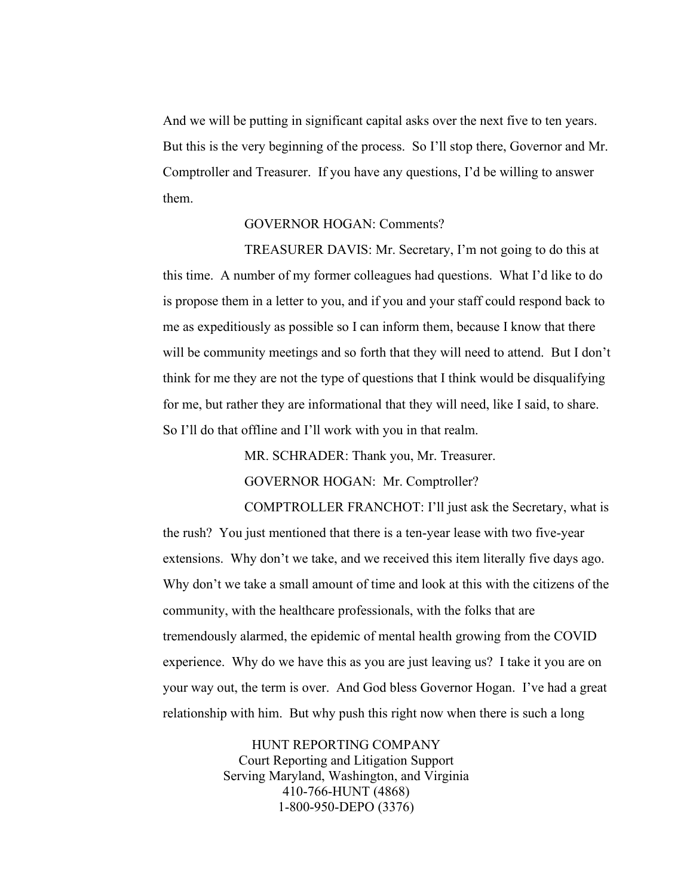And we will be putting in significant capital asks over the next five to ten years. But this is the very beginning of the process. So I'll stop there, Governor and Mr. Comptroller and Treasurer. If you have any questions, I'd be willing to answer them.

GOVERNOR HOGAN: Comments?

TREASURER DAVIS: Mr. Secretary, I'm not going to do this at this time. A number of my former colleagues had questions. What I'd like to do is propose them in a letter to you, and if you and your staff could respond back to me as expeditiously as possible so I can inform them, because I know that there will be community meetings and so forth that they will need to attend. But I don't think for me they are not the type of questions that I think would be disqualifying for me, but rather they are informational that they will need, like I said, to share. So I'll do that offline and I'll work with you in that realm.

MR. SCHRADER: Thank you, Mr. Treasurer.

GOVERNOR HOGAN: Mr. Comptroller?

COMPTROLLER FRANCHOT: I'll just ask the Secretary, what is the rush? You just mentioned that there is a ten-year lease with two five-year extensions. Why don't we take, and we received this item literally five days ago. Why don't we take a small amount of time and look at this with the citizens of the community, with the healthcare professionals, with the folks that are tremendously alarmed, the epidemic of mental health growing from the COVID experience. Why do we have this as you are just leaving us? I take it you are on your way out, the term is over. And God bless Governor Hogan. I've had a great relationship with him. But why push this right now when there is such a long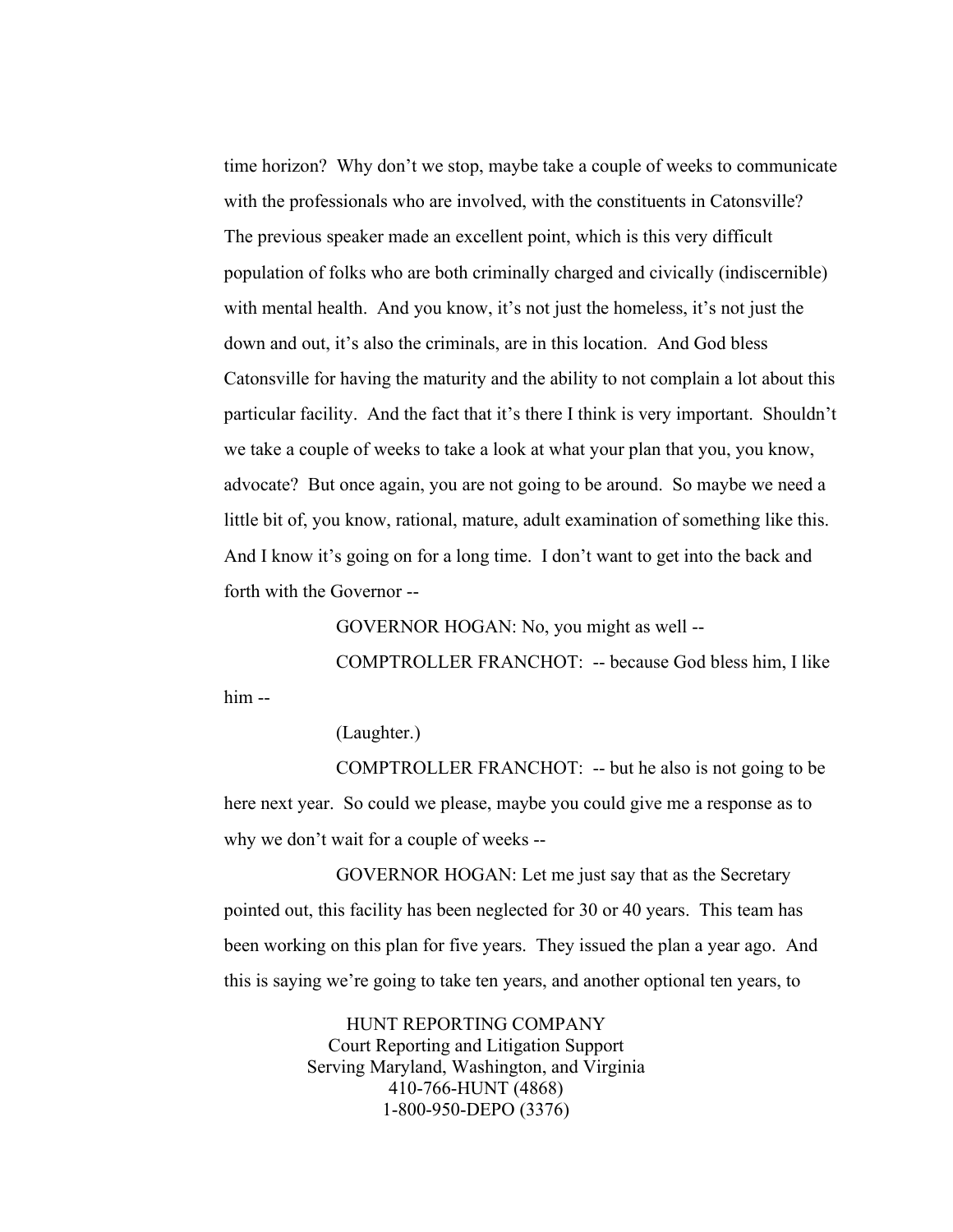time horizon? Why don't we stop, maybe take a couple of weeks to communicate with the professionals who are involved, with the constituents in Catonsville? The previous speaker made an excellent point, which is this very difficult population of folks who are both criminally charged and civically (indiscernible) with mental health. And you know, it's not just the homeless, it's not just the down and out, it's also the criminals, are in this location. And God bless Catonsville for having the maturity and the ability to not complain a lot about this particular facility. And the fact that it's there I think is very important. Shouldn't we take a couple of weeks to take a look at what your plan that you, you know, advocate? But once again, you are not going to be around. So maybe we need a little bit of, you know, rational, mature, adult examination of something like this. And I know it's going on for a long time. I don't want to get into the back and forth with the Governor --

GOVERNOR HOGAN: No, you might as well --

COMPTROLLER FRANCHOT: -- because God bless him, I like him --

(Laughter.)

COMPTROLLER FRANCHOT: -- but he also is not going to be here next year. So could we please, maybe you could give me a response as to why we don't wait for a couple of weeks --

GOVERNOR HOGAN: Let me just say that as the Secretary pointed out, this facility has been neglected for 30 or 40 years. This team has been working on this plan for five years. They issued the plan a year ago. And this is saying we're going to take ten years, and another optional ten years, to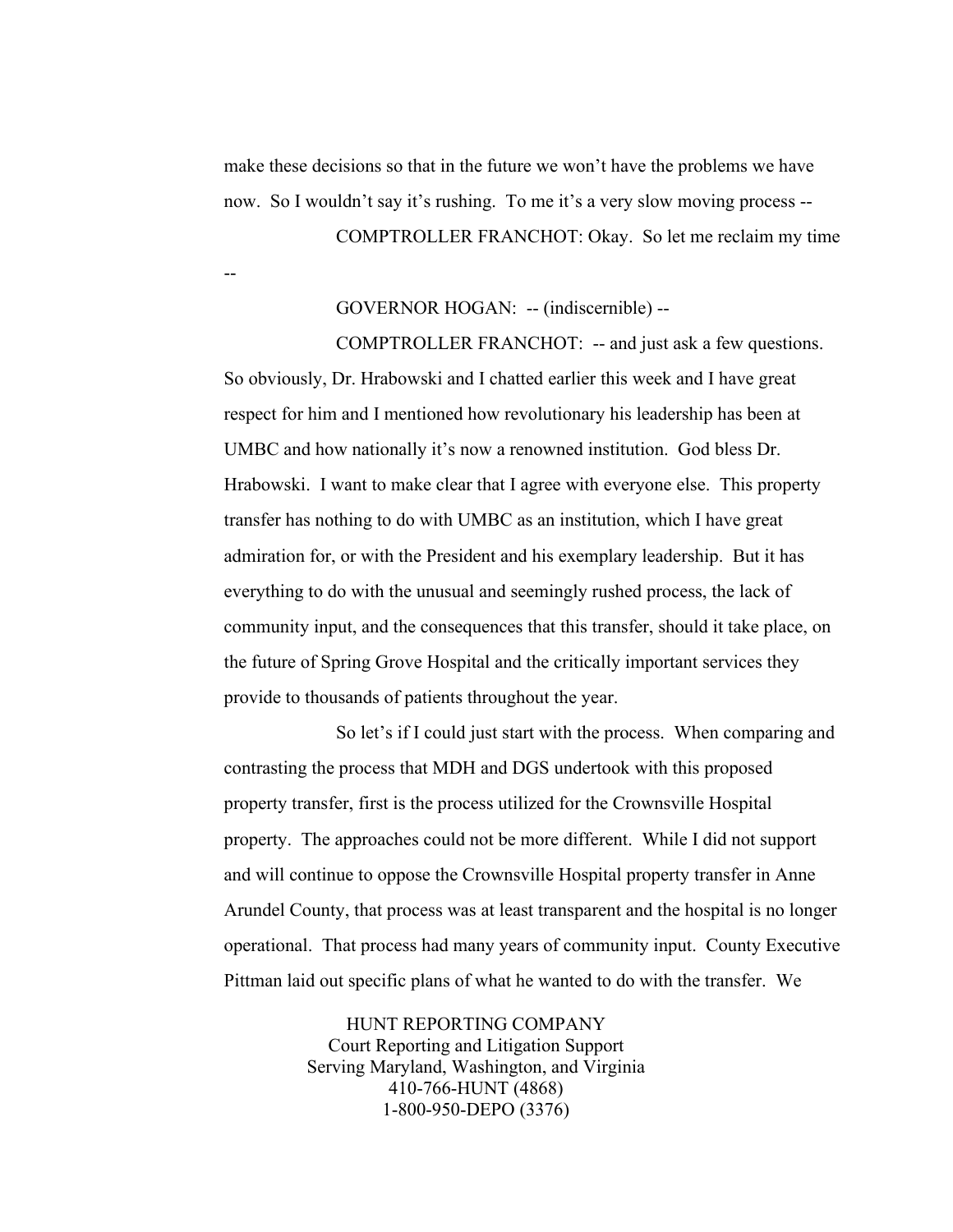make these decisions so that in the future we won't have the problems we have now. So I wouldn't say it's rushing. To me it's a very slow moving process --

COMPTROLLER FRANCHOT: Okay. So let me reclaim my time --

GOVERNOR HOGAN: -- (indiscernible) --

COMPTROLLER FRANCHOT: -- and just ask a few questions. So obviously, Dr. Hrabowski and I chatted earlier this week and I have great respect for him and I mentioned how revolutionary his leadership has been at UMBC and how nationally it's now a renowned institution. God bless Dr. Hrabowski. I want to make clear that I agree with everyone else. This property transfer has nothing to do with UMBC as an institution, which I have great admiration for, or with the President and his exemplary leadership. But it has everything to do with the unusual and seemingly rushed process, the lack of community input, and the consequences that this transfer, should it take place, on the future of Spring Grove Hospital and the critically important services they provide to thousands of patients throughout the year.

So let's if I could just start with the process. When comparing and contrasting the process that MDH and DGS undertook with this proposed property transfer, first is the process utilized for the Crownsville Hospital property. The approaches could not be more different. While I did not support and will continue to oppose the Crownsville Hospital property transfer in Anne Arundel County, that process was at least transparent and the hospital is no longer operational. That process had many years of community input. County Executive Pittman laid out specific plans of what he wanted to do with the transfer. We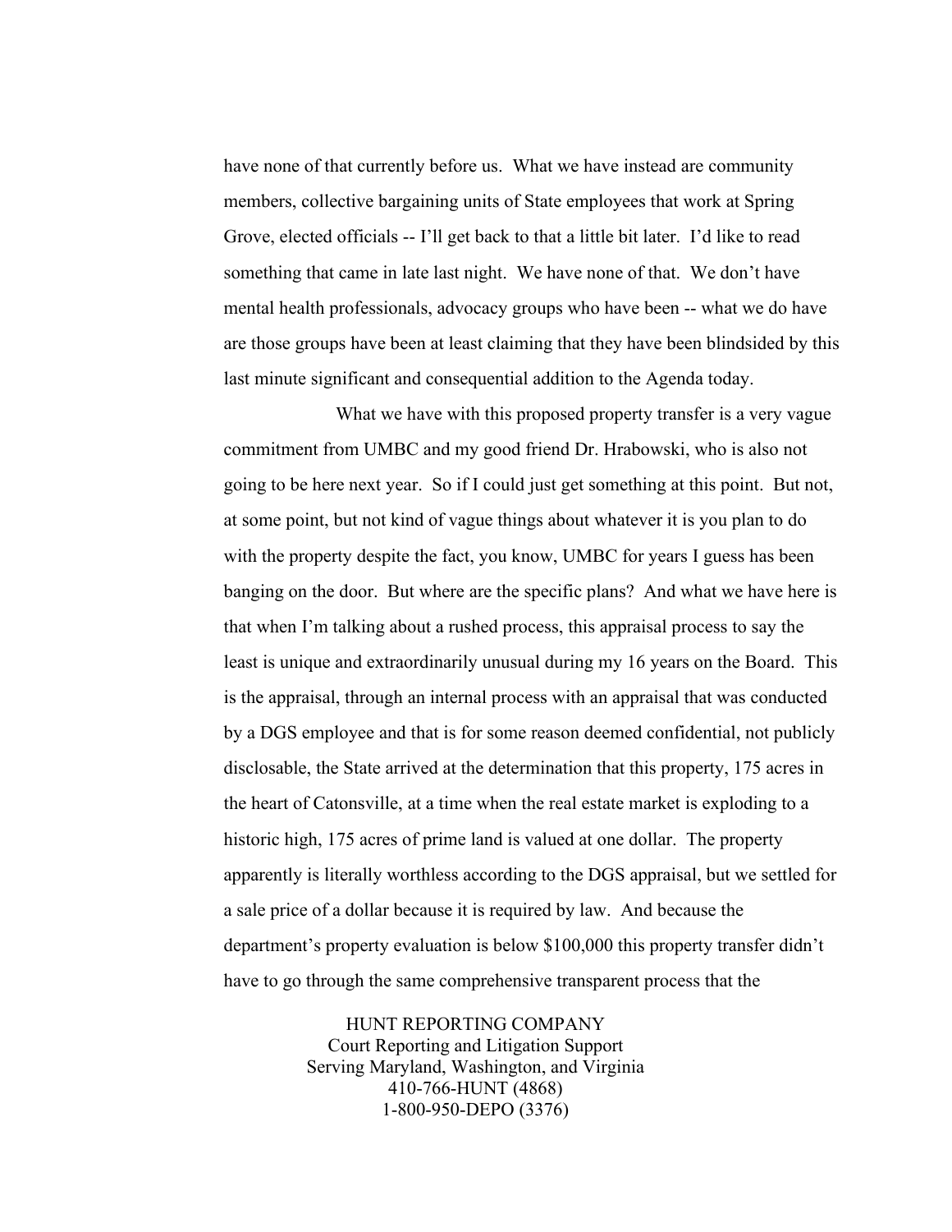have none of that currently before us. What we have instead are community members, collective bargaining units of State employees that work at Spring Grove, elected officials -- I'll get back to that a little bit later. I'd like to read something that came in late last night. We have none of that. We don't have mental health professionals, advocacy groups who have been -- what we do have are those groups have been at least claiming that they have been blindsided by this last minute significant and consequential addition to the Agenda today.

What we have with this proposed property transfer is a very vague commitment from UMBC and my good friend Dr. Hrabowski, who is also not going to be here next year. So if I could just get something at this point. But not, at some point, but not kind of vague things about whatever it is you plan to do with the property despite the fact, you know, UMBC for years I guess has been banging on the door. But where are the specific plans? And what we have here is that when I'm talking about a rushed process, this appraisal process to say the least is unique and extraordinarily unusual during my 16 years on the Board. This is the appraisal, through an internal process with an appraisal that was conducted by a DGS employee and that is for some reason deemed confidential, not publicly disclosable, the State arrived at the determination that this property, 175 acres in the heart of Catonsville, at a time when the real estate market is exploding to a historic high, 175 acres of prime land is valued at one dollar. The property apparently is literally worthless according to the DGS appraisal, but we settled for a sale price of a dollar because it is required by law. And because the department's property evaluation is below $100,000 this property transfer didn't have to go through the same comprehensive transparent process that the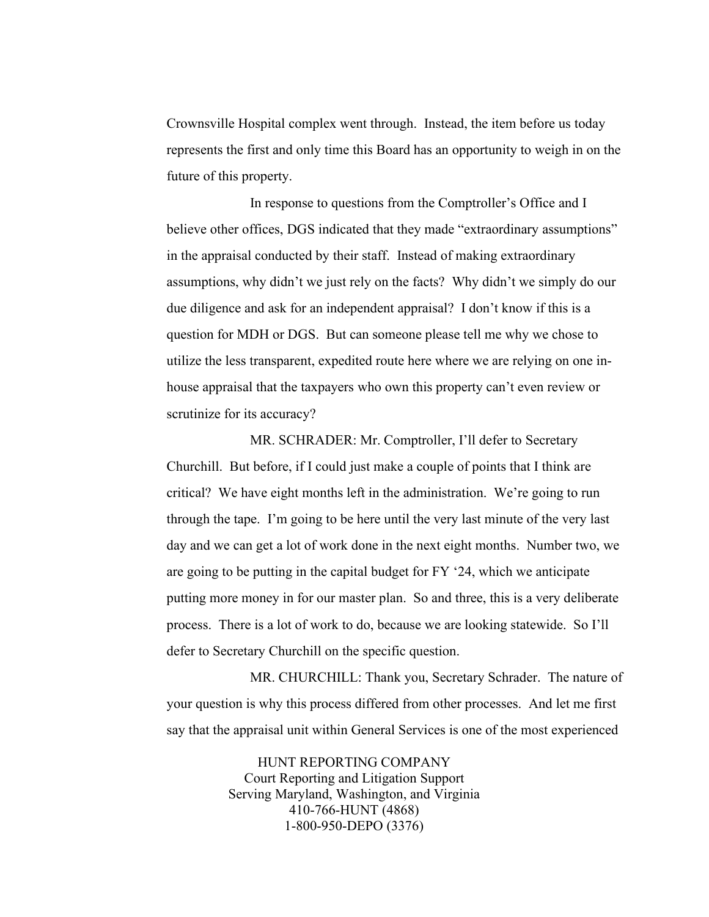Crownsville Hospital complex went through. Instead, the item before us today represents the first and only time this Board has an opportunity to weigh in on the future of this property.

In response to questions from the Comptroller's Office and I believe other offices, DGS indicated that they made "extraordinary assumptions" in the appraisal conducted by their staff. Instead of making extraordinary assumptions, why didn't we just rely on the facts? Why didn't we simply do our due diligence and ask for an independent appraisal? I don't know if this is a question for MDH or DGS. But can someone please tell me why we chose to utilize the less transparent, expedited route here where we are relying on one in-house appraisal that the taxpayers who own this property can't even review or scrutinize for its accuracy?

MR. SCHRADER: Mr. Comptroller, I'll defer to Secretary Churchill. But before, if I could just make a couple of points that I think are critical? We have eight months left in the administration. We're going to run through the tape. I'm going to be here until the very last minute of the very last day and we can get a lot of work done in the next eight months. Number two, we are going to be putting in the capital budget for FY '24, which we anticipate putting more money in for our master plan. So and three, this is a very deliberate process. There is a lot of work to do, because we are looking statewide. So I'll defer to Secretary Churchill on the specific question.

MR. CHURCHILL: Thank you, Secretary Schrader. The nature of your question is why this process differed from other processes. And let me first say that the appraisal unit within General Services is one of the most experienced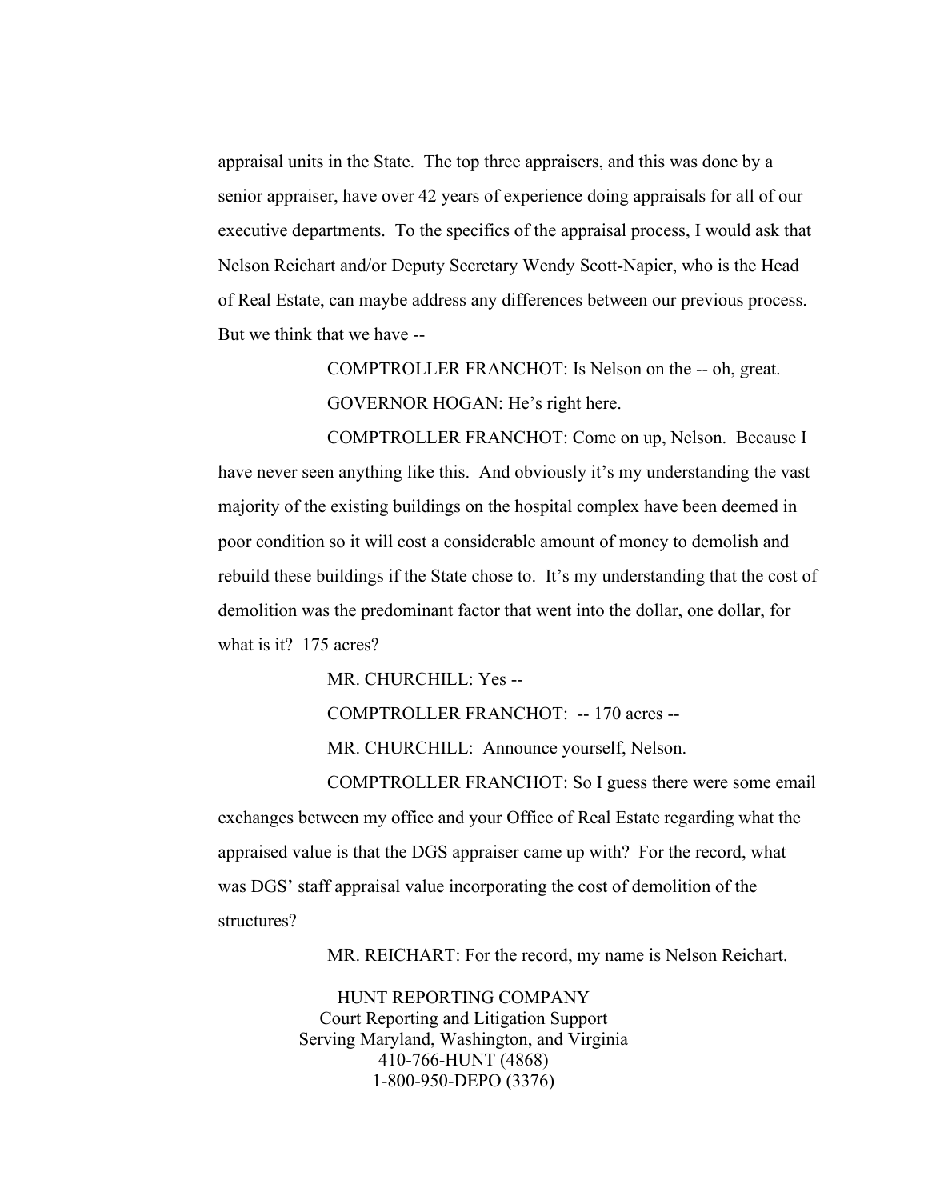appraisal units in the State. The top three appraisers, and this was done by a senior appraiser, have over 42 years of experience doing appraisals for all of our executive departments. To the specifics of the appraisal process, I would ask that Nelson Reichart and/or Deputy Secretary Wendy Scott-Napier, who is the Head of Real Estate, can maybe address any differences between our previous process. But we think that we have --

COMPTROLLER FRANCHOT: Is Nelson on the -- oh, great.

GOVERNOR HOGAN: He's right here.

COMPTROLLER FRANCHOT: Come on up, Nelson. Because I have never seen anything like this. And obviously it's my understanding the vast majority of the existing buildings on the hospital complex have been deemed in poor condition so it will cost a considerable amount of money to demolish and rebuild these buildings if the State chose to. It's my understanding that the cost of demolition was the predominant factor that went into the dollar, one dollar, for what is it? 175 acres?

MR. CHURCHILL: Yes --

COMPTROLLER FRANCHOT: -- 170 acres --

MR. CHURCHILL: Announce yourself, Nelson.

COMPTROLLER FRANCHOT: So I guess there were some email exchanges between my office and your Office of Real Estate regarding what the appraised value is that the DGS appraiser came up with? For the record, what was DGS' staff appraisal value incorporating the cost of demolition of the structures?

MR. REICHART: For the record, my name is Nelson Reichart.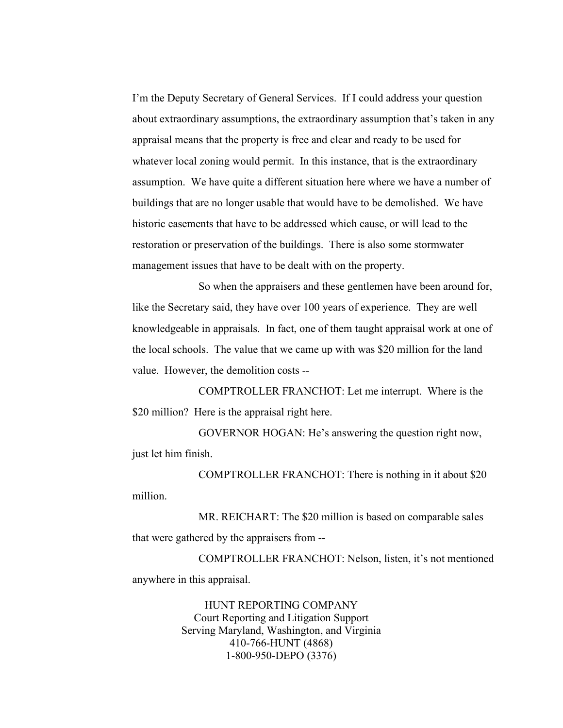I'm the Deputy Secretary of General Services. If I could address your question about extraordinary assumptions, the extraordinary assumption that's taken in any appraisal means that the property is free and clear and ready to be used for whatever local zoning would permit. In this instance, that is the extraordinary assumption. We have quite a different situation here where we have a number of buildings that are no longer usable that would have to be demolished. We have historic easements that have to be addressed which cause, or will lead to the restoration or preservation of the buildings. There is also some stormwater management issues that have to be dealt with on the property.

So when the appraisers and these gentlemen have been around for, like the Secretary said, they have over 100 years of experience. They are well knowledgeable in appraisals. In fact, one of them taught appraisal work at one of the local schools. The value that we came up with was $20 million for the land value. However, the demolition costs --

COMPTROLLER FRANCHOT: Let me interrupt. Where is the $20 million? Here is the appraisal right here.

GOVERNOR HOGAN: He's answering the question right now, just let him finish.

COMPTROLLER FRANCHOT: There is nothing in it about $20 million.

MR. REICHART: The $20 million is based on comparable sales that were gathered by the appraisers from --

COMPTROLLER FRANCHOT: Nelson, listen, it's not mentioned anywhere in this appraisal.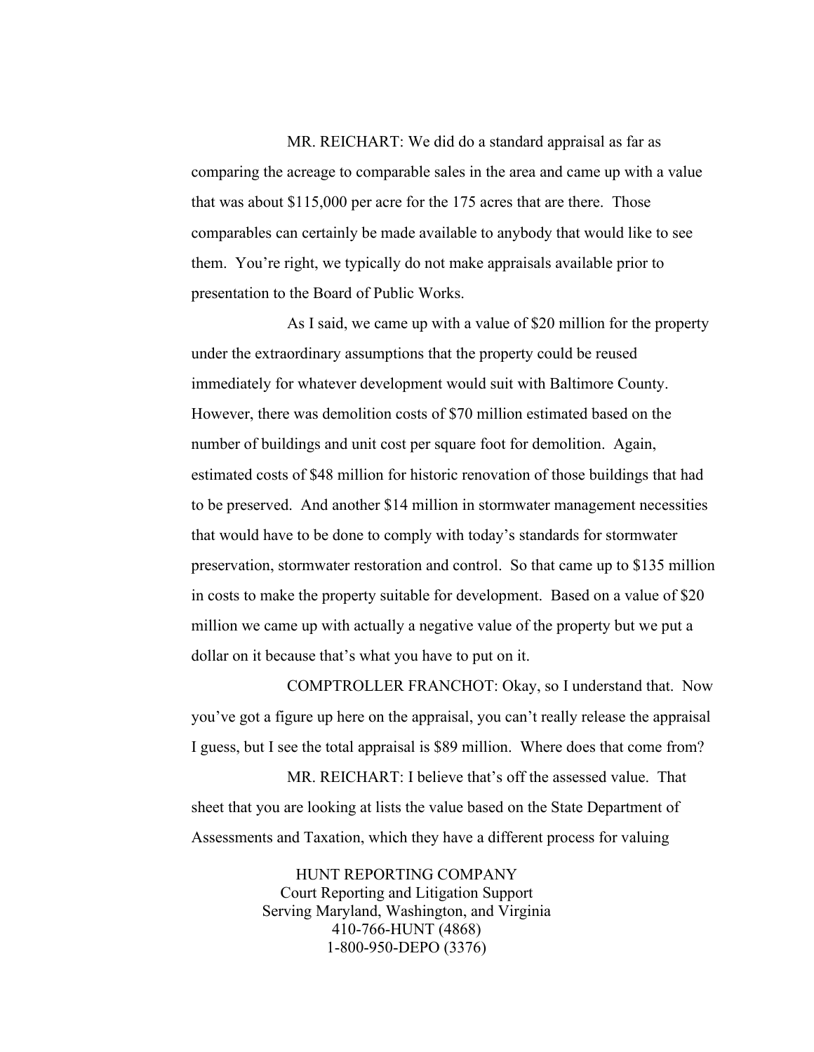MR. REICHART: We did do a standard appraisal as far as comparing the acreage to comparable sales in the area and came up with a value that was about $115,000 per acre for the 175 acres that are there. Those comparables can certainly be made available to anybody that would like to see them. You're right, we typically do not make appraisals available prior to presentation to the Board of Public Works.

As I said, we came up with a value of $20 million for the property under the extraordinary assumptions that the property could be reused immediately for whatever development would suit with Baltimore County. However, there was demolition costs of $70 million estimated based on the number of buildings and unit cost per square foot for demolition. Again, estimated costs of $48 million for historic renovation of those buildings that had to be preserved. And another $14 million in stormwater management necessities that would have to be done to comply with today's standards for stormwater preservation, stormwater restoration and control. So that came up to $135 million in costs to make the property suitable for development. Based on a value of $20 million we came up with actually a negative value of the property but we put a dollar on it because that's what you have to put on it.

COMPTROLLER FRANCHOT: Okay, so I understand that. Now you've got a figure up here on the appraisal, you can't really release the appraisal I guess, but I see the total appraisal is $89 million. Where does that come from?

MR. REICHART: I believe that's off the assessed value. That sheet that you are looking at lists the value based on the State Department of Assessments and Taxation, which they have a different process for valuing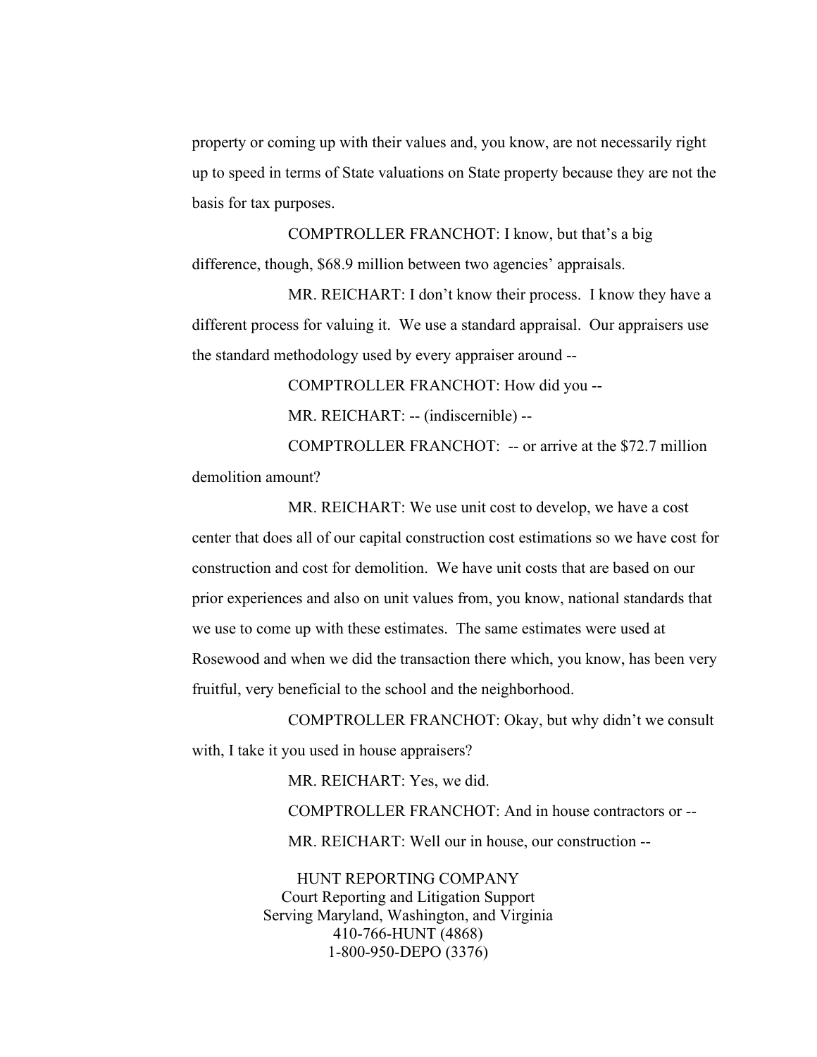property or coming up with their values and, you know, are not necessarily right up to speed in terms of State valuations on State property because they are not the basis for tax purposes.

COMPTROLLER FRANCHOT: I know, but that's a big difference, though, $68.9 million between two agencies' appraisals.

MR. REICHART: I don't know their process. I know they have a different process for valuing it. We use a standard appraisal. Our appraisers use the standard methodology used by every appraiser around --

COMPTROLLER FRANCHOT: How did you --

MR. REICHART: -- (indiscernible) --

COMPTROLLER FRANCHOT: -- or arrive at the $72.7 million demolition amount?

MR. REICHART: We use unit cost to develop, we have a cost center that does all of our capital construction cost estimations so we have cost for construction and cost for demolition. We have unit costs that are based on our prior experiences and also on unit values from, you know, national standards that we use to come up with these estimates. The same estimates were used at Rosewood and when we did the transaction there which, you know, has been very fruitful, very beneficial to the school and the neighborhood.

COMPTROLLER FRANCHOT: Okay, but why didn't we consult with, I take it you used in house appraisers?

MR. REICHART: Yes, we did.

COMPTROLLER FRANCHOT: And in house contractors or --

MR. REICHART: Well our in house, our construction --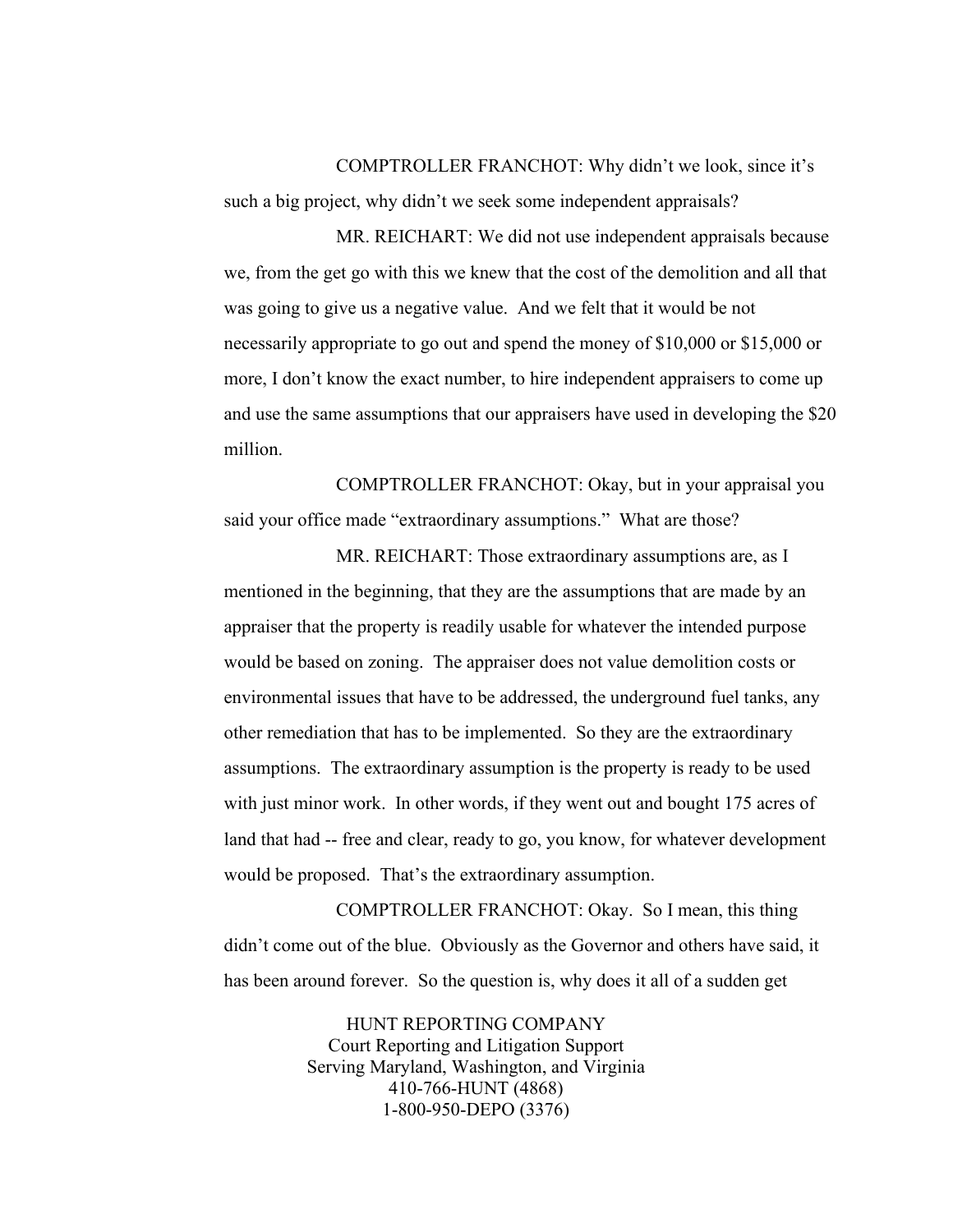COMPTROLLER FRANCHOT: Why didn't we look, since it's such a big project, why didn't we seek some independent appraisals?

MR. REICHART: We did not use independent appraisals because we, from the get go with this we knew that the cost of the demolition and all that was going to give us a negative value. And we felt that it would be not necessarily appropriate to go out and spend the money of $10,000 or $15,000 or more, I don't know the exact number, to hire independent appraisers to come up and use the same assumptions that our appraisers have used in developing the $20 million.

COMPTROLLER FRANCHOT: Okay, but in your appraisal you said your office made "extraordinary assumptions." What are those?

MR. REICHART: Those extraordinary assumptions are, as I mentioned in the beginning, that they are the assumptions that are made by an appraiser that the property is readily usable for whatever the intended purpose would be based on zoning. The appraiser does not value demolition costs or environmental issues that have to be addressed, the underground fuel tanks, any other remediation that has to be implemented. So they are the extraordinary assumptions. The extraordinary assumption is the property is ready to be used with just minor work. In other words, if they went out and bought 175 acres of land that had -- free and clear, ready to go, you know, for whatever development would be proposed. That's the extraordinary assumption.

COMPTROLLER FRANCHOT: Okay. So I mean, this thing didn't come out of the blue. Obviously as the Governor and others have said, it has been around forever. So the question is, why does it all of a sudden get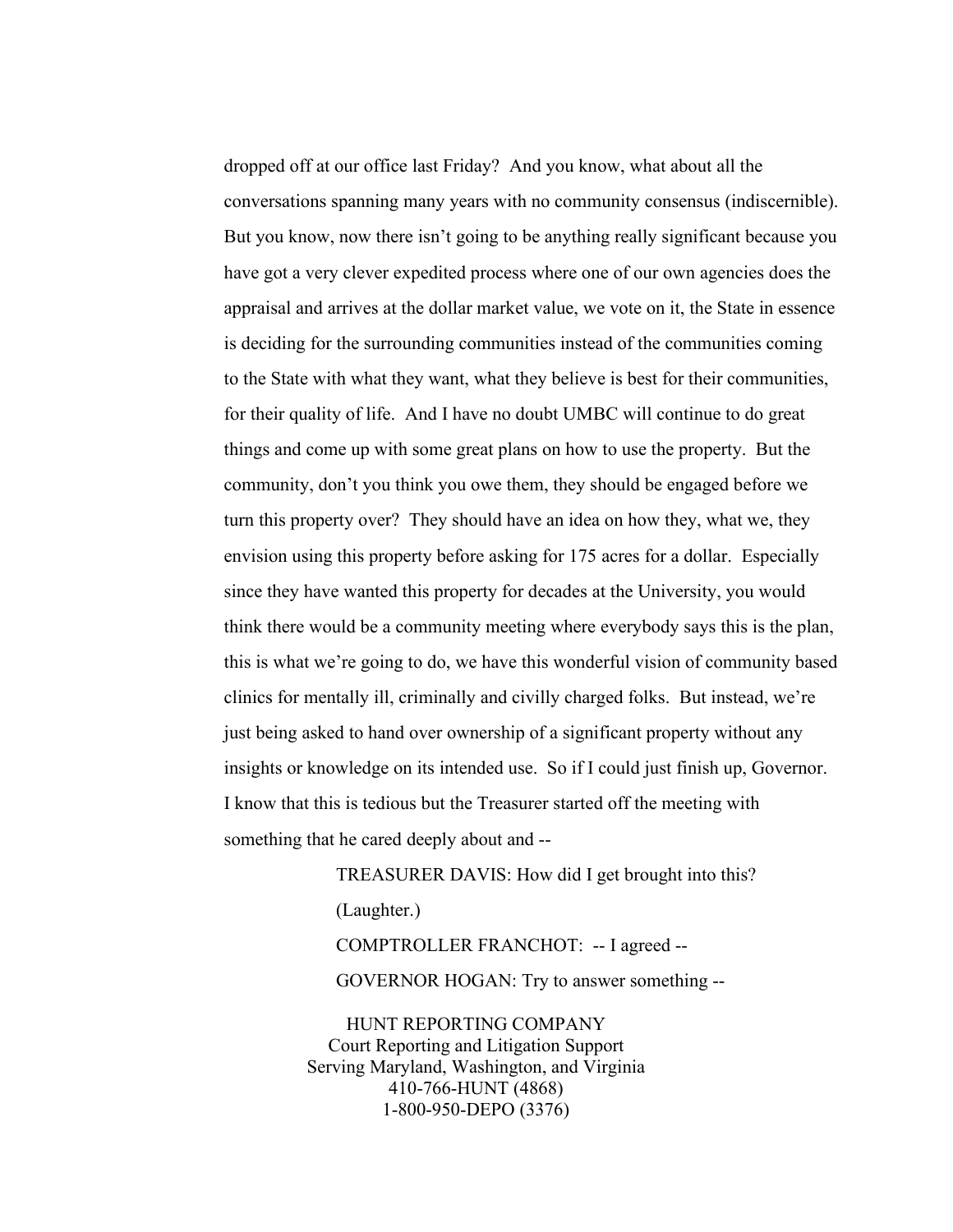dropped off at our office last Friday? And you know, what about all the conversations spanning many years with no community consensus (indiscernible). But you know, now there isn't going to be anything really significant because you have got a very clever expedited process where one of our own agencies does the appraisal and arrives at the dollar market value, we vote on it, the State in essence is deciding for the surrounding communities instead of the communities coming to the State with what they want, what they believe is best for their communities, for their quality of life. And I have no doubt UMBC will continue to do great things and come up with some great plans on how to use the property. But the community, don't you think you owe them, they should be engaged before we turn this property over? They should have an idea on how they, what we, they envision using this property before asking for 175 acres for a dollar. Especially since they have wanted this property for decades at the University, you would think there would be a community meeting where everybody says this is the plan, this is what we're going to do, we have this wonderful vision of community based clinics for mentally ill, criminally and civilly charged folks. But instead, we're just being asked to hand over ownership of a significant property without any insights or knowledge on its intended use. So if I could just finish up, Governor. I know that this is tedious but the Treasurer started off the meeting with something that he cared deeply about and --

TREASURER DAVIS: How did I get brought into this?

(Laughter.)

COMPTROLLER FRANCHOT: -- I agreed --

GOVERNOR HOGAN: Try to answer something --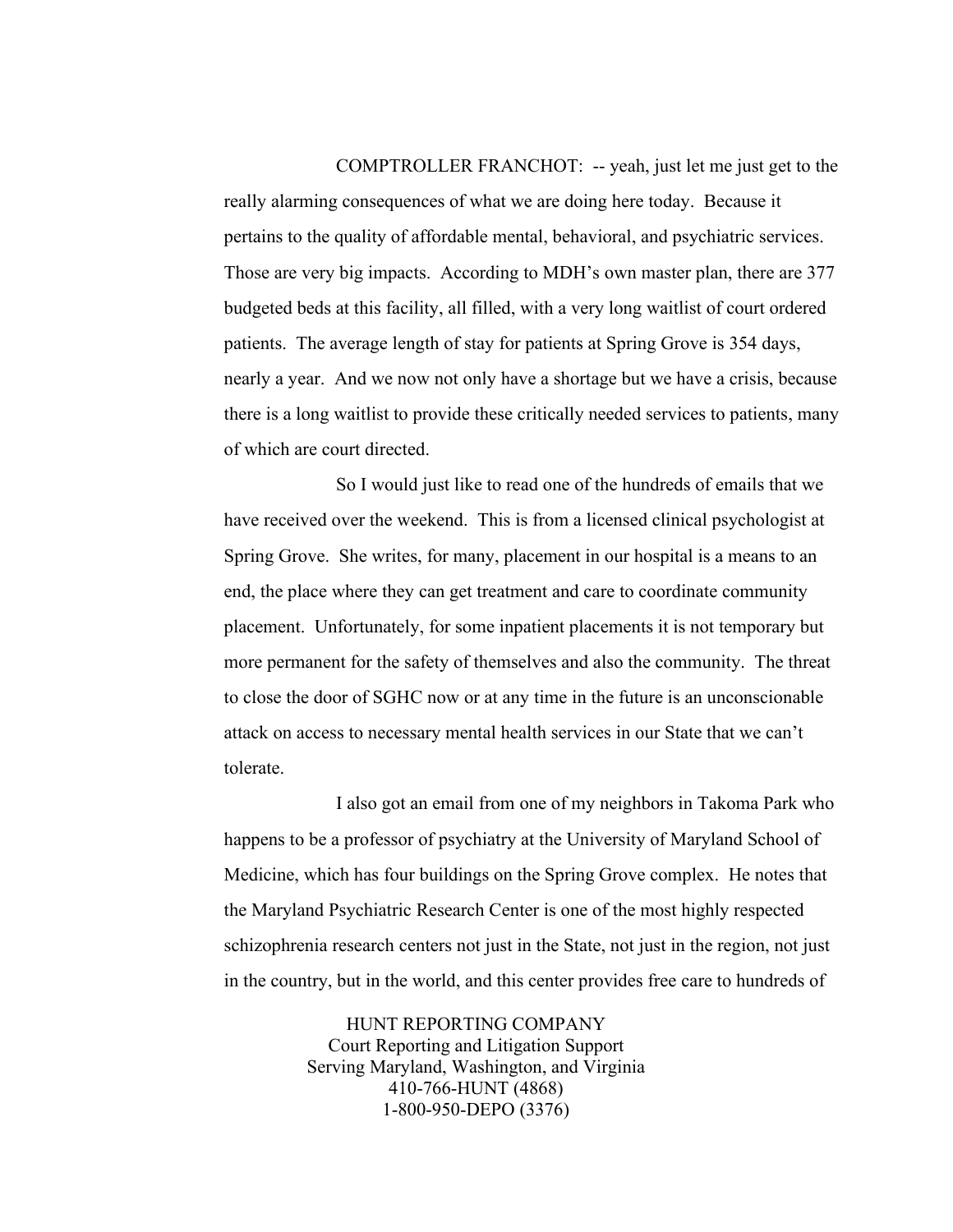COMPTROLLER FRANCHOT: -- yeah, just let me just get to the really alarming consequences of what we are doing here today. Because it pertains to the quality of affordable mental, behavioral, and psychiatric services. Those are very big impacts. According to MDH's own master plan, there are 377 budgeted beds at this facility, all filled, with a very long waitlist of court ordered patients. The average length of stay for patients at Spring Grove is 354 days, nearly a year. And we now not only have a shortage but we have a crisis, because there is a long waitlist to provide these critically needed services to patients, many of which are court directed.

So I would just like to read one of the hundreds of emails that we have received over the weekend. This is from a licensed clinical psychologist at Spring Grove. She writes, for many, placement in our hospital is a means to an end, the place where they can get treatment and care to coordinate community placement. Unfortunately, for some inpatient placements it is not temporary but more permanent for the safety of themselves and also the community. The threat to close the door of SGHC now or at any time in the future is an unconscionable attack on access to necessary mental health services in our State that we can't tolerate.

I also got an email from one of my neighbors in Takoma Park who happens to be a professor of psychiatry at the University of Maryland School of Medicine, which has four buildings on the Spring Grove complex. He notes that the Maryland Psychiatric Research Center is one of the most highly respected schizophrenia research centers not just in the State, not just in the region, not just in the country, but in the world, and this center provides free care to hundreds of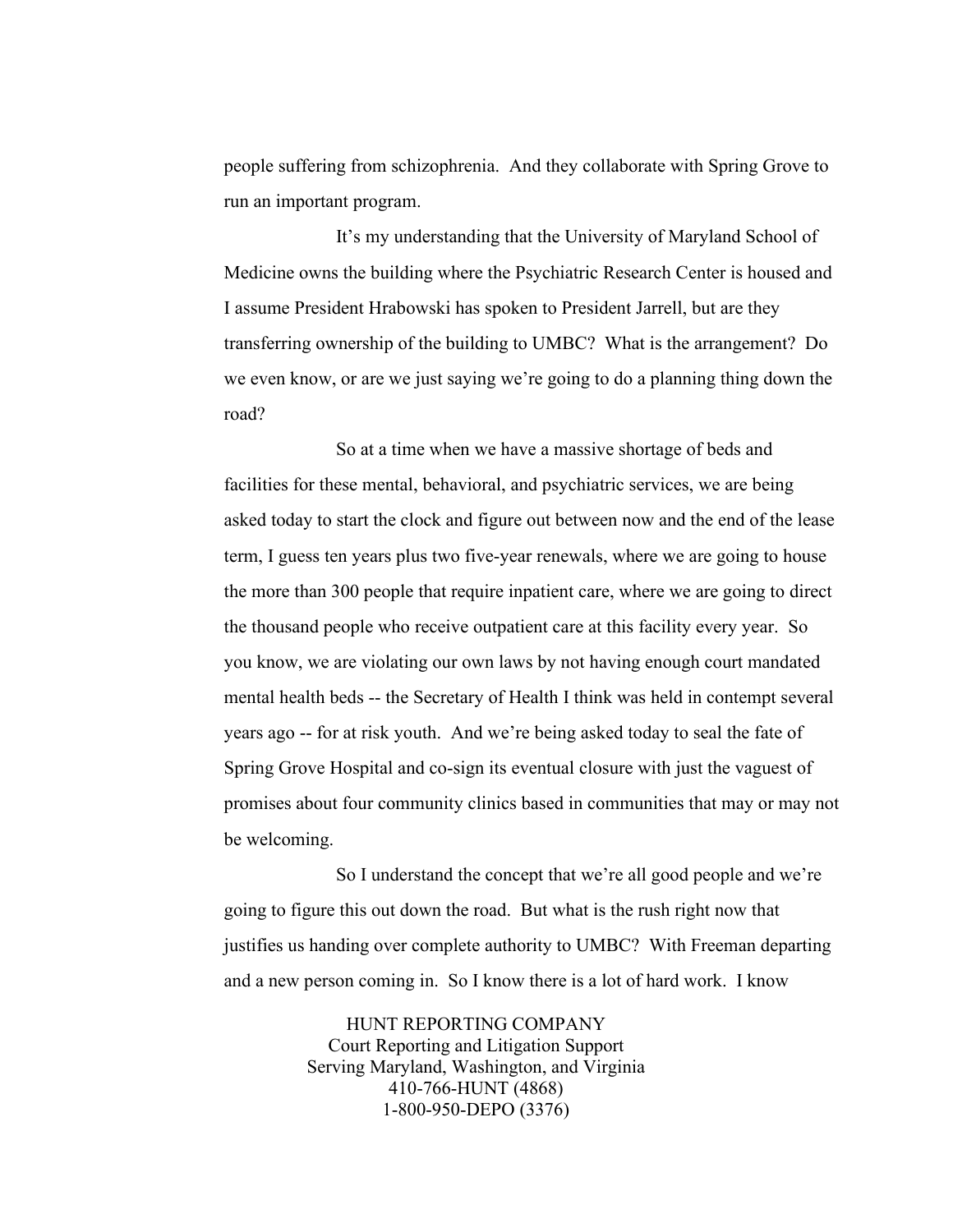people suffering from schizophrenia. And they collaborate with Spring Grove to run an important program.

It's my understanding that the University of Maryland School of Medicine owns the building where the Psychiatric Research Center is housed and I assume President Hrabowski has spoken to President Jarrell, but are they transferring ownership of the building to UMBC? What is the arrangement? Do we even know, or are we just saying we're going to do a planning thing down the road?

So at a time when we have a massive shortage of beds and facilities for these mental, behavioral, and psychiatric services, we are being asked today to start the clock and figure out between now and the end of the lease term, I guess ten years plus two five-year renewals, where we are going to house the more than 300 people that require inpatient care, where we are going to direct the thousand people who receive outpatient care at this facility every year. So you know, we are violating our own laws by not having enough court mandated mental health beds -- the Secretary of Health I think was held in contempt several years ago -- for at risk youth. And we're being asked today to seal the fate of Spring Grove Hospital and co-sign its eventual closure with just the vaguest of promises about four community clinics based in communities that may or may not be welcoming.

So I understand the concept that we're all good people and we're going to figure this out down the road. But what is the rush right now that justifies us handing over complete authority to UMBC? With Freeman departing and a new person coming in. So I know there is a lot of hard work. I know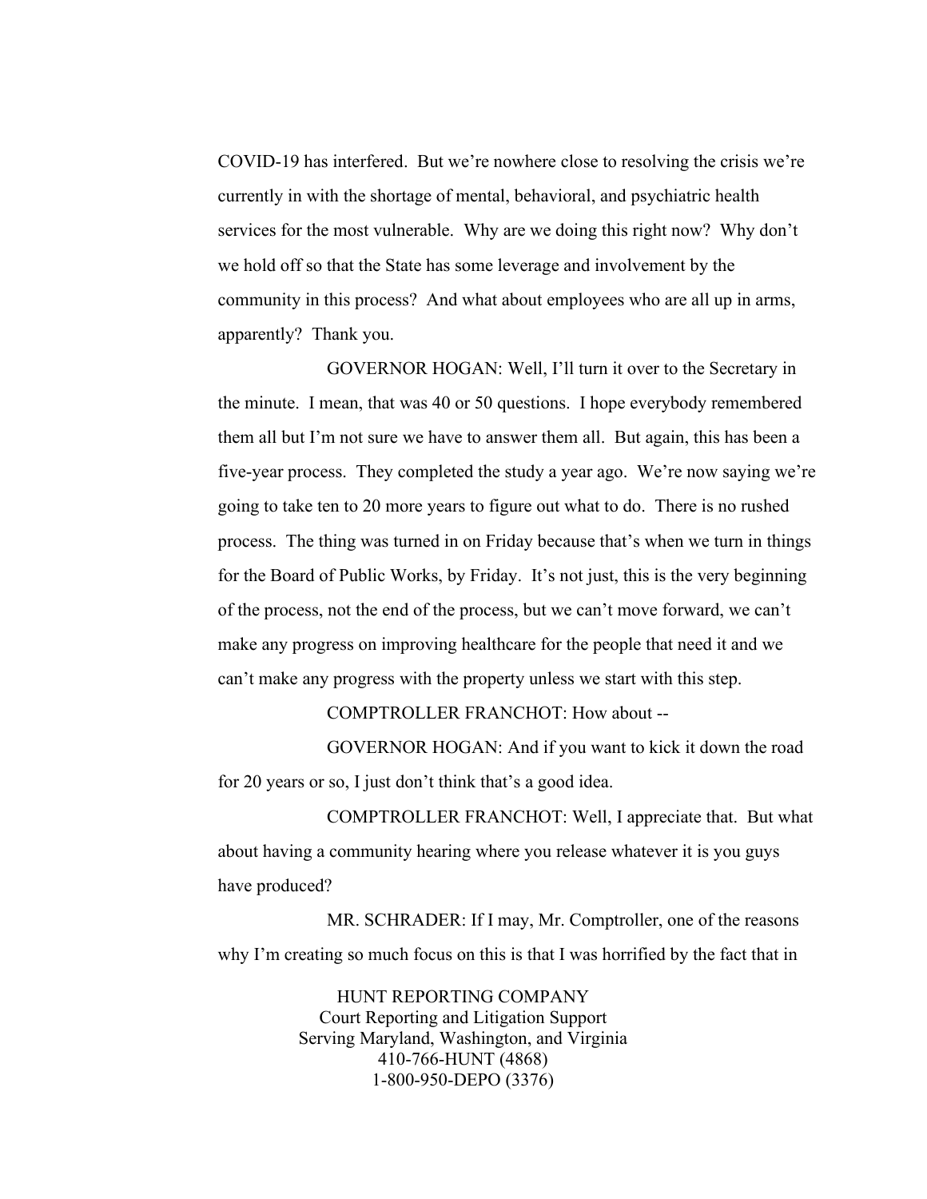COVID-19 has interfered. But we're nowhere close to resolving the crisis we're currently in with the shortage of mental, behavioral, and psychiatric health services for the most vulnerable. Why are we doing this right now? Why don't we hold off so that the State has some leverage and involvement by the community in this process? And what about employees who are all up in arms, apparently? Thank you.

GOVERNOR HOGAN: Well, I'll turn it over to the Secretary in the minute. I mean, that was 40 or 50 questions. I hope everybody remembered them all but I'm not sure we have to answer them all. But again, this has been a five-year process. They completed the study a year ago. We're now saying we're going to take ten to 20 more years to figure out what to do. There is no rushed process. The thing was turned in on Friday because that's when we turn in things for the Board of Public Works, by Friday. It's not just, this is the very beginning of the process, not the end of the process, but we can't move forward, we can't make any progress on improving healthcare for the people that need it and we can't make any progress with the property unless we start with this step.

COMPTROLLER FRANCHOT: How about --

GOVERNOR HOGAN: And if you want to kick it down the road for 20 years or so, I just don't think that's a good idea.

COMPTROLLER FRANCHOT: Well, I appreciate that. But what about having a community hearing where you release whatever it is you guys have produced?

MR. SCHRADER: If I may, Mr. Comptroller, one of the reasons why I'm creating so much focus on this is that I was horrified by the fact that in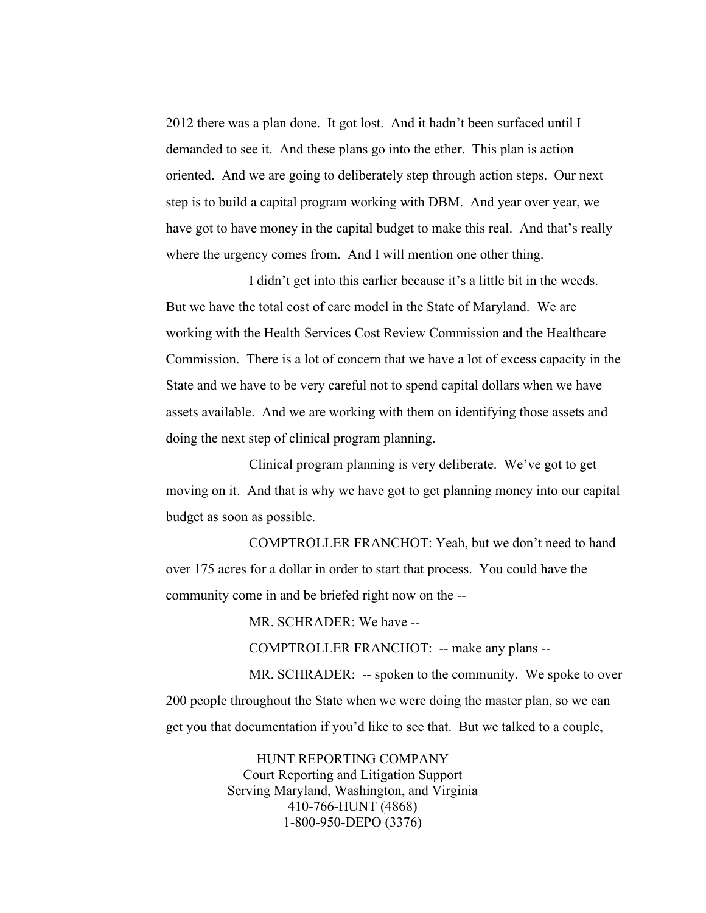2012 there was a plan done. It got lost. And it hadn't been surfaced until I demanded to see it. And these plans go into the ether. This plan is action oriented. And we are going to deliberately step through action steps. Our next step is to build a capital program working with DBM. And year over year, we have got to have money in the capital budget to make this real. And that's really where the urgency comes from. And I will mention one other thing.

I didn't get into this earlier because it's a little bit in the weeds. But we have the total cost of care model in the State of Maryland. We are working with the Health Services Cost Review Commission and the Healthcare Commission. There is a lot of concern that we have a lot of excess capacity in the State and we have to be very careful not to spend capital dollars when we have assets available. And we are working with them on identifying those assets and doing the next step of clinical program planning.

Clinical program planning is very deliberate. We've got to get moving on it. And that is why we have got to get planning money into our capital budget as soon as possible.

COMPTROLLER FRANCHOT: Yeah, but we don't need to hand over 175 acres for a dollar in order to start that process. You could have the community come in and be briefed right now on the --

MR. SCHRADER: We have --

COMPTROLLER FRANCHOT: -- make any plans --

MR. SCHRADER: -- spoken to the community. We spoke to over 200 people throughout the State when we were doing the master plan, so we can get you that documentation if you'd like to see that. But we talked to a couple,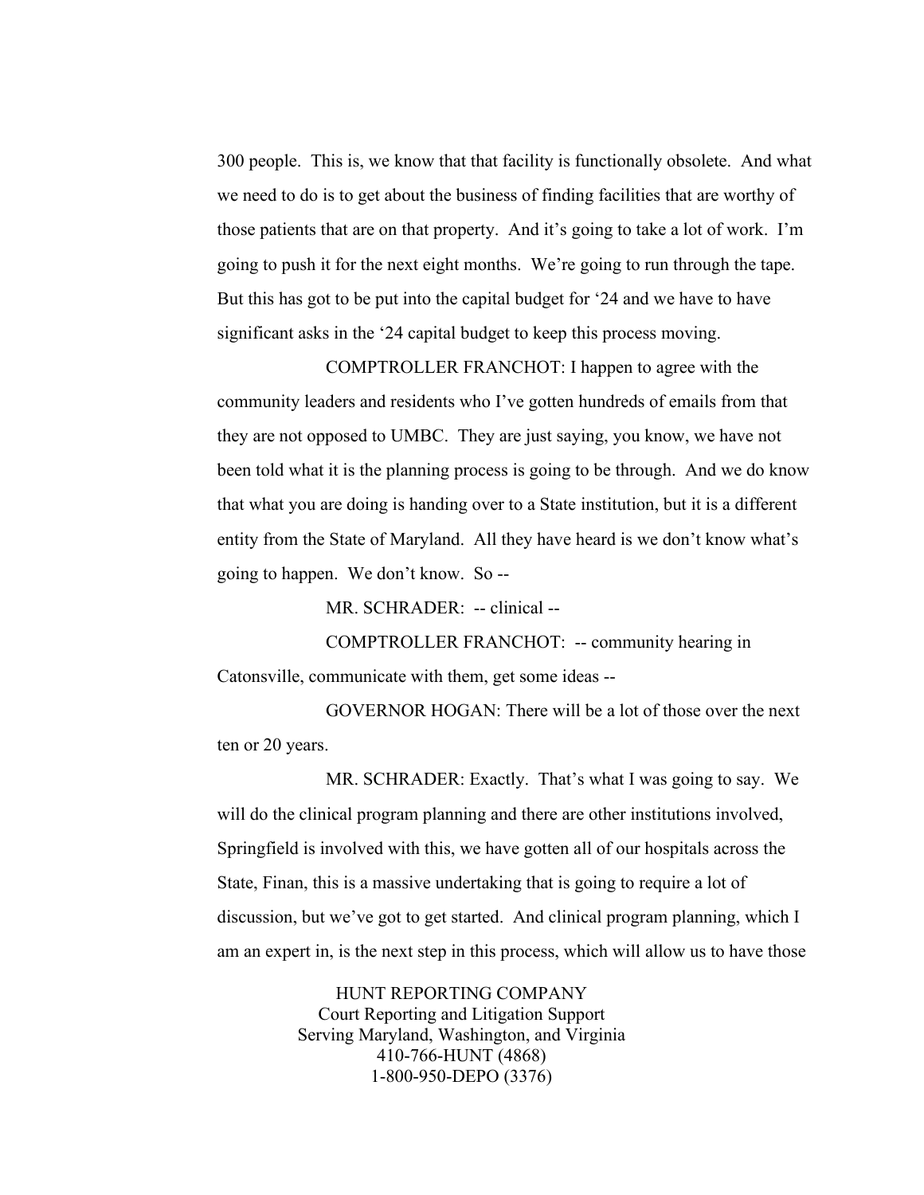300 people. This is, we know that that facility is functionally obsolete. And what we need to do is to get about the business of finding facilities that are worthy of those patients that are on that property. And it's going to take a lot of work. I'm going to push it for the next eight months. We're going to run through the tape. But this has got to be put into the capital budget for '24 and we have to have significant asks in the '24 capital budget to keep this process moving.

COMPTROLLER FRANCHOT: I happen to agree with the community leaders and residents who I've gotten hundreds of emails from that they are not opposed to UMBC. They are just saying, you know, we have not been told what it is the planning process is going to be through. And we do know that what you are doing is handing over to a State institution, but it is a different entity from the State of Maryland. All they have heard is we don't know what's going to happen. We don't know. So --

MR. SCHRADER: -- clinical --

COMPTROLLER FRANCHOT: -- community hearing in Catonsville, communicate with them, get some ideas --

GOVERNOR HOGAN: There will be a lot of those over the next ten or 20 years.

MR. SCHRADER: Exactly. That's what I was going to say. We will do the clinical program planning and there are other institutions involved, Springfield is involved with this, we have gotten all of our hospitals across the State, Finan, this is a massive undertaking that is going to require a lot of discussion, but we've got to get started. And clinical program planning, which I am an expert in, is the next step in this process, which will allow us to have those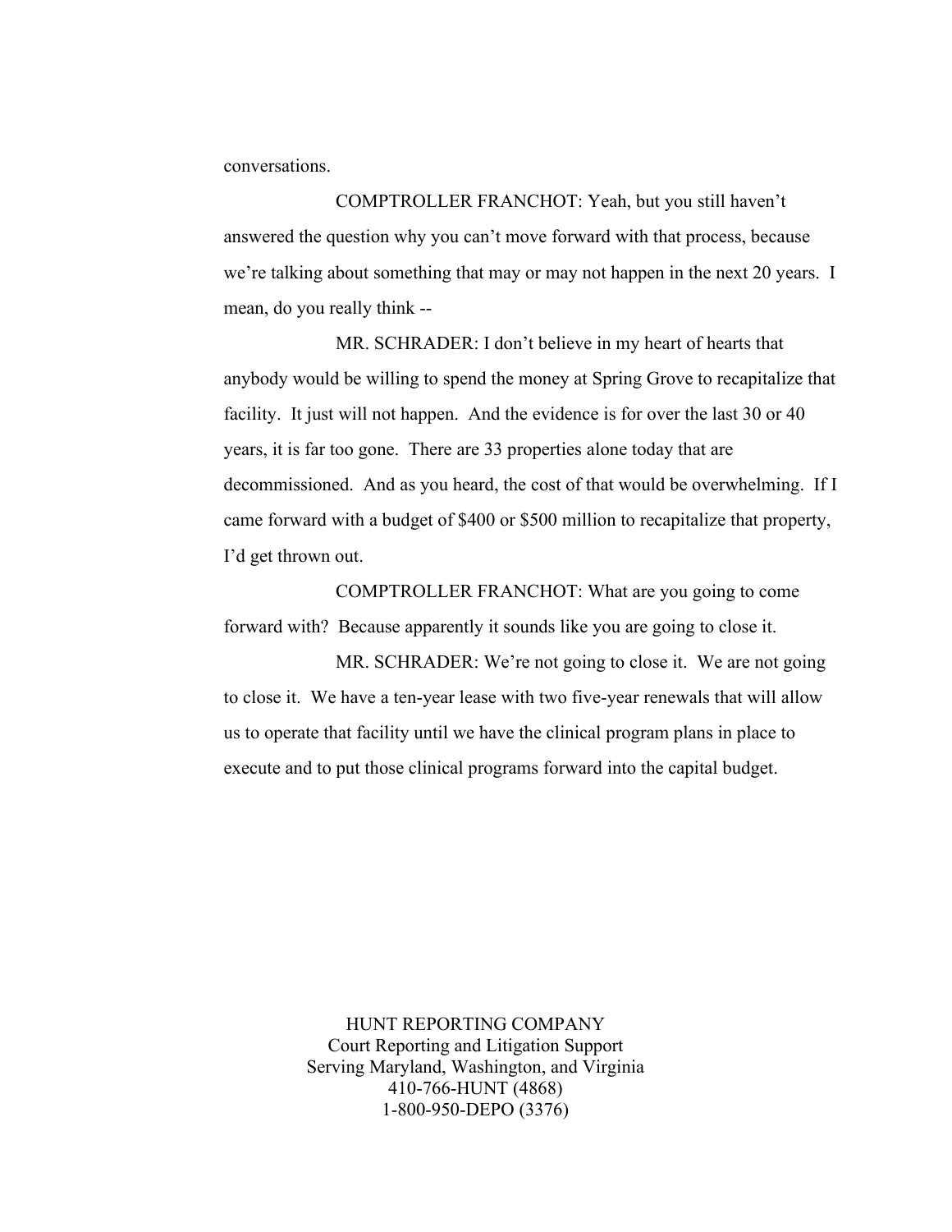conversations.

COMPTROLLER FRANCHOT: Yeah, but you still haven't answered the question why you can't move forward with that process, because we're talking about something that may or may not happen in the next 20 years. I mean, do you really think --

MR. SCHRADER: I don't believe in my heart of hearts that anybody would be willing to spend the money at Spring Grove to recapitalize that facility. It just will not happen. And the evidence is for over the last 30 or 40 years, it is far too gone. There are 33 properties alone today that are decommissioned. And as you heard, the cost of that would be overwhelming. If I came forward with a budget of $400 or $500 million to recapitalize that property, I'd get thrown out.

COMPTROLLER FRANCHOT: What are you going to come forward with? Because apparently it sounds like you are going to close it.

MR. SCHRADER: We're not going to close it. We are not going to close it. We have a ten-year lease with two five-year renewals that will allow us to operate that facility until we have the clinical program plans in place to execute and to put those clinical programs forward into the capital budget.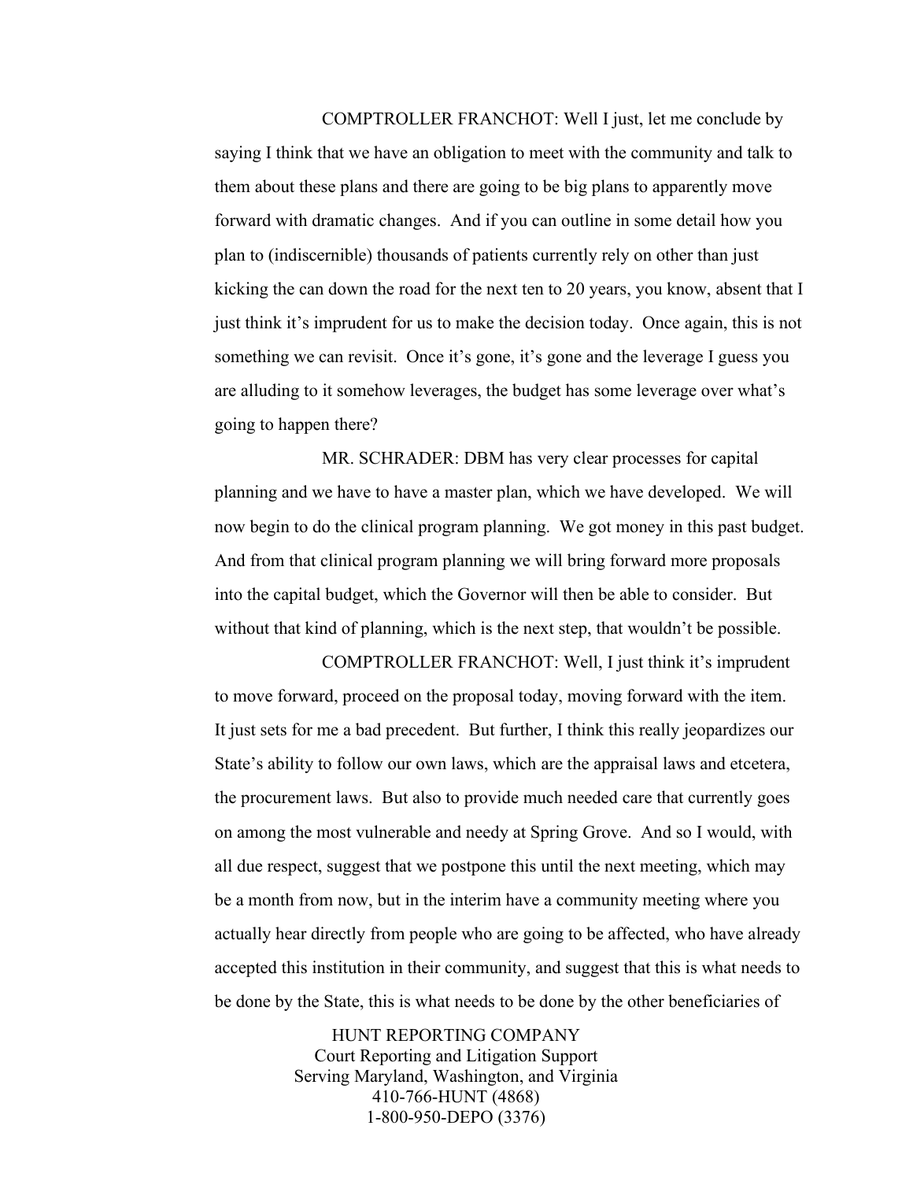COMPTROLLER FRANCHOT: Well I just, let me conclude by saying I think that we have an obligation to meet with the community and talk to them about these plans and there are going to be big plans to apparently move forward with dramatic changes. And if you can outline in some detail how you plan to (indiscernible) thousands of patients currently rely on other than just kicking the can down the road for the next ten to 20 years, you know, absent that I just think it's imprudent for us to make the decision today. Once again, this is not something we can revisit. Once it's gone, it's gone and the leverage I guess you are alluding to it somehow leverages, the budget has some leverage over what's going to happen there?

MR. SCHRADER: DBM has very clear processes for capital planning and we have to have a master plan, which we have developed. We will now begin to do the clinical program planning. We got money in this past budget. And from that clinical program planning we will bring forward more proposals into the capital budget, which the Governor will then be able to consider. But without that kind of planning, which is the next step, that wouldn't be possible.

COMPTROLLER FRANCHOT: Well, I just think it's imprudent to move forward, proceed on the proposal today, moving forward with the item. It just sets for me a bad precedent. But further, I think this really jeopardizes our State's ability to follow our own laws, which are the appraisal laws and etcetera, the procurement laws. But also to provide much needed care that currently goes on among the most vulnerable and needy at Spring Grove. And so I would, with all due respect, suggest that we postpone this until the next meeting, which may be a month from now, but in the interim have a community meeting where you actually hear directly from people who are going to be affected, who have already accepted this institution in their community, and suggest that this is what needs to be done by the State, this is what needs to be done by the other beneficiaries of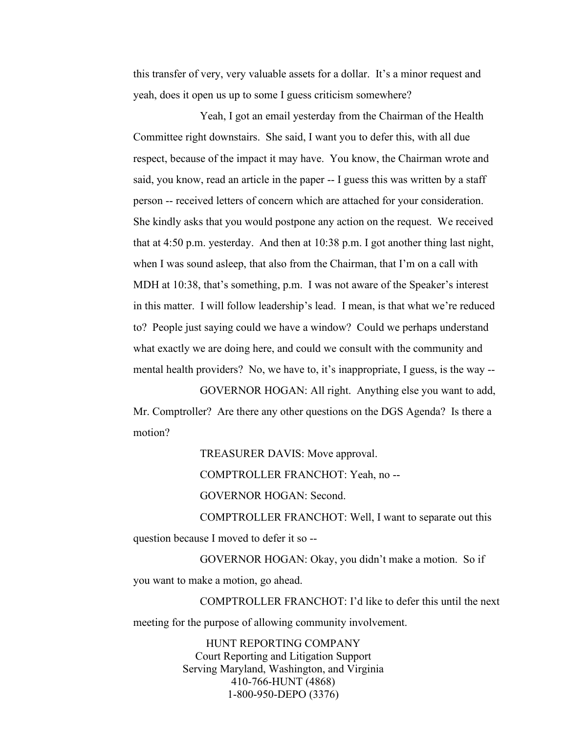this transfer of very, very valuable assets for a dollar. It's a minor request and yeah, does it open us up to some I guess criticism somewhere?

Yeah, I got an email yesterday from the Chairman of the Health Committee right downstairs. She said, I want you to defer this, with all due respect, because of the impact it may have. You know, the Chairman wrote and said, you know, read an article in the paper -- I guess this was written by a staff person -- received letters of concern which are attached for your consideration. She kindly asks that you would postpone any action on the request. We received that at 4:50 p.m. yesterday. And then at 10:38 p.m. I got another thing last night, when I was sound asleep, that also from the Chairman, that I'm on a call with MDH at 10:38, that's something, p.m. I was not aware of the Speaker's interest in this matter. I will follow leadership's lead. I mean, is that what we're reduced to? People just saying could we have a window? Could we perhaps understand what exactly we are doing here, and could we consult with the community and mental health providers? No, we have to, it's inappropriate, I guess, is the way --

GOVERNOR HOGAN: All right. Anything else you want to add, Mr. Comptroller? Are there any other questions on the DGS Agenda? Is there a motion?

TREASURER DAVIS: Move approval.

COMPTROLLER FRANCHOT: Yeah, no --

GOVERNOR HOGAN: Second.

COMPTROLLER FRANCHOT: Well, I want to separate out this question because I moved to defer it so --

GOVERNOR HOGAN: Okay, you didn't make a motion. So if you want to make a motion, go ahead.

COMPTROLLER FRANCHOT: I'd like to defer this until the next meeting for the purpose of allowing community involvement.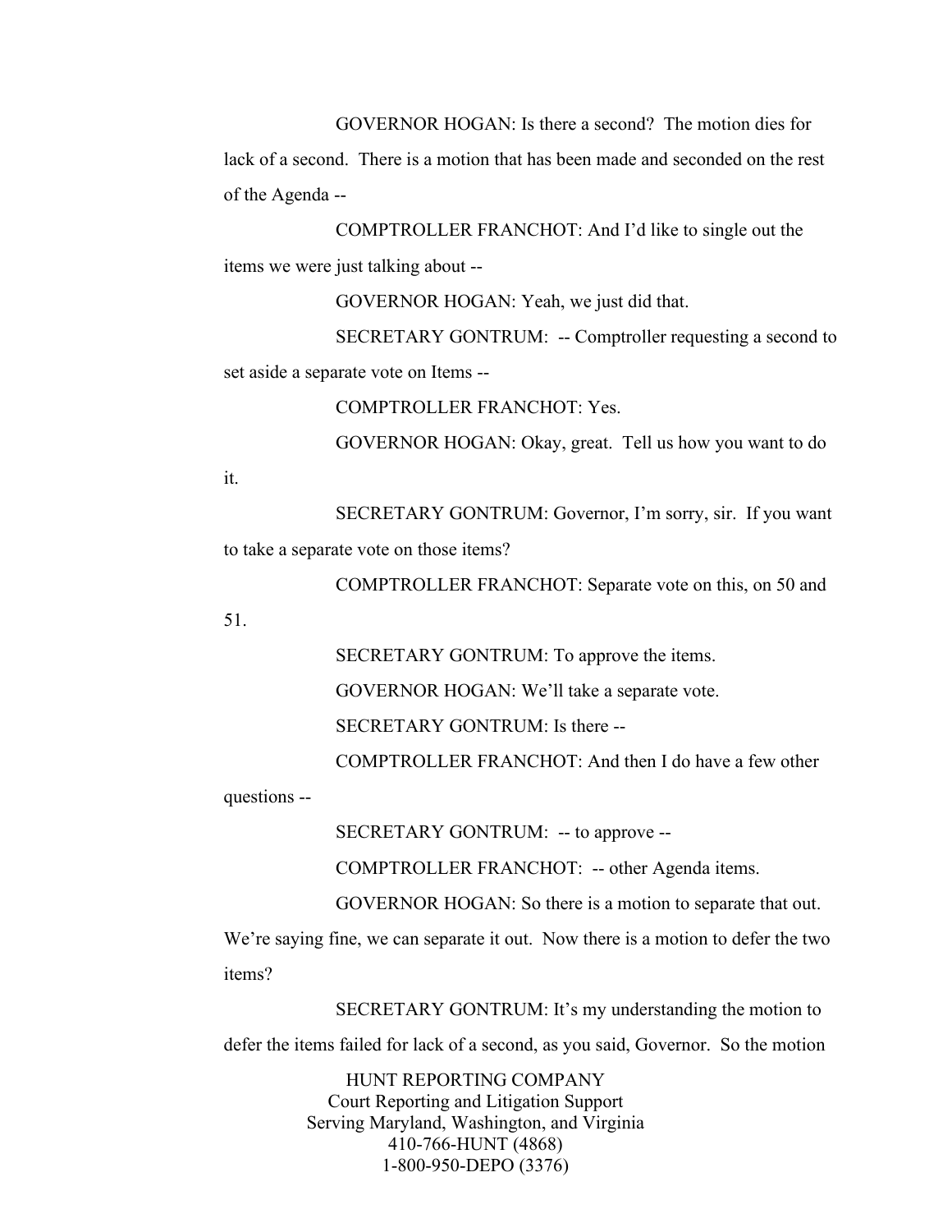GOVERNOR HOGAN: Is there a second? The motion dies for lack of a second. There is a motion that has been made and seconded on the rest of the Agenda --

COMPTROLLER FRANCHOT: And I'd like to single out the items we were just talking about --

GOVERNOR HOGAN: Yeah, we just did that.

SECRETARY GONTRUM: -- Comptroller requesting a second to set aside a separate vote on Items --

COMPTROLLER FRANCHOT: Yes.

GOVERNOR HOGAN: Okay, great. Tell us how you want to do it.

SECRETARY GONTRUM: Governor, I'm sorry, sir. If you want to take a separate vote on those items?

COMPTROLLER FRANCHOT: Separate vote on this, on 50 and 51.

SECRETARY GONTRUM: To approve the items.

GOVERNOR HOGAN: We'll take a separate vote.

SECRETARY GONTRUM: Is there --

COMPTROLLER FRANCHOT: And then I do have a few other questions --

SECRETARY GONTRUM: -- to approve --

COMPTROLLER FRANCHOT: -- other Agenda items.

GOVERNOR HOGAN: So there is a motion to separate that out. We're saying fine, we can separate it out. Now there is a motion to defer the two items?

SECRETARY GONTRUM: It's my understanding the motion to defer the items failed for lack of a second, as you said, Governor. So the motion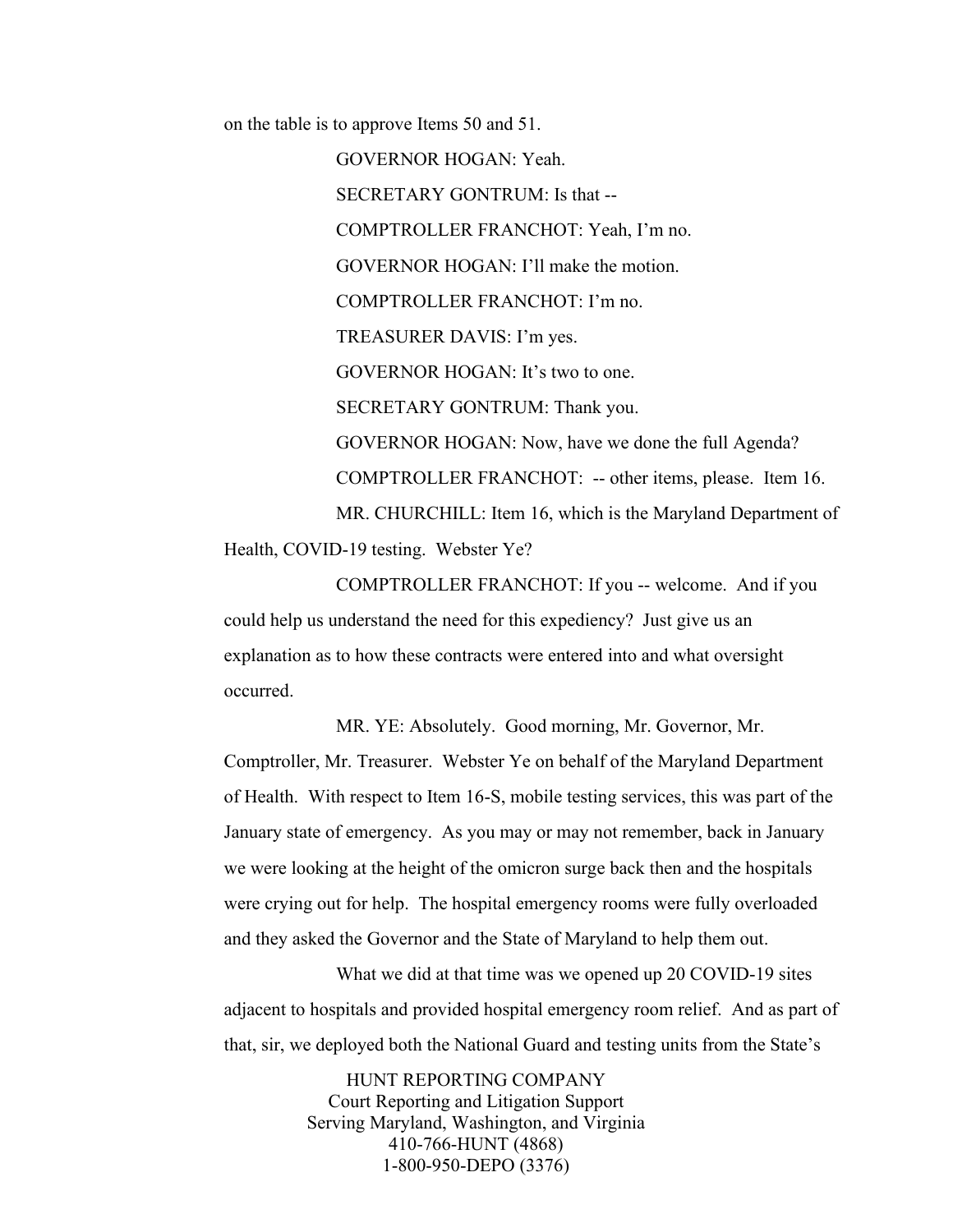on the table is to approve Items 50 and 51.

GOVERNOR HOGAN: Yeah.

SECRETARY GONTRUM: Is that --

COMPTROLLER FRANCHOT: Yeah, I'm no.

GOVERNOR HOGAN: I'll make the motion.

COMPTROLLER FRANCHOT: I'm no.

TREASURER DAVIS: I'm yes.

GOVERNOR HOGAN: It's two to one.

SECRETARY GONTRUM: Thank you.

GOVERNOR HOGAN: Now, have we done the full Agenda?

COMPTROLLER FRANCHOT: -- other items, please. Item 16.

MR. CHURCHILL: Item 16, which is the Maryland Department of Health, COVID-19 testing. Webster Ye?

COMPTROLLER FRANCHOT: If you -- welcome. And if you could help us understand the need for this expediency? Just give us an explanation as to how these contracts were entered into and what oversight occurred.

MR. YE: Absolutely. Good morning, Mr. Governor, Mr. Comptroller, Mr. Treasurer. Webster Ye on behalf of the Maryland Department of Health. With respect to Item 16-S, mobile testing services, this was part of the January state of emergency. As you may or may not remember, back in January we were looking at the height of the omicron surge back then and the hospitals were crying out for help. The hospital emergency rooms were fully overloaded and they asked the Governor and the State of Maryland to help them out.

What we did at that time was we opened up 20 COVID-19 sites adjacent to hospitals and provided hospital emergency room relief. And as part of that, sir, we deployed both the National Guard and testing units from the State's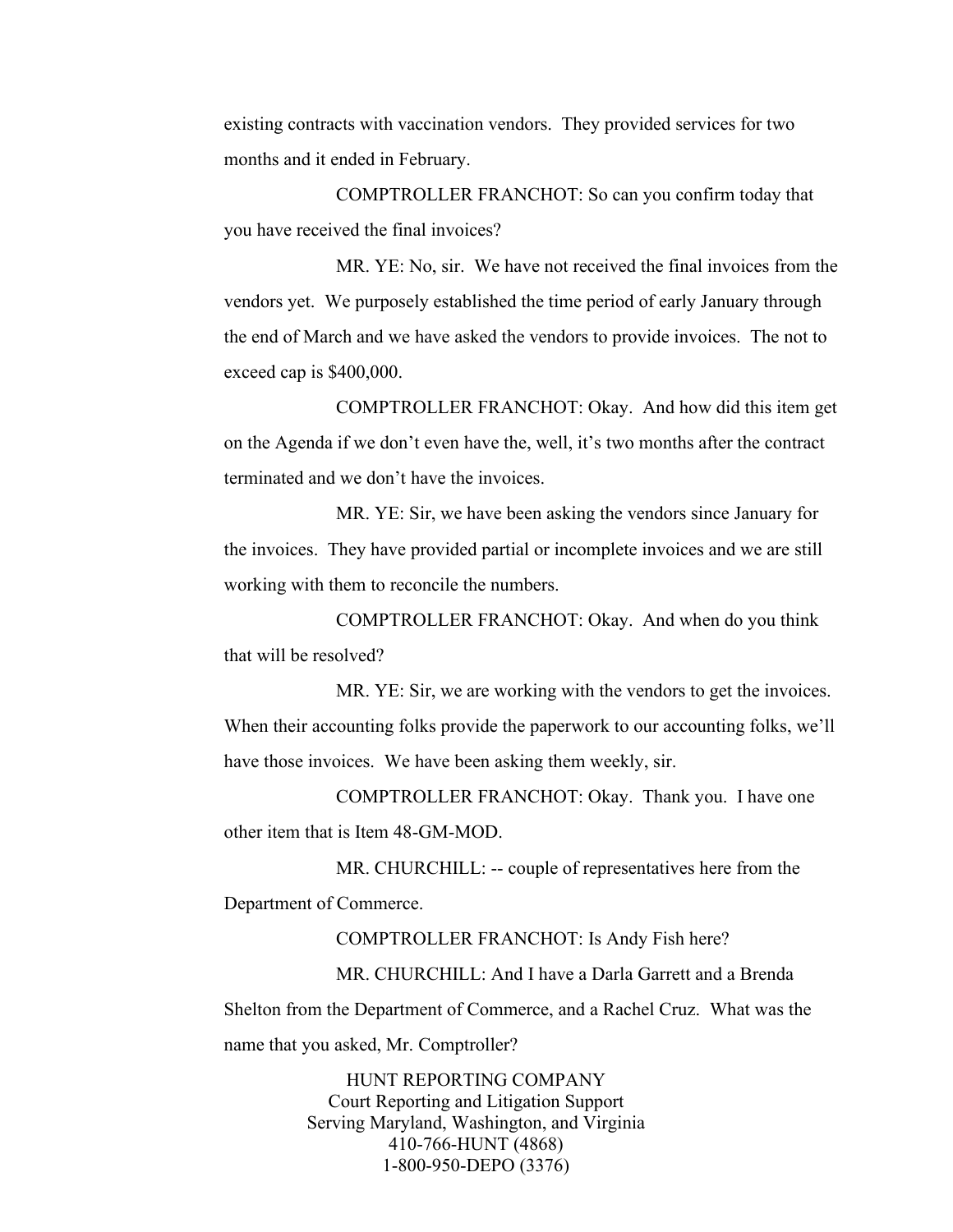existing contracts with vaccination vendors. They provided services for two months and it ended in February.

COMPTROLLER FRANCHOT: So can you confirm today that you have received the final invoices?

MR. YE: No, sir. We have not received the final invoices from the vendors yet. We purposely established the time period of early January through the end of March and we have asked the vendors to provide invoices. The not to exceed cap is $400,000.

COMPTROLLER FRANCHOT: Okay. And how did this item get on the Agenda if we don't even have the, well, it's two months after the contract terminated and we don't have the invoices.

MR. YE: Sir, we have been asking the vendors since January for the invoices. They have provided partial or incomplete invoices and we are still working with them to reconcile the numbers.

COMPTROLLER FRANCHOT: Okay. And when do you think that will be resolved?

MR. YE: Sir, we are working with the vendors to get the invoices. When their accounting folks provide the paperwork to our accounting folks, we'll have those invoices. We have been asking them weekly, sir.

COMPTROLLER FRANCHOT: Okay. Thank you. I have one other item that is Item 48-GM-MOD.

MR. CHURCHILL: -- couple of representatives here from the Department of Commerce.

COMPTROLLER FRANCHOT: Is Andy Fish here?

MR. CHURCHILL: And I have a Darla Garrett and a Brenda Shelton from the Department of Commerce, and a Rachel Cruz. What was the name that you asked, Mr. Comptroller?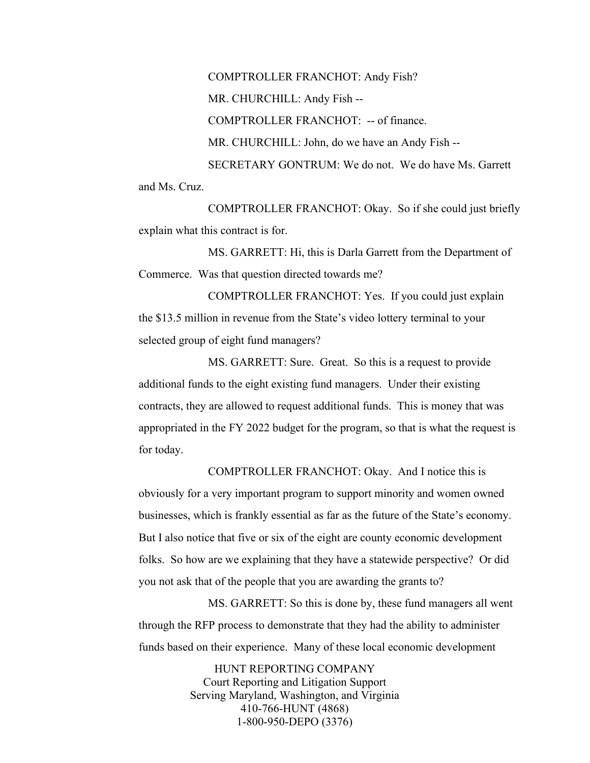COMPTROLLER FRANCHOT: Andy Fish?

MR. CHURCHILL: Andy Fish --

COMPTROLLER FRANCHOT: -- of finance.

MR. CHURCHILL: John, do we have an Andy Fish --

SECRETARY GONTRUM: We do not. We do have Ms. Garrett and Ms. Cruz.

COMPTROLLER FRANCHOT: Okay. So if she could just briefly explain what this contract is for.

MS. GARRETT: Hi, this is Darla Garrett from the Department of Commerce. Was that question directed towards me?

COMPTROLLER FRANCHOT: Yes. If you could just explain the $13.5 million in revenue from the State's video lottery terminal to your selected group of eight fund managers?

MS. GARRETT: Sure. Great. So this is a request to provide additional funds to the eight existing fund managers. Under their existing contracts, they are allowed to request additional funds. This is money that was appropriated in the FY 2022 budget for the program, so that is what the request is for today.

COMPTROLLER FRANCHOT: Okay. And I notice this is obviously for a very important program to support minority and women owned businesses, which is frankly essential as far as the future of the State's economy. But I also notice that five or six of the eight are county economic development folks. So how are we explaining that they have a statewide perspective? Or did you not ask that of the people that you are awarding the grants to?

MS. GARRETT: So this is done by, these fund managers all went through the RFP process to demonstrate that they had the ability to administer funds based on their experience. Many of these local economic development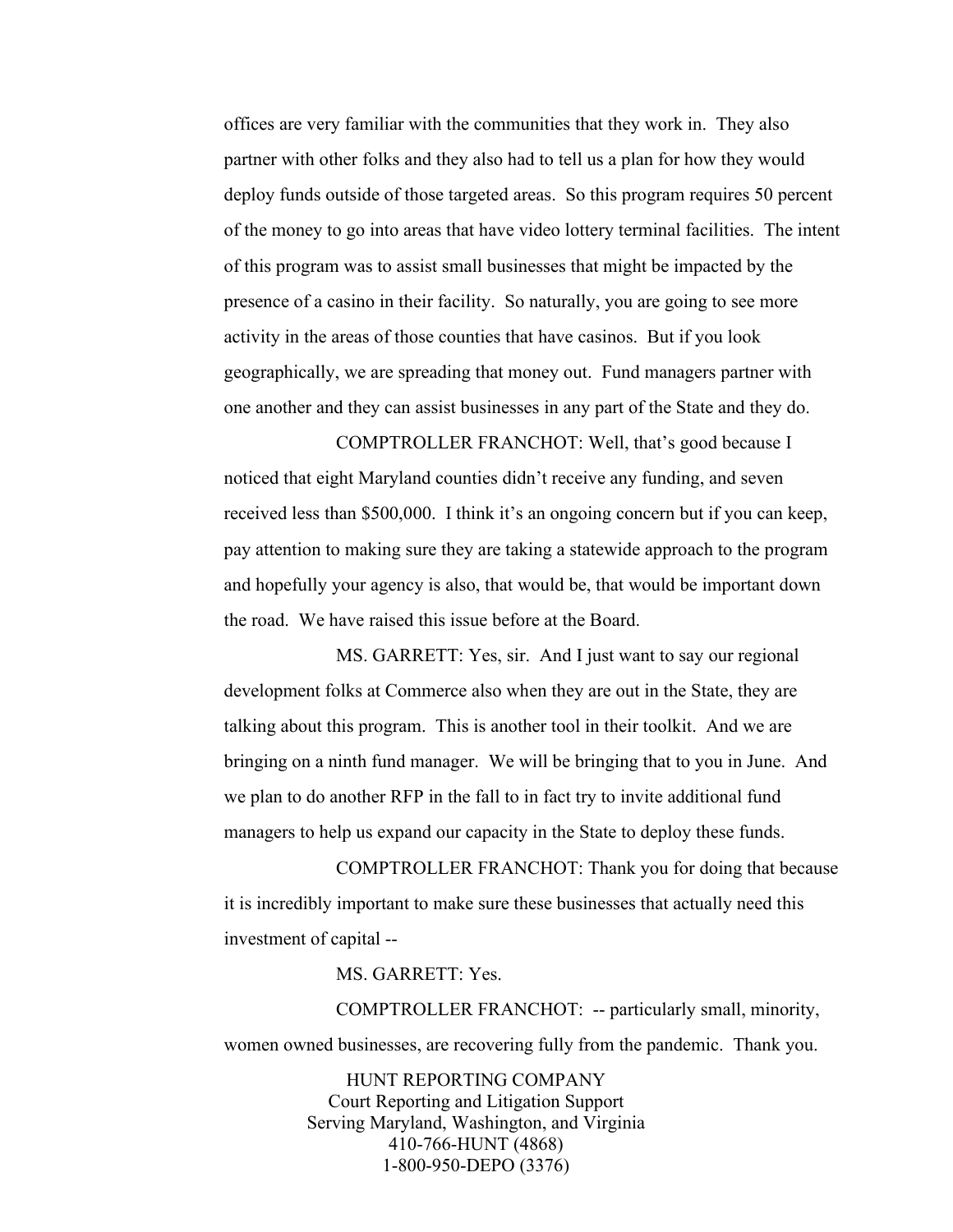offices are very familiar with the communities that they work in. They also partner with other folks and they also had to tell us a plan for how they would deploy funds outside of those targeted areas. So this program requires 50 percent of the money to go into areas that have video lottery terminal facilities. The intent of this program was to assist small businesses that might be impacted by the presence of a casino in their facility. So naturally, you are going to see more activity in the areas of those counties that have casinos. But if you look geographically, we are spreading that money out. Fund managers partner with one another and they can assist businesses in any part of the State and they do.

COMPTROLLER FRANCHOT: Well, that's good because I noticed that eight Maryland counties didn't receive any funding, and seven received less than $500,000. I think it's an ongoing concern but if you can keep, pay attention to making sure they are taking a statewide approach to the program and hopefully your agency is also, that would be, that would be important down the road. We have raised this issue before at the Board.

MS. GARRETT: Yes, sir. And I just want to say our regional development folks at Commerce also when they are out in the State, they are talking about this program. This is another tool in their toolkit. And we are bringing on a ninth fund manager. We will be bringing that to you in June. And we plan to do another RFP in the fall to in fact try to invite additional fund managers to help us expand our capacity in the State to deploy these funds.

COMPTROLLER FRANCHOT: Thank you for doing that because it is incredibly important to make sure these businesses that actually need this investment of capital --

MS. GARRETT: Yes.

COMPTROLLER FRANCHOT: -- particularly small, minority, women owned businesses, are recovering fully from the pandemic. Thank you.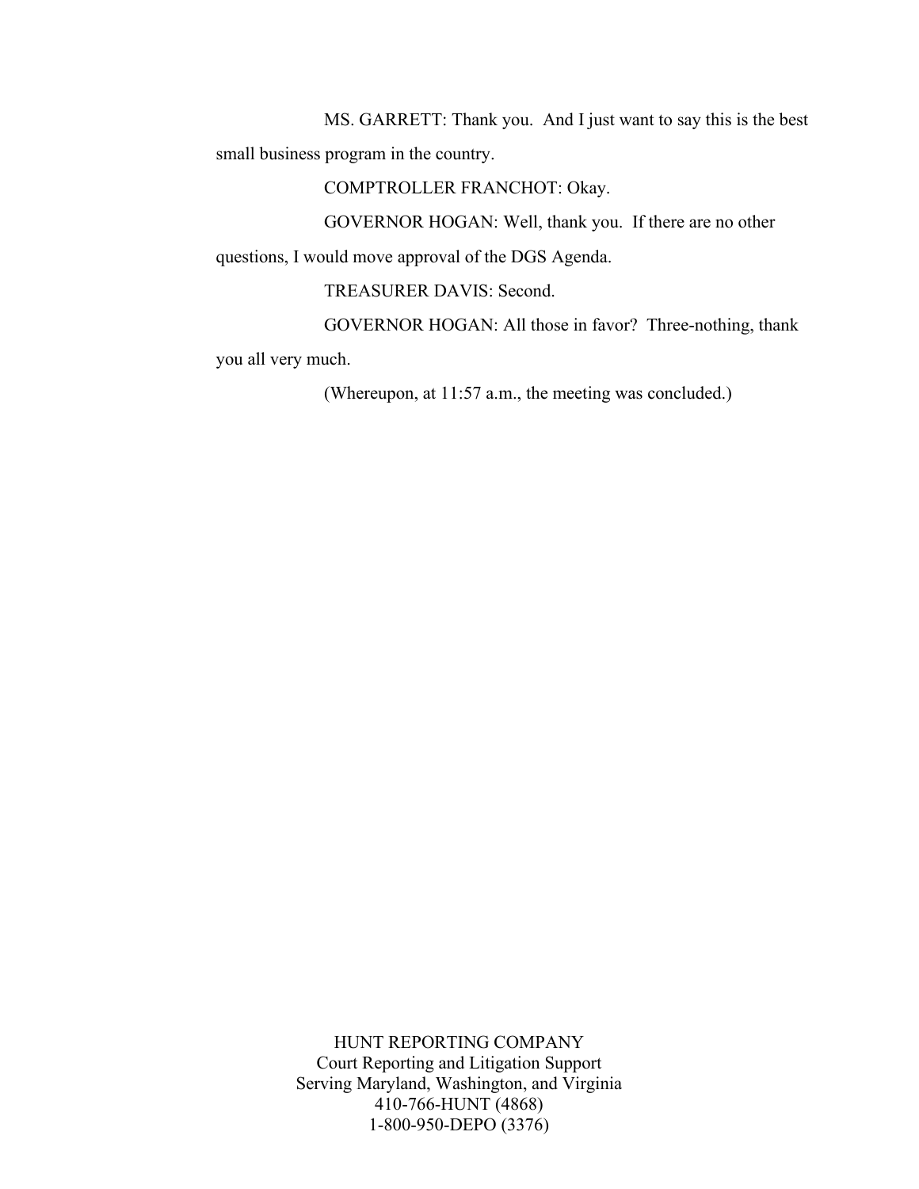MS. GARRETT: Thank you. And I just want to say this is the best small business program in the country.

COMPTROLLER FRANCHOT: Okay.

GOVERNOR HOGAN: Well, thank you. If there are no other questions, I would move approval of the DGS Agenda.

TREASURER DAVIS: Second.

GOVERNOR HOGAN: All those in favor? Three-nothing, thank you all very much.

(Whereupon, at 11:57 a.m., the meeting was concluded.)